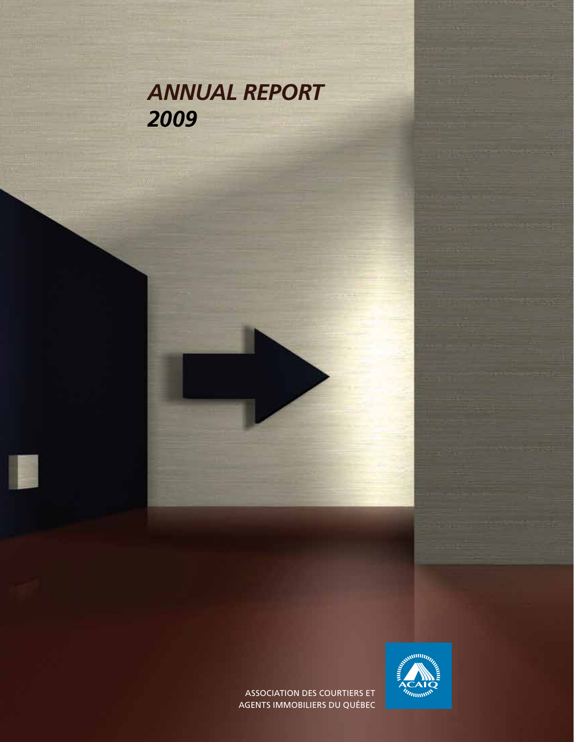# *ANNUAL REPORT 2009*

ASSOCIATION DES COURTIERS ET AGENTS IMMOBILIERS DU QUÉBEC

ACAIQ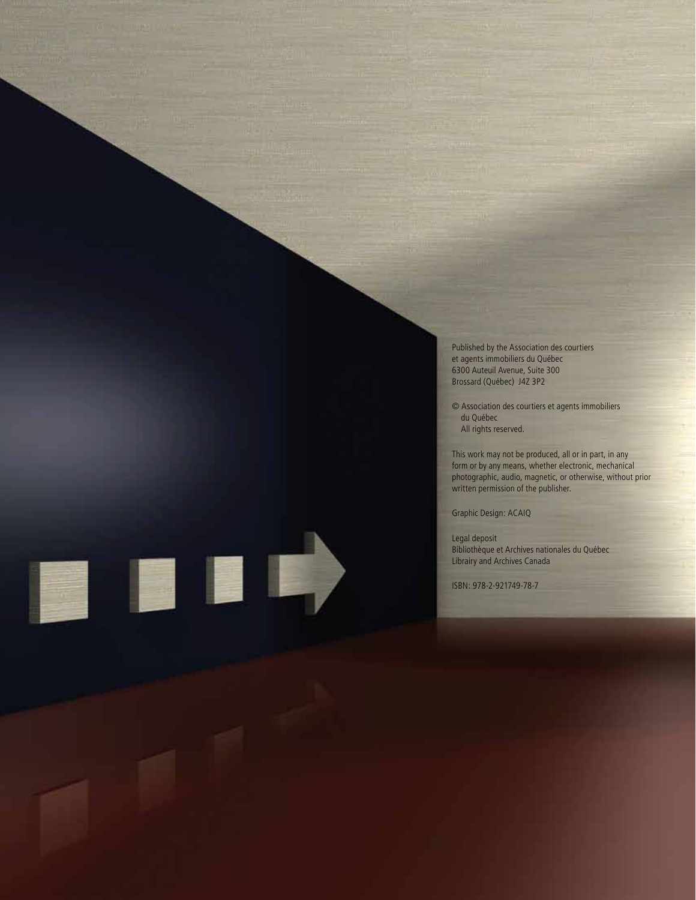Published by the Association des courtiers et agents immobiliers du Québec
6300 Auteuil Avenue, Suite 300
Brossard (Québec) J4Z 3P2

© Association des courtiers et agents immobiliers du Québec
All rights reserved.

This work may not be produced, all or in part, in any form or by any means, whether electronic, mechanical photographic, audio, magnetic, or otherwise, without prior written permission of the publisher.

Graphic Design: ACAIQ

Legal deposit
Bibliothèque et Archives nationales du Québec
Librairy and Archives Canada

ISBN: 978-2-921749-78-7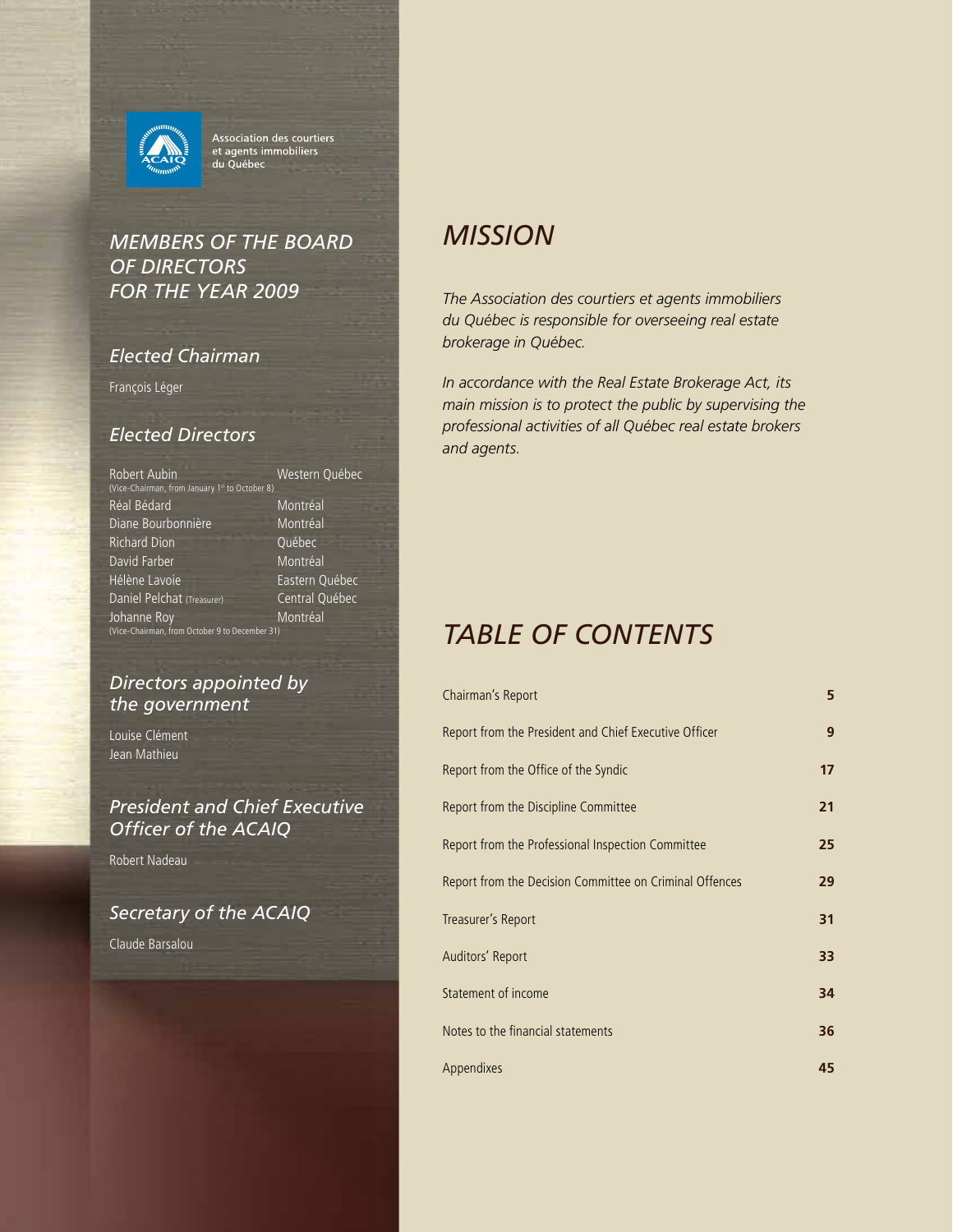Association des courtiers et agents immobiliers du Québec

## *MEMBERS OF THE BOARD OF DIRECTORS FOR THE YEAR 2009*

### *Elected Chairman*

François Léger

### *Elected Directors*

| | |
|---|---|
| Robert Aubin (Vice-Chairman, from January 1st to October 8) | Western Québec |
| Réal Bédard | Montréal |
| Diane Bourbonnière | Montréal |
| Richard Dion | Québec |
| David Farber | Montréal |
| Hélène Lavoie | Eastern Québec |
| Daniel Pelchat (Treasurer) | Central Québec |
| Johanne Roy (Vice-Chairman, from October 9 to December 31) | Montréal |

### *Directors appointed by the government*

Louise Clément
Jean Mathieu

### *President and Chief Executive Officer of the ACAIQ*

Robert Nadeau

### *Secretary of the ACAIQ*

Claude Barsalou

## *MISSION*

*The Association des courtiers et agents immobiliers du Québec is responsible for overseeing real estate brokerage in Québec.*

*In accordance with the Real Estate Brokerage Act, its main mission is to protect the public by supervising the professional activities of all Québec real estate brokers and agents.*

## *TABLE OF CONTENTS*

| | |
|---|---|
| Chairman's Report | **5** |
| Report from the President and Chief Executive Officer | **9** |
| Report from the Office of the Syndic | **17** |
| Report from the Discipline Committee | **21** |
| Report from the Professional Inspection Committee | **25** |
| Report from the Decision Committee on Criminal Offences | **29** |
| Treasurer's Report | **31** |
| Auditors' Report | **33** |
| Statement of income | **34** |
| Notes to the financial statements | **36** |
| Appendixes | **45** |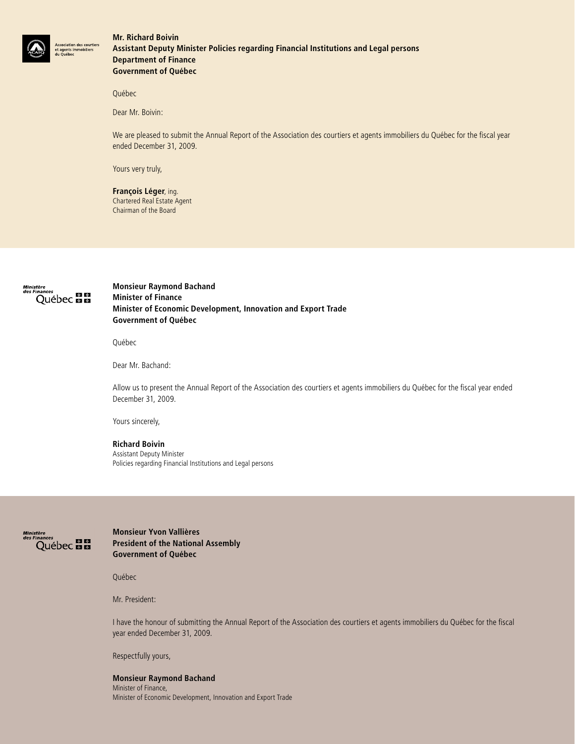Association des courtiers et agents immobiliers du Québec

**Mr. Richard Boivin**
**Assistant Deputy Minister Policies regarding Financial Institutions and Legal persons**
**Department of Finance**
**Government of Québec**

Québec

Dear Mr. Boivin:

We are pleased to submit the Annual Report of the Association des courtiers et agents immobiliers du Québec for the fiscal year ended December 31, 2009.

Yours very truly,

**François Léger**, ing.
Chartered Real Estate Agent
Chairman of the Board

---

Ministère des Finances Québec

**Monsieur Raymond Bachand**
**Minister of Finance**
**Minister of Economic Development, Innovation and Export Trade**
**Government of Québec**

Québec

Dear Mr. Bachand:

Allow us to present the Annual Report of the Association des courtiers et agents immobiliers du Québec for the fiscal year ended December 31, 2009.

Yours sincerely,

**Richard Boivin**
Assistant Deputy Minister
Policies regarding Financial Institutions and Legal persons

---

Ministère des Finances Québec

**Monsieur Yvon Vallières**
**President of the National Assembly**
**Government of Québec**

Québec

Mr. President:

I have the honour of submitting the Annual Report of the Association des courtiers et agents immobiliers du Québec for the fiscal year ended December 31, 2009.

Respectfully yours,

**Monsieur Raymond Bachand**
Minister of Finance,
Minister of Economic Development, Innovation and Export Trade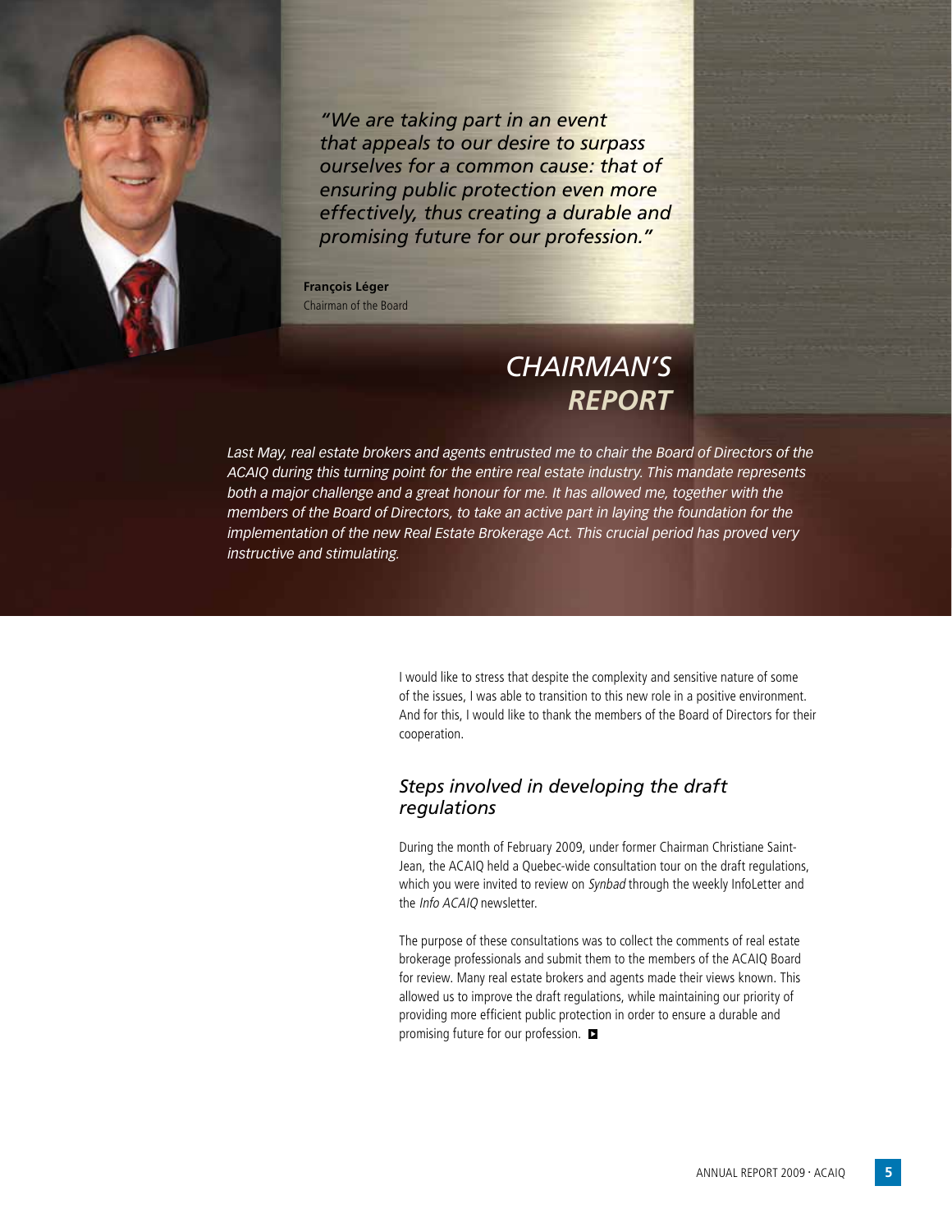*"We are taking part in an event that appeals to our desire to surpass ourselves for a common cause: that of ensuring public protection even more effectively, thus creating a durable and promising future for our profession."*

**François Léger**
Chairman of the Board

# *CHAIRMAN'S REPORT*

*Last May, real estate brokers and agents entrusted me to chair the Board of Directors of the ACAIQ during this turning point for the entire real estate industry. This mandate represents both a major challenge and a great honour for me. It has allowed me, together with the members of the Board of Directors, to take an active part in laying the foundation for the implementation of the new Real Estate Brokerage Act. This crucial period has proved very instructive and stimulating.*

I would like to stress that despite the complexity and sensitive nature of some of the issues, I was able to transition to this new role in a positive environment. And for this, I would like to thank the members of the Board of Directors for their cooperation.

## *Steps involved in developing the draft regulations*

During the month of February 2009, under former Chairman Christiane Saint-Jean, the ACAIQ held a Quebec-wide consultation tour on the draft regulations, which you were invited to review on *Synbad* through the weekly InfoLetter and the *Info ACAIQ* newsletter.

The purpose of these consultations was to collect the comments of real estate brokerage professionals and submit them to the members of the ACAIQ Board for review. Many real estate brokers and agents made their views known. This allowed us to improve the draft regulations, while maintaining our priority of providing more efficient public protection in order to ensure a durable and promising future for our profession.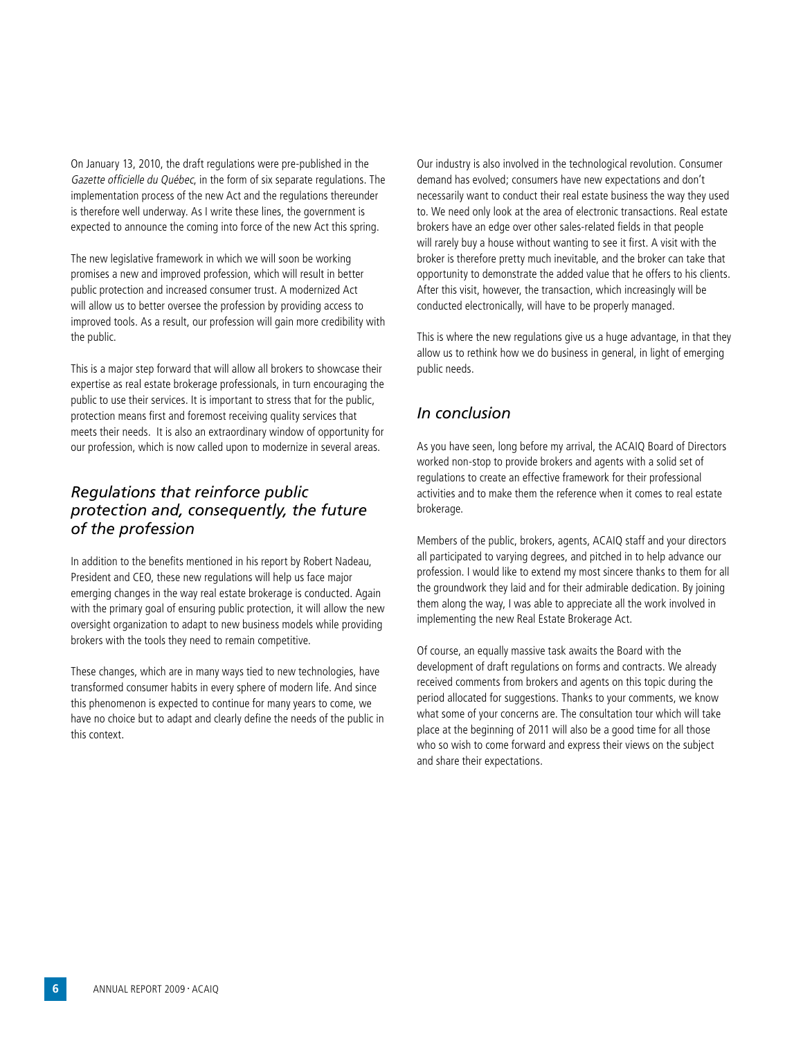On January 13, 2010, the draft regulations were pre-published in the *Gazette officielle du Québec*, in the form of six separate regulations. The implementation process of the new Act and the regulations thereunder is therefore well underway. As I write these lines, the government is expected to announce the coming into force of the new Act this spring.

The new legislative framework in which we will soon be working promises a new and improved profession, which will result in better public protection and increased consumer trust. A modernized Act will allow us to better oversee the profession by providing access to improved tools. As a result, our profession will gain more credibility with the public.

This is a major step forward that will allow all brokers to showcase their expertise as real estate brokerage professionals, in turn encouraging the public to use their services. It is important to stress that for the public, protection means first and foremost receiving quality services that meets their needs. It is also an extraordinary window of opportunity for our profession, which is now called upon to modernize in several areas.

## *Regulations that reinforce public protection and, consequently, the future of the profession*

In addition to the benefits mentioned in his report by Robert Nadeau, President and CEO, these new regulations will help us face major emerging changes in the way real estate brokerage is conducted. Again with the primary goal of ensuring public protection, it will allow the new oversight organization to adapt to new business models while providing brokers with the tools they need to remain competitive.

These changes, which are in many ways tied to new technologies, have transformed consumer habits in every sphere of modern life. And since this phenomenon is expected to continue for many years to come, we have no choice but to adapt and clearly define the needs of the public in this context.

Our industry is also involved in the technological revolution. Consumer demand has evolved; consumers have new expectations and don't necessarily want to conduct their real estate business the way they used to. We need only look at the area of electronic transactions. Real estate brokers have an edge over other sales-related fields in that people will rarely buy a house without wanting to see it first. A visit with the broker is therefore pretty much inevitable, and the broker can take that opportunity to demonstrate the added value that he offers to his clients. After this visit, however, the transaction, which increasingly will be conducted electronically, will have to be properly managed.

This is where the new regulations give us a huge advantage, in that they allow us to rethink how we do business in general, in light of emerging public needs.

## *In conclusion*

As you have seen, long before my arrival, the ACAIQ Board of Directors worked non-stop to provide brokers and agents with a solid set of regulations to create an effective framework for their professional activities and to make them the reference when it comes to real estate brokerage.

Members of the public, brokers, agents, ACAIQ staff and your directors all participated to varying degrees, and pitched in to help advance our profession. I would like to extend my most sincere thanks to them for all the groundwork they laid and for their admirable dedication. By joining them along the way, I was able to appreciate all the work involved in implementing the new Real Estate Brokerage Act.

Of course, an equally massive task awaits the Board with the development of draft regulations on forms and contracts. We already received comments from brokers and agents on this topic during the period allocated for suggestions. Thanks to your comments, we know what some of your concerns are. The consultation tour which will take place at the beginning of 2011 will also be a good time for all those who so wish to come forward and express their views on the subject and share their expectations.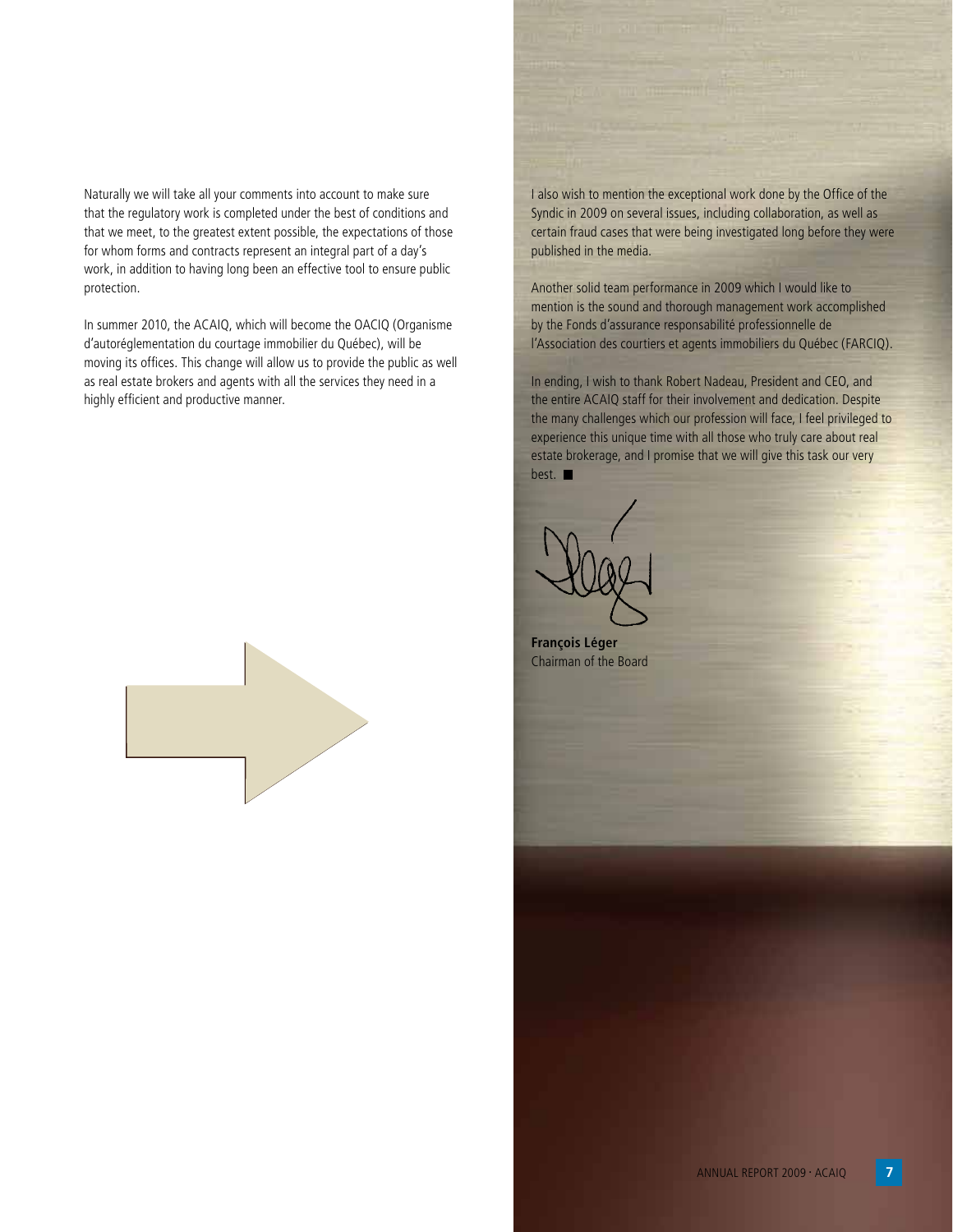Naturally we will take all your comments into account to make sure that the regulatory work is completed under the best of conditions and that we meet, to the greatest extent possible, the expectations of those for whom forms and contracts represent an integral part of a day's work, in addition to having long been an effective tool to ensure public protection.

In summer 2010, the ACAIQ, which will become the OACIQ (Organisme d'autoréglementation du courtage immobilier du Québec), will be moving its offices. This change will allow us to provide the public as well as real estate brokers and agents with all the services they need in a highly efficient and productive manner.

I also wish to mention the exceptional work done by the Office of the Syndic in 2009 on several issues, including collaboration, as well as certain fraud cases that were being investigated long before they were published in the media.

Another solid team performance in 2009 which I would like to mention is the sound and thorough management work accomplished by the Fonds d'assurance responsabilité professionnelle de l'Association des courtiers et agents immobiliers du Québec (FARCIQ).

In ending, I wish to thank Robert Nadeau, President and CEO, and the entire ACAIQ staff for their involvement and dedication. Despite the many challenges which our profession will face, I feel privileged to experience this unique time with all those who truly care about real estate brokerage, and I promise that we will give this task our very best. ■

**François Léger**
Chairman of the Board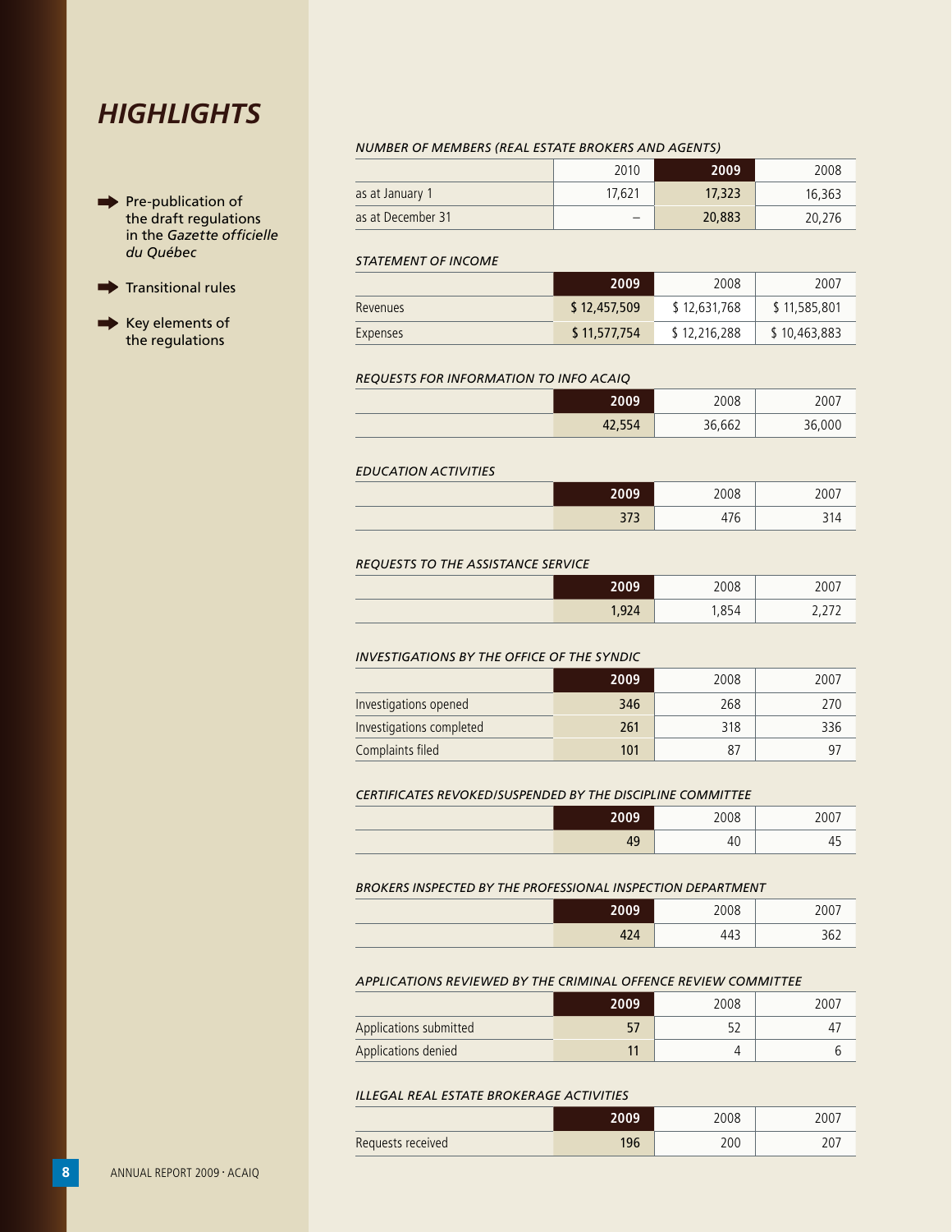# HIGHLIGHTS

- Pre-publication of the draft regulations in the *Gazette officielle du Québec*
- Transitional rules
- Key elements of the regulations

*NUMBER OF MEMBERS (REAL ESTATE BROKERS AND AGENTS)*

| | 2010 | **2009** | 2008 |
|---|---|---|---|
| as at January 1 | 17,621 | **17,323** | 16,363 |
| as at December 31 | – | **20,883** | 20,276 |

*STATEMENT OF INCOME*

| | **2009** | 2008 | 2007 |
|---|---|---|---|
| Revenues | **$ 12,457,509** | $ 12,631,768 | $ 11,585,801 |
| Expenses | **$ 11,577,754** | $ 12,216,288 | $ 10,463,883 |

*REQUESTS FOR INFORMATION TO INFO ACAIQ*

| | **2009** | 2008 | 2007 |
|---|---|---|---|
| | **42,554** | 36,662 | 36,000 |

*EDUCATION ACTIVITIES*

| | **2009** | 2008 | 2007 |
|---|---|---|---|
| | **373** | 476 | 314 |

*REQUESTS TO THE ASSISTANCE SERVICE*

| | **2009** | 2008 | 2007 |
|---|---|---|---|
| | **1,924** | 1,854 | 2,272 |

*INVESTIGATIONS BY THE OFFICE OF THE SYNDIC*

| | **2009** | 2008 | 2007 |
|---|---|---|---|
| Investigations opened | **346** | 268 | 270 |
| Investigations completed | **261** | 318 | 336 |
| Complaints filed | **101** | 87 | 97 |

*CERTIFICATES REVOKED/SUSPENDED BY THE DISCIPLINE COMMITTEE*

| | **2009** | 2008 | 2007 |
|---|---|---|---|
| | **49** | 40 | 45 |

*BROKERS INSPECTED BY THE PROFESSIONAL INSPECTION DEPARTMENT*

| | **2009** | 2008 | 2007 |
|---|---|---|---|
| | **424** | 443 | 362 |

*APPLICATIONS REVIEWED BY THE CRIMINAL OFFENCE REVIEW COMMITTEE*

| | **2009** | 2008 | 2007 |
|---|---|---|---|
| Applications submitted | **57** | 52 | 47 |
| Applications denied | **11** | 4 | 6 |

*ILLEGAL REAL ESTATE BROKERAGE ACTIVITIES*

| | **2009** | 2008 | 2007 |
|---|---|---|---|
| Requests received | **196** | 200 | 207 |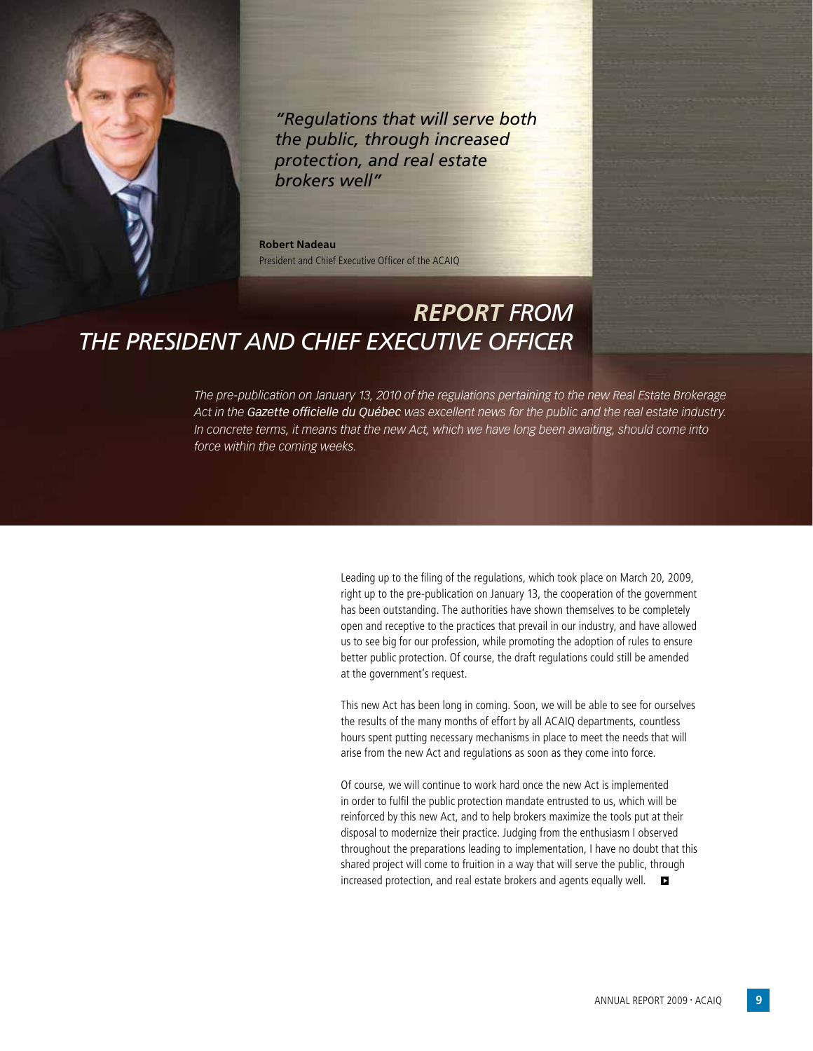*"Regulations that will serve both the public, through increased protection, and real estate brokers well"*

**Robert Nadeau**
President and Chief Executive Officer of the ACAIQ

# REPORT FROM THE PRESIDENT AND CHIEF EXECUTIVE OFFICER

*The pre-publication on January 13, 2010 of the regulations pertaining to the new Real Estate Brokerage Act in the **Gazette officielle du Québec** was excellent news for the public and the real estate industry. In concrete terms, it means that the new Act, which we have long been awaiting, should come into force within the coming weeks.*

Leading up to the filing of the regulations, which took place on March 20, 2009, right up to the pre-publication on January 13, the cooperation of the government has been outstanding. The authorities have shown themselves to be completely open and receptive to the practices that prevail in our industry, and have allowed us to see big for our profession, while promoting the adoption of rules to ensure better public protection. Of course, the draft regulations could still be amended at the government's request.

This new Act has been long in coming. Soon, we will be able to see for ourselves the results of the many months of effort by all ACAIQ departments, countless hours spent putting necessary mechanisms in place to meet the needs that will arise from the new Act and regulations as soon as they come into force.

Of course, we will continue to work hard once the new Act is implemented in order to fulfil the public protection mandate entrusted to us, which will be reinforced by this new Act, and to help brokers maximize the tools put at their disposal to modernize their practice. Judging from the enthusiasm I observed throughout the preparations leading to implementation, I have no doubt that this shared project will come to fruition in a way that will serve the public, through increased protection, and real estate brokers and agents equally well.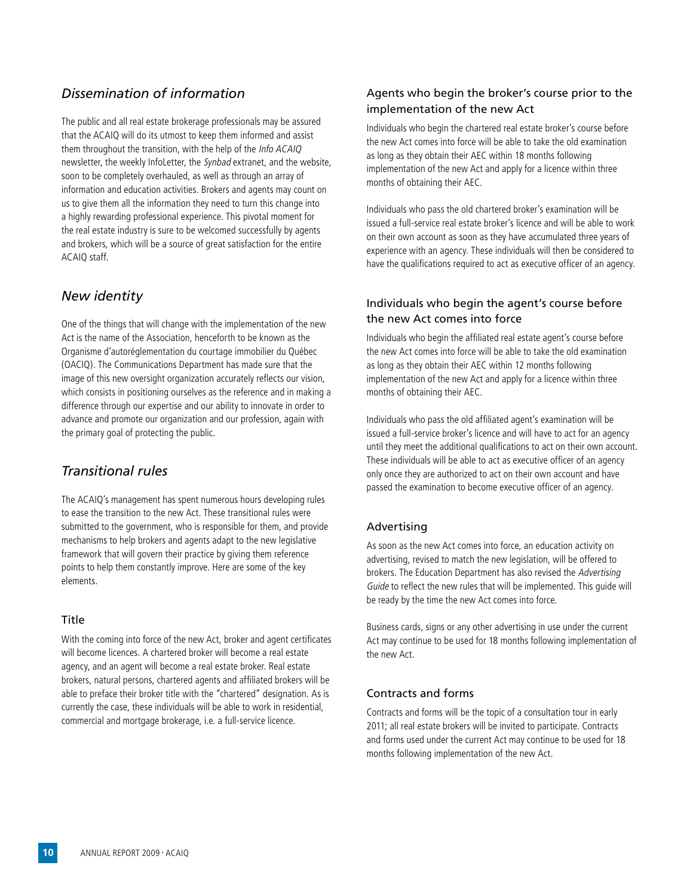## *Dissemination of information*

The public and all real estate brokerage professionals may be assured that the ACAIQ will do its utmost to keep them informed and assist them throughout the transition, with the help of the *Info ACAIQ* newsletter, the weekly InfoLetter, the *Synbad* extranet, and the website, soon to be completely overhauled, as well as through an array of information and education activities. Brokers and agents may count on us to give them all the information they need to turn this change into a highly rewarding professional experience. This pivotal moment for the real estate industry is sure to be welcomed successfully by agents and brokers, which will be a source of great satisfaction for the entire ACAIQ staff.

## *New identity*

One of the things that will change with the implementation of the new Act is the name of the Association, henceforth to be known as the Organisme d'autoréglementation du courtage immobilier du Québec (OACIQ). The Communications Department has made sure that the image of this new oversight organization accurately reflects our vision, which consists in positioning ourselves as the reference and in making a difference through our expertise and our ability to innovate in order to advance and promote our organization and our profession, again with the primary goal of protecting the public.

## *Transitional rules*

The ACAIQ's management has spent numerous hours developing rules to ease the transition to the new Act. These transitional rules were submitted to the government, who is responsible for them, and provide mechanisms to help brokers and agents adapt to the new legislative framework that will govern their practice by giving them reference points to help them constantly improve. Here are some of the key elements.

### Title

With the coming into force of the new Act, broker and agent certificates will become licences. A chartered broker will become a real estate agency, and an agent will become a real estate broker. Real estate brokers, natural persons, chartered agents and affiliated brokers will be able to preface their broker title with the "chartered" designation. As is currently the case, these individuals will be able to work in residential, commercial and mortgage brokerage, i.e. a full-service licence.

### Agents who begin the broker's course prior to the implementation of the new Act

Individuals who begin the chartered real estate broker's course before the new Act comes into force will be able to take the old examination as long as they obtain their AEC within 18 months following implementation of the new Act and apply for a licence within three months of obtaining their AEC.

Individuals who pass the old chartered broker's examination will be issued a full-service real estate broker's licence and will be able to work on their own account as soon as they have accumulated three years of experience with an agency. These individuals will then be considered to have the qualifications required to act as executive officer of an agency.

### Individuals who begin the agent's course before the new Act comes into force

Individuals who begin the affiliated real estate agent's course before the new Act comes into force will be able to take the old examination as long as they obtain their AEC within 12 months following implementation of the new Act and apply for a licence within three months of obtaining their AEC.

Individuals who pass the old affiliated agent's examination will be issued a full-service broker's licence and will have to act for an agency until they meet the additional qualifications to act on their own account. These individuals will be able to act as executive officer of an agency only once they are authorized to act on their own account and have passed the examination to become executive officer of an agency.

### Advertising

As soon as the new Act comes into force, an education activity on advertising, revised to match the new legislation, will be offered to brokers. The Education Department has also revised the *Advertising Guide* to reflect the new rules that will be implemented. This guide will be ready by the time the new Act comes into force.

Business cards, signs or any other advertising in use under the current Act may continue to be used for 18 months following implementation of the new Act.

### Contracts and forms

Contracts and forms will be the topic of a consultation tour in early 2011; all real estate brokers will be invited to participate. Contracts and forms used under the current Act may continue to be used for 18 months following implementation of the new Act.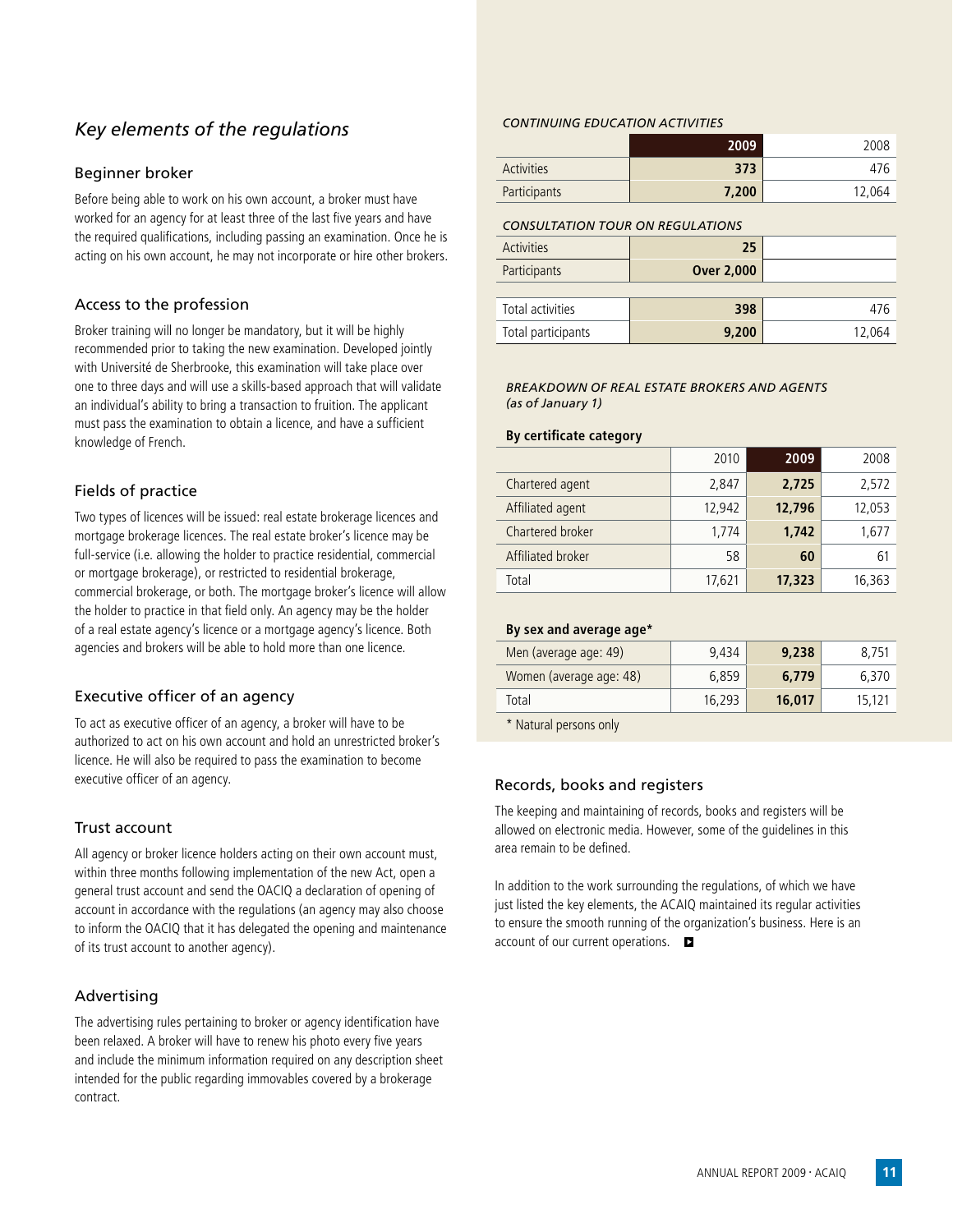## *Key elements of the regulations*

### Beginner broker

Before being able to work on his own account, a broker must have worked for an agency for at least three of the last five years and have the required qualifications, including passing an examination. Once he is acting on his own account, he may not incorporate or hire other brokers.

### Access to the profession

Broker training will no longer be mandatory, but it will be highly recommended prior to taking the new examination. Developed jointly with Université de Sherbrooke, this examination will take place over one to three days and will use a skills-based approach that will validate an individual's ability to bring a transaction to fruition. The applicant must pass the examination to obtain a licence, and have a sufficient knowledge of French.

### Fields of practice

Two types of licences will be issued: real estate brokerage licences and mortgage brokerage licences. The real estate broker's licence may be full-service (i.e. allowing the holder to practice residential, commercial or mortgage brokerage), or restricted to residential brokerage, commercial brokerage, or both. The mortgage broker's licence will allow the holder to practice in that field only. An agency may be the holder of a real estate agency's licence or a mortgage agency's licence. Both agencies and brokers will be able to hold more than one licence.

### Executive officer of an agency

To act as executive officer of an agency, a broker will have to be authorized to act on his own account and hold an unrestricted broker's licence. He will also be required to pass the examination to become executive officer of an agency.

### Trust account

All agency or broker licence holders acting on their own account must, within three months following implementation of the new Act, open a general trust account and send the OACIQ a declaration of opening of account in accordance with the regulations (an agency may also choose to inform the OACIQ that it has delegated the opening and maintenance of its trust account to another agency).

### Advertising

The advertising rules pertaining to broker or agency identification have been relaxed. A broker will have to renew his photo every five years and include the minimum information required on any description sheet intended for the public regarding immovables covered by a brokerage contract.

*CONTINUING EDUCATION ACTIVITIES*

| | 2009 | 2008 |
|---|---|---|
| Activities | **373** | 476 |
| Participants | **7,200** | 12,064 |

*CONSULTATION TOUR ON REGULATIONS*

| | | |
|---|---|---|
| Activities | **25** | |
| Participants | **Over 2,000** | |
| Total activities | **398** | 476 |
| Total participants | **9,200** | 12,064 |

*BREAKDOWN OF REAL ESTATE BROKERS AND AGENTS (as of January 1)*

**By certificate category**

| | 2010 | 2009 | 2008 |
|---|---|---|---|
| Chartered agent | 2,847 | **2,725** | 2,572 |
| Affiliated agent | 12,942 | **12,796** | 12,053 |
| Chartered broker | 1,774 | **1,742** | 1,677 |
| Affiliated broker | 58 | **60** | 61 |
| Total | 17,621 | **17,323** | 16,363 |

**By sex and average age***

| | 2010 | 2009 | 2008 |
|---|---|---|---|
| Men (average age: 49) | 9,434 | **9,238** | 8,751 |
| Women (average age: 48) | 6,859 | **6,779** | 6,370 |
| Total | 16,293 | **16,017** | 15,121 |

* Natural persons only

### Records, books and registers

The keeping and maintaining of records, books and registers will be allowed on electronic media. However, some of the guidelines in this area remain to be defined.

In addition to the work surrounding the regulations, of which we have just listed the key elements, the ACAIQ maintained its regular activities to ensure the smooth running of the organization's business. Here is an account of our current operations.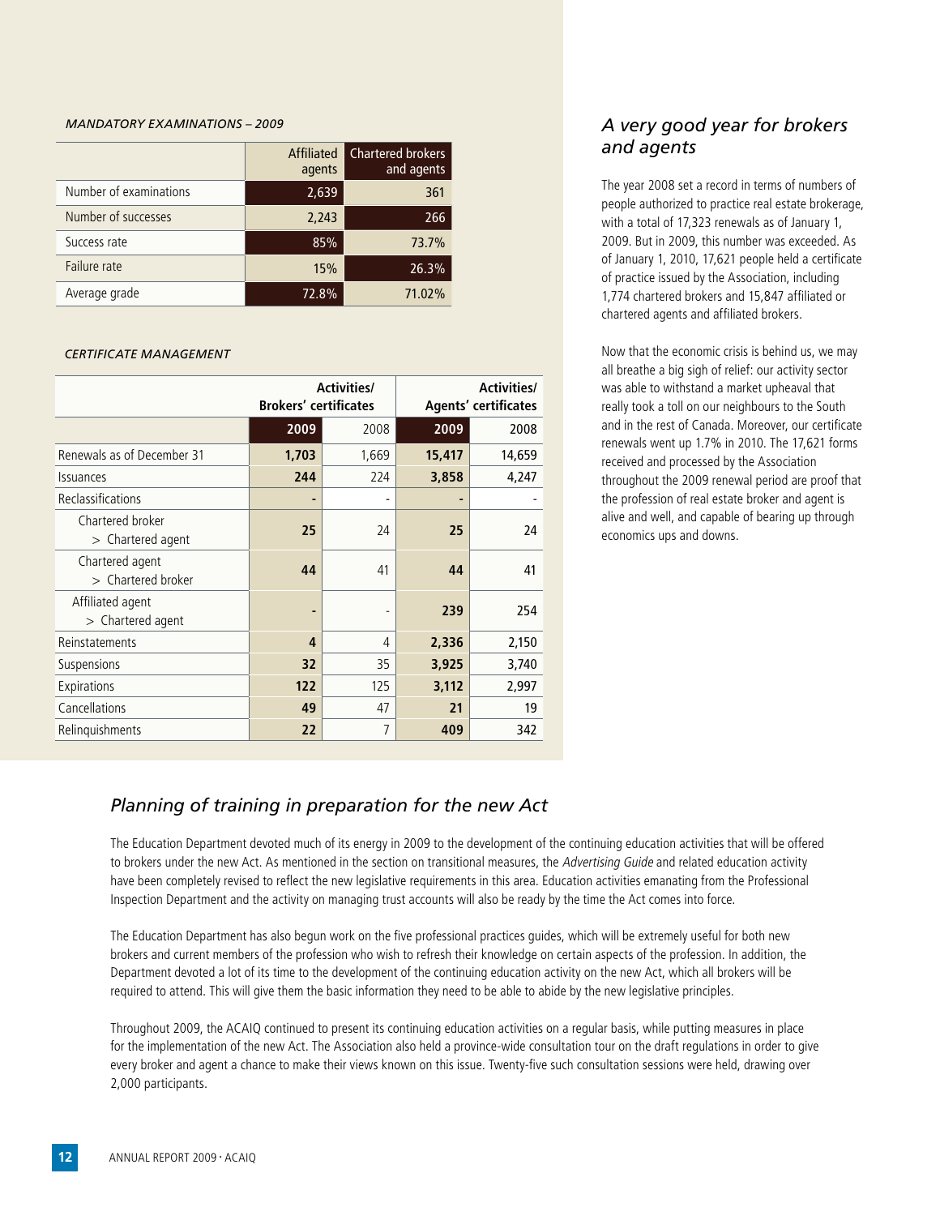*MANDATORY EXAMINATIONS – 2009*

| | Affiliated agents | Chartered brokers and agents |
|---|---|---|
| Number of examinations | 2,639 | 361 |
| Number of successes | 2,243 | 266 |
| Success rate | 85% | 73.7% |
| Failure rate | 15% | 26.3% |
| Average grade | 72.8% | 71.02% |

*CERTIFICATE MANAGEMENT*

| | Activities/ Brokers' certificates | | Activities/ Agents' certificates | |
|---|---|---|---|---|
| | **2009** | 2008 | **2009** | 2008 |
| Renewals as of December 31 | **1,703** | 1,669 | **15,417** | 14,659 |
| Issuances | **244** | 224 | **3,858** | 4,247 |
| Reclassifications | **-** | - | **-** | - |
| Chartered broker > Chartered agent | **25** | 24 | **25** | 24 |
| Chartered agent > Chartered broker | **44** | 41 | **44** | 41 |
| Affiliated agent > Chartered agent | **-** | - | **239** | 254 |
| Reinstatements | **4** | 4 | **2,336** | 2,150 |
| Suspensions | **32** | 35 | **3,925** | 3,740 |
| Expirations | **122** | 125 | **3,112** | 2,997 |
| Cancellations | **49** | 47 | **21** | 19 |
| Relinquishments | **22** | 7 | **409** | 342 |

## *A very good year for brokers and agents*

The year 2008 set a record in terms of numbers of people authorized to practice real estate brokerage, with a total of 17,323 renewals as of January 1, 2009. But in 2009, this number was exceeded. As of January 1, 2010, 17,621 people held a certificate of practice issued by the Association, including 1,774 chartered brokers and 15,847 affiliated or chartered agents and affiliated brokers.

Now that the economic crisis is behind us, we may all breathe a big sigh of relief: our activity sector was able to withstand a market upheaval that really took a toll on our neighbours to the South and in the rest of Canada. Moreover, our certificate renewals went up 1.7% in 2010. The 17,621 forms received and processed by the Association throughout the 2009 renewal period are proof that the profession of real estate broker and agent is alive and well, and capable of bearing up through economics ups and downs.

## *Planning of training in preparation for the new Act*

The Education Department devoted much of its energy in 2009 to the development of the continuing education activities that will be offered to brokers under the new Act. As mentioned in the section on transitional measures, the *Advertising Guide* and related education activity have been completely revised to reflect the new legislative requirements in this area. Education activities emanating from the Professional Inspection Department and the activity on managing trust accounts will also be ready by the time the Act comes into force.

The Education Department has also begun work on the five professional practices guides, which will be extremely useful for both new brokers and current members of the profession who wish to refresh their knowledge on certain aspects of the profession. In addition, the Department devoted a lot of its time to the development of the continuing education activity on the new Act, which all brokers will be required to attend. This will give them the basic information they need to be able to abide by the new legislative principles.

Throughout 2009, the ACAIQ continued to present its continuing education activities on a regular basis, while putting measures in place for the implementation of the new Act. The Association also held a province-wide consultation tour on the draft regulations in order to give every broker and agent a chance to make their views known on this issue. Twenty-five such consultation sessions were held, drawing over 2,000 participants.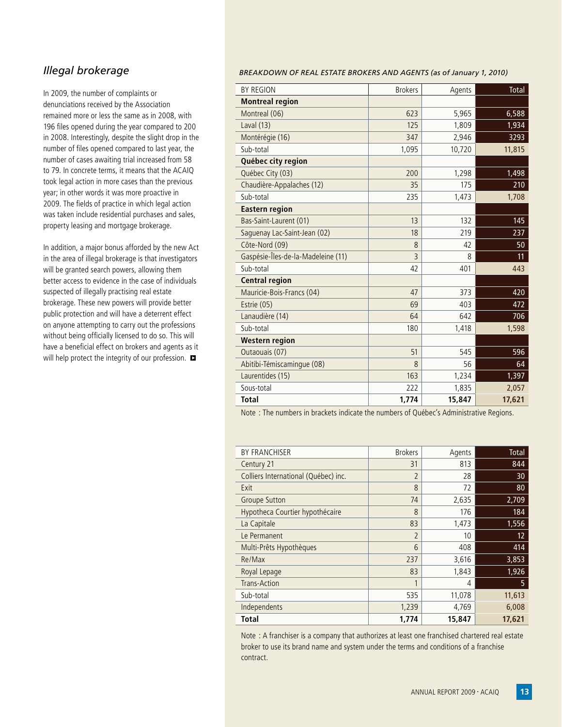## *Illegal brokerage*

In 2009, the number of complaints or denunciations received by the Association remained more or less the same as in 2008, with 196 files opened during the year compared to 200 in 2008. Interestingly, despite the slight drop in the number of files opened compared to last year, the number of cases awaiting trial increased from 58 to 79. In concrete terms, it means that the ACAIQ took legal action in more cases than the previous year; in other words it was more proactive in 2009. The fields of practice in which legal action was taken include residential purchases and sales, property leasing and mortgage brokerage.

In addition, a major bonus afforded by the new Act in the area of illegal brokerage is that investigators will be granted search powers, allowing them better access to evidence in the case of individuals suspected of illegally practising real estate brokerage. These new powers will provide better public protection and will have a deterrent effect on anyone attempting to carry out the professions without being officially licensed to do so. This will have a beneficial effect on brokers and agents as it will help protect the integrity of our profession.

*BREAKDOWN OF REAL ESTATE BROKERS AND AGENTS (as of January 1, 2010)*

| BY REGION | Brokers | Agents | Total |
|---|---|---|---|
| **Montreal region** | | | |
| Montreal (06) | 623 | 5,965 | 6,588 |
| Laval (13) | 125 | 1,809 | 1,934 |
| Montérégie (16) | 347 | 2,946 | 3293 |
| Sub-total | 1,095 | 10,720 | 11,815 |
| **Québec city region** | | | |
| Québec City (03) | 200 | 1,298 | 1,498 |
| Chaudière-Appalaches (12) | 35 | 175 | 210 |
| Sub-total | 235 | 1,473 | 1,708 |
| **Eastern region** | | | |
| Bas-Saint-Laurent (01) | 13 | 132 | 145 |
| Saguenay Lac-Saint-Jean (02) | 18 | 219 | 237 |
| Côte-Nord (09) | 8 | 42 | 50 |
| Gaspésie-Îles-de-la-Madeleine (11) | 3 | 8 | 11 |
| Sub-total | 42 | 401 | 443 |
| **Central region** | | | |
| Mauricie-Bois-Francs (04) | 47 | 373 | 420 |
| Estrie (05) | 69 | 403 | 472 |
| Lanaudière (14) | 64 | 642 | 706 |
| Sub-total | 180 | 1,418 | 1,598 |
| **Western region** | | | |
| Outaouais (07) | 51 | 545 | 596 |
| Abitibi-Témiscamingue (08) | 8 | 56 | 64 |
| Laurentides (15) | 163 | 1,234 | 1,397 |
| Sous-total | 222 | 1,835 | 2,057 |
| **Total** | **1,774** | **15,847** | **17,621** |

Note : The numbers in brackets indicate the numbers of Québec's Administrative Regions.

| BY FRANCHISER | Brokers | Agents | Total |
|---|---|---|---|
| Century 21 | 31 | 813 | 844 |
| Colliers International (Québec) inc. | 2 | 28 | 30 |
| Exit | 8 | 72 | 80 |
| Groupe Sutton | 74 | 2,635 | 2,709 |
| Hypotheca Courtier hypothécaire | 8 | 176 | 184 |
| La Capitale | 83 | 1,473 | 1,556 |
| Le Permanent | 2 | 10 | 12 |
| Multi-Prêts Hypothèques | 6 | 408 | 414 |
| Re/Max | 237 | 3,616 | 3,853 |
| Royal Lepage | 83 | 1,843 | 1,926 |
| Trans-Action | 1 | 4 | 5 |
| Sub-total | 535 | 11,078 | 11,613 |
| Independents | 1,239 | 4,769 | 6,008 |
| **Total** | **1,774** | **15,847** | **17,621** |

Note : A franchiser is a company that authorizes at least one franchised chartered real estate broker to use its brand name and system under the terms and conditions of a franchise contract.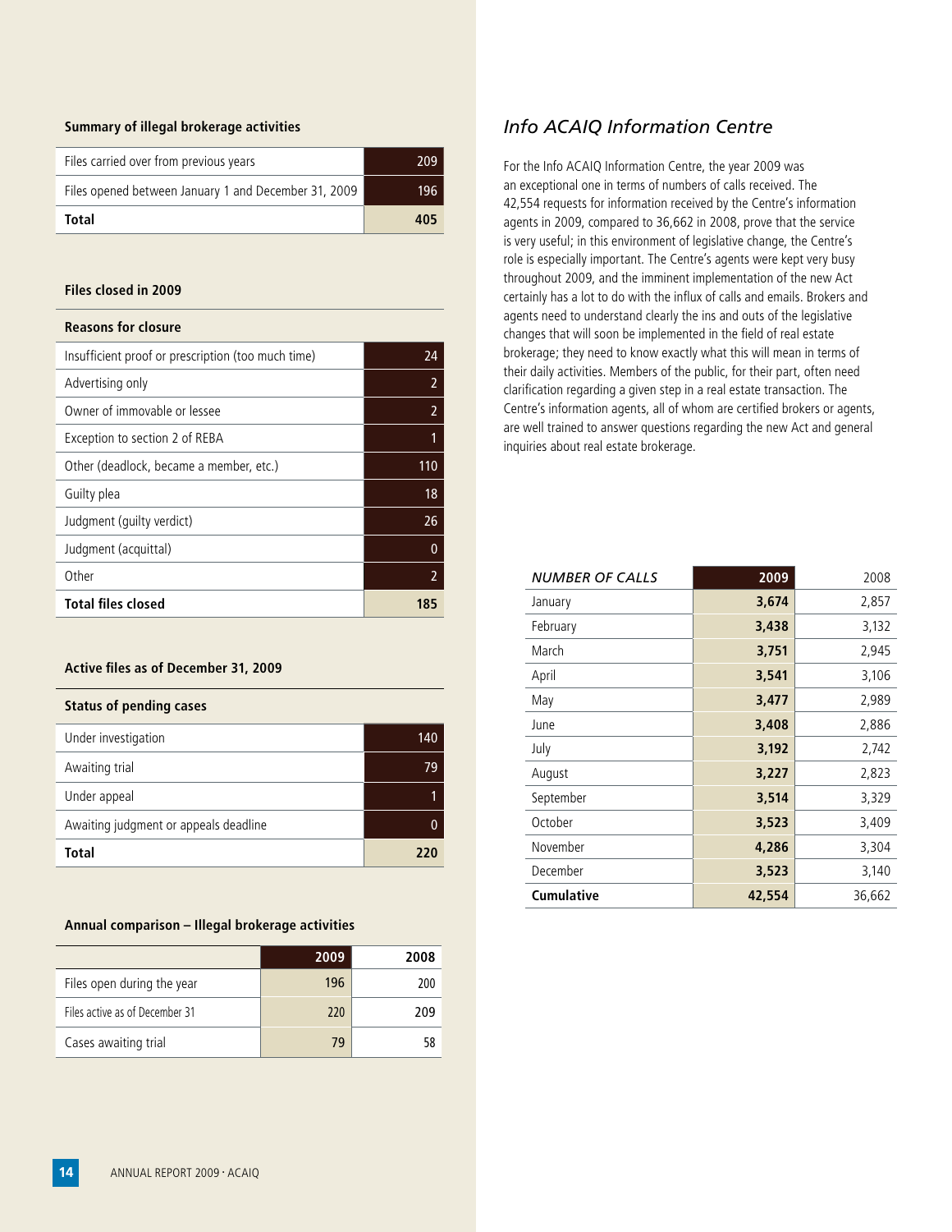### Summary of illegal brokerage activities

| | |
|---|---|
| Files carried over from previous years | 209 |
| Files opened between January 1 and December 31, 2009 | 196 |
| **Total** | **405** |

### Files closed in 2009

| Reasons for closure | |
|---|---|
| Insufficient proof or prescription (too much time) | 24 |
| Advertising only | 2 |
| Owner of immovable or lessee | 2 |
| Exception to section 2 of REBA | 1 |
| Other (deadlock, became a member, etc.) | 110 |
| Guilty plea | 18 |
| Judgment (guilty verdict) | 26 |
| Judgment (acquittal) | 0 |
| Other | 2 |
| **Total files closed** | **185** |

### Active files as of December 31, 2009

| Status of pending cases | |
|---|---|
| Under investigation | 140 |
| Awaiting trial | 79 |
| Under appeal | 1 |
| Awaiting judgment or appeals deadline | 0 |
| **Total** | **220** |

### Annual comparison – Illegal brokerage activities

| | 2009 | 2008 |
|---|---|---|
| Files open during the year | 196 | 200 |
| Files active as of December 31 | 220 | 209 |
| Cases awaiting trial | 79 | 58 |

## *Info ACAIQ Information Centre*

For the Info ACAIQ Information Centre, the year 2009 was an exceptional one in terms of numbers of calls received. The 42,554 requests for information received by the Centre's information agents in 2009, compared to 36,662 in 2008, prove that the service is very useful; in this environment of legislative change, the Centre's role is especially important. The Centre's agents were kept very busy throughout 2009, and the imminent implementation of the new Act certainly has a lot to do with the influx of calls and emails. Brokers and agents need to understand clearly the ins and outs of the legislative changes that will soon be implemented in the field of real estate brokerage; they need to know exactly what this will mean in terms of their daily activities. Members of the public, for their part, often need clarification regarding a given step in a real estate transaction. The Centre's information agents, all of whom are certified brokers or agents, are well trained to answer questions regarding the new Act and general inquiries about real estate brokerage.

| *NUMBER OF CALLS* | 2009 | 2008 |
|---|---|---|
| January | **3,674** | 2,857 |
| February | **3,438** | 3,132 |
| March | **3,751** | 2,945 |
| April | **3,541** | 3,106 |
| May | **3,477** | 2,989 |
| June | **3,408** | 2,886 |
| July | **3,192** | 2,742 |
| August | **3,227** | 2,823 |
| September | **3,514** | 3,329 |
| October | **3,523** | 3,409 |
| November | **4,286** | 3,304 |
| December | **3,523** | 3,140 |
| **Cumulative** | **42,554** | 36,662 |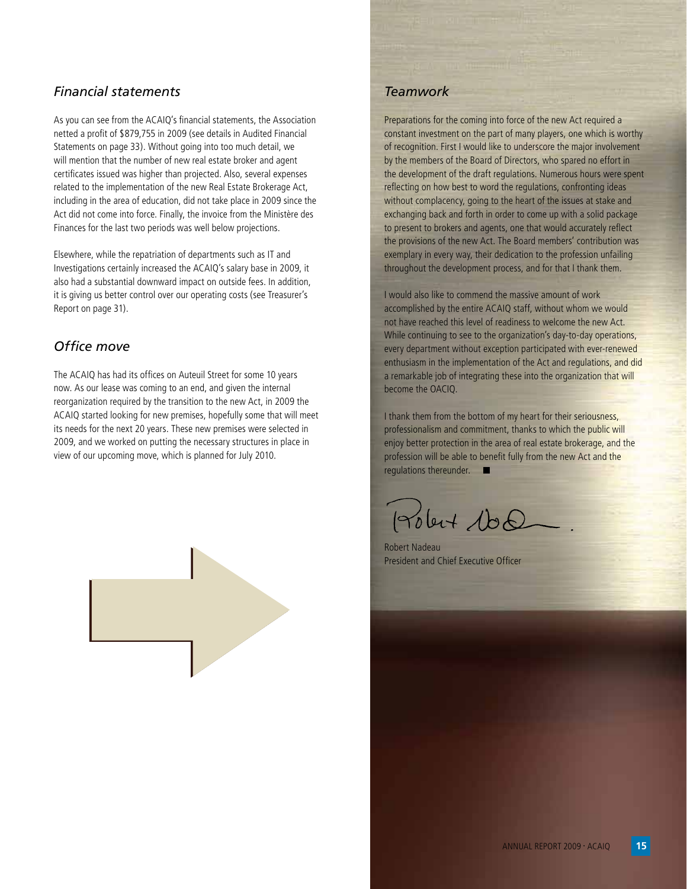## *Financial statements*

As you can see from the ACAIQ's financial statements, the Association netted a profit of $879,755 in 2009 (see details in Audited Financial Statements on page 33). Without going into too much detail, we will mention that the number of new real estate broker and agent certificates issued was higher than projected. Also, several expenses related to the implementation of the new Real Estate Brokerage Act, including in the area of education, did not take place in 2009 since the Act did not come into force. Finally, the invoice from the Ministère des Finances for the last two periods was well below projections.

Elsewhere, while the repatriation of departments such as IT and Investigations certainly increased the ACAIQ's salary base in 2009, it also had a substantial downward impact on outside fees. In addition, it is giving us better control over our operating costs (see Treasurer's Report on page 31).

## *Office move*

The ACAIQ has had its offices on Auteuil Street for some 10 years now. As our lease was coming to an end, and given the internal reorganization required by the transition to the new Act, in 2009 the ACAIQ started looking for new premises, hopefully some that will meet its needs for the next 20 years. These new premises were selected in 2009, and we worked on putting the necessary structures in place in view of our upcoming move, which is planned for July 2010.

## *Teamwork*

Preparations for the coming into force of the new Act required a constant investment on the part of many players, one which is worthy of recognition. First I would like to underscore the major involvement by the members of the Board of Directors, who spared no effort in the development of the draft regulations. Numerous hours were spent reflecting on how best to word the regulations, confronting ideas without complacency, going to the heart of the issues at stake and exchanging back and forth in order to come up with a solid package to present to brokers and agents, one that would accurately reflect the provisions of the new Act. The Board members' contribution was exemplary in every way, their dedication to the profession unfailing throughout the development process, and for that I thank them.

I would also like to commend the massive amount of work accomplished by the entire ACAIQ staff, without whom we would not have reached this level of readiness to welcome the new Act. While continuing to see to the organization's day-to-day operations, every department without exception participated with ever-renewed enthusiasm in the implementation of the Act and regulations, and did a remarkable job of integrating these into the organization that will become the OACIQ.

I thank them from the bottom of my heart for their seriousness, professionalism and commitment, thanks to which the public will enjoy better protection in the area of real estate brokerage, and the profession will be able to benefit fully from the new Act and the regulations thereunder. ■

Robert Nadeau
President and Chief Executive Officer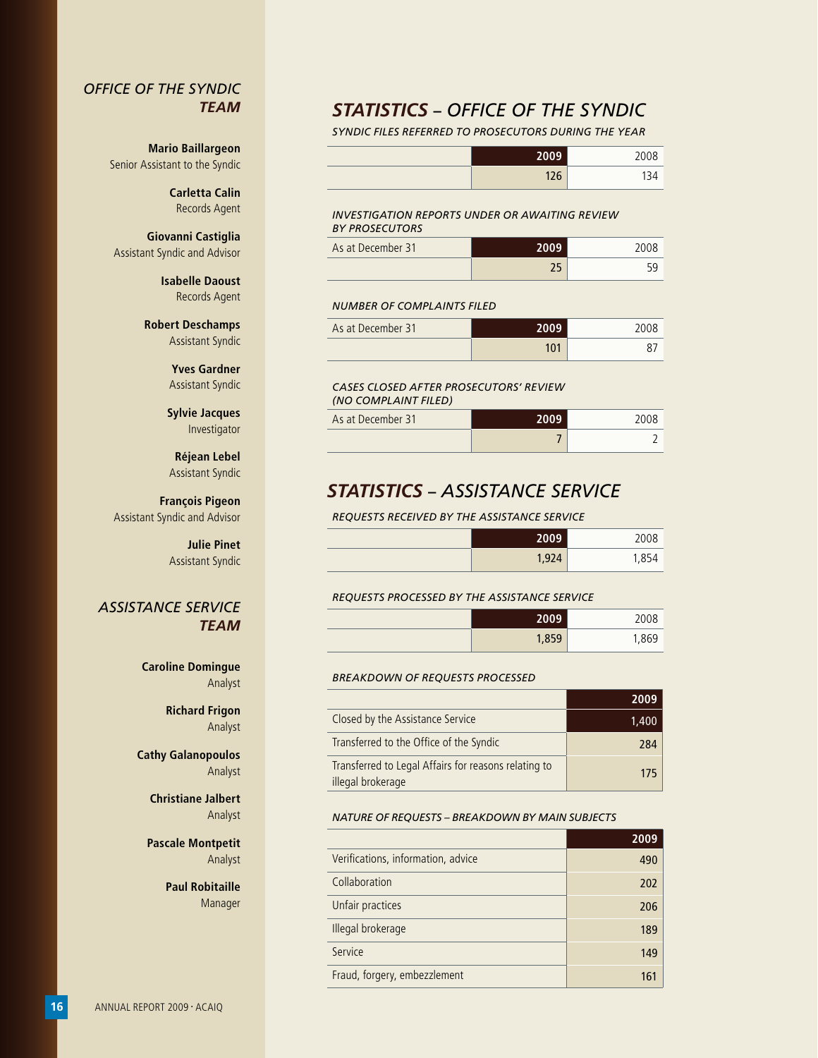## *OFFICE OF THE SYNDIC TEAM*

**Mario Baillargeon**
Senior Assistant to the Syndic

**Carletta Calin**
Records Agent

**Giovanni Castiglia**
Assistant Syndic and Advisor

**Isabelle Daoust**
Records Agent

**Robert Deschamps**
Assistant Syndic

**Yves Gardner**
Assistant Syndic

**Sylvie Jacques**
Investigator

**Réjean Lebel**
Assistant Syndic

**François Pigeon**
Assistant Syndic and Advisor

**Julie Pinet**
Assistant Syndic

## *ASSISTANCE SERVICE TEAM*

**Caroline Domingue**
Analyst

**Richard Frigon**
Analyst

**Cathy Galanopoulos**
Analyst

**Christiane Jalbert**
Analyst

**Pascale Montpetit**
Analyst

**Paul Robitaille**
Manager

# *STATISTICS – OFFICE OF THE SYNDIC*

*SYNDIC FILES REFERRED TO PROSECUTORS DURING THE YEAR*

| | **2009** | 2008 |
|---|---|---|
| | 126 | 134 |

*INVESTIGATION REPORTS UNDER OR AWAITING REVIEW BY PROSECUTORS*

| As at December 31 | **2009** | 2008 |
|---|---|---|
| | 25 | 59 |

*NUMBER OF COMPLAINTS FILED*

| As at December 31 | **2009** | 2008 |
|---|---|---|
| | 101 | 87 |

*CASES CLOSED AFTER PROSECUTORS' REVIEW (NO COMPLAINT FILED)*

| As at December 31 | **2009** | 2008 |
|---|---|---|
| | 7 | 2 |

# *STATISTICS – ASSISTANCE SERVICE*

*REQUESTS RECEIVED BY THE ASSISTANCE SERVICE*

| | **2009** | 2008 |
|---|---|---|
| | 1,924 | 1,854 |

*REQUESTS PROCESSED BY THE ASSISTANCE SERVICE*

| | **2009** | 2008 |
|---|---|---|
| | 1,859 | 1,869 |

*BREAKDOWN OF REQUESTS PROCESSED*

| | **2009** |
|---|---|
| Closed by the Assistance Service | 1,400 |
| Transferred to the Office of the Syndic | 284 |
| Transferred to Legal Affairs for reasons relating to illegal brokerage | 175 |

*NATURE OF REQUESTS – BREAKDOWN BY MAIN SUBJECTS*

| | **2009** |
|---|---|
| Verifications, information, advice | 490 |
| Collaboration | 202 |
| Unfair practices | 206 |
| Illegal brokerage | 189 |
| Service | 149 |
| Fraud, forgery, embezzlement | 161 |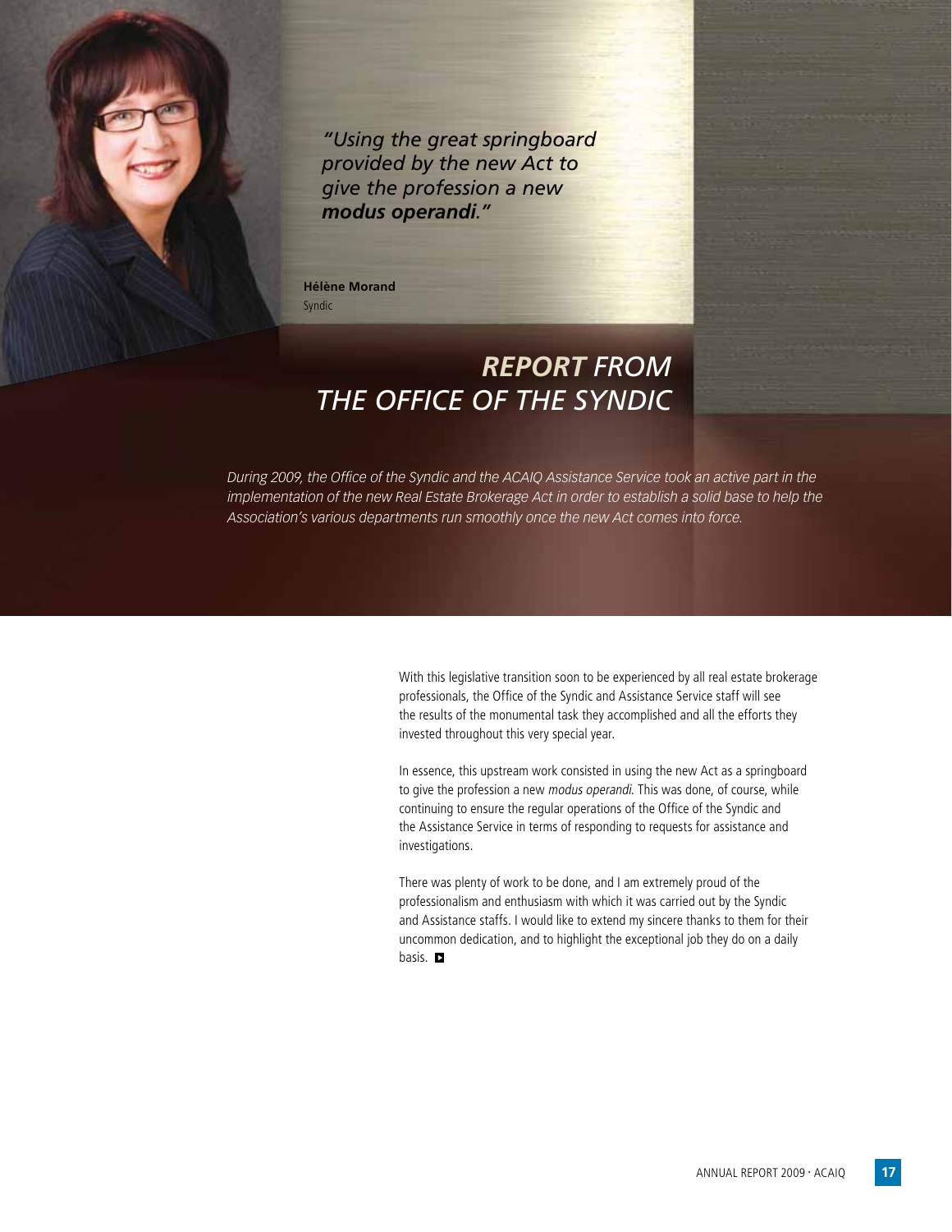*"Using the great springboard provided by the new Act to give the profession a new* ***modus operandi****."*

**Hélène Morand**
Syndic

# *REPORT* FROM THE OFFICE OF THE SYNDIC

*During 2009, the Office of the Syndic and the ACAIQ Assistance Service took an active part in the implementation of the new Real Estate Brokerage Act in order to establish a solid base to help the Association's various departments run smoothly once the new Act comes into force.*

With this legislative transition soon to be experienced by all real estate brokerage professionals, the Office of the Syndic and Assistance Service staff will see the results of the monumental task they accomplished and all the efforts they invested throughout this very special year.

In essence, this upstream work consisted in using the new Act as a springboard to give the profession a new *modus operandi*. This was done, of course, while continuing to ensure the regular operations of the Office of the Syndic and the Assistance Service in terms of responding to requests for assistance and investigations.

There was plenty of work to be done, and I am extremely proud of the professionalism and enthusiasm with which it was carried out by the Syndic and Assistance staffs. I would like to extend my sincere thanks to them for their uncommon dedication, and to highlight the exceptional job they do on a daily basis.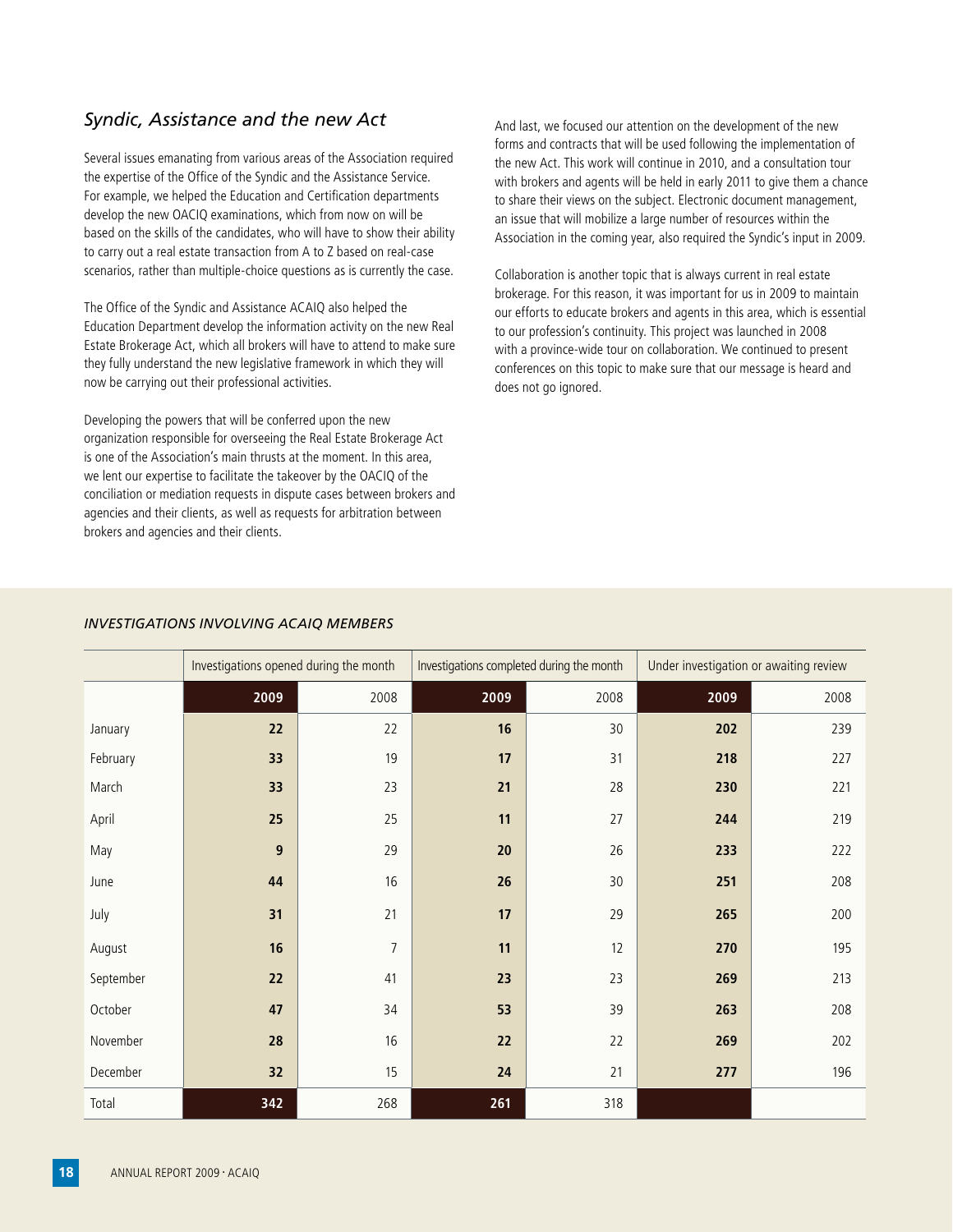## *Syndic, Assistance and the new Act*

Several issues emanating from various areas of the Association required the expertise of the Office of the Syndic and the Assistance Service. For example, we helped the Education and Certification departments develop the new OACIQ examinations, which from now on will be based on the skills of the candidates, who will have to show their ability to carry out a real estate transaction from A to Z based on real-case scenarios, rather than multiple-choice questions as is currently the case.

The Office of the Syndic and Assistance ACAIQ also helped the Education Department develop the information activity on the new Real Estate Brokerage Act, which all brokers will have to attend to make sure they fully understand the new legislative framework in which they will now be carrying out their professional activities.

Developing the powers that will be conferred upon the new organization responsible for overseeing the Real Estate Brokerage Act is one of the Association's main thrusts at the moment. In this area, we lent our expertise to facilitate the takeover by the OACIQ of the conciliation or mediation requests in dispute cases between brokers and agencies and their clients, as well as requests for arbitration between brokers and agencies and their clients.

And last, we focused our attention on the development of the new forms and contracts that will be used following the implementation of the new Act. This work will continue in 2010, and a consultation tour with brokers and agents will be held in early 2011 to give them a chance to share their views on the subject. Electronic document management, an issue that will mobilize a large number of resources within the Association in the coming year, also required the Syndic's input in 2009.

Collaboration is another topic that is always current in real estate brokerage. For this reason, it was important for us in 2009 to maintain our efforts to educate brokers and agents in this area, which is essential to our profession's continuity. This project was launched in 2008 with a province-wide tour on collaboration. We continued to present conferences on this topic to make sure that our message is heard and does not go ignored.

### *INVESTIGATIONS INVOLVING ACAIQ MEMBERS*

| | Investigations opened during the month | | Investigations completed during the month | | Under investigation or awaiting review | |
|---|---|---|---|---|---|---|
| | **2009** | 2008 | **2009** | 2008 | **2009** | 2008 |
| January | **22** | 22 | **16** | 30 | **202** | 239 |
| February | **33** | 19 | **17** | 31 | **218** | 227 |
| March | **33** | 23 | **21** | 28 | **230** | 221 |
| April | **25** | 25 | **11** | 27 | **244** | 219 |
| May | **9** | 29 | **20** | 26 | **233** | 222 |
| June | **44** | 16 | **26** | 30 | **251** | 208 |
| July | **31** | 21 | **17** | 29 | **265** | 200 |
| August | **16** | 7 | **11** | 12 | **270** | 195 |
| September | **22** | 41 | **23** | 23 | **269** | 213 |
| October | **47** | 34 | **53** | 39 | **263** | 208 |
| November | **28** | 16 | **22** | 22 | **269** | 202 |
| December | **32** | 15 | **24** | 21 | **277** | 196 |
| Total | **342** | 268 | **261** | 318 | | |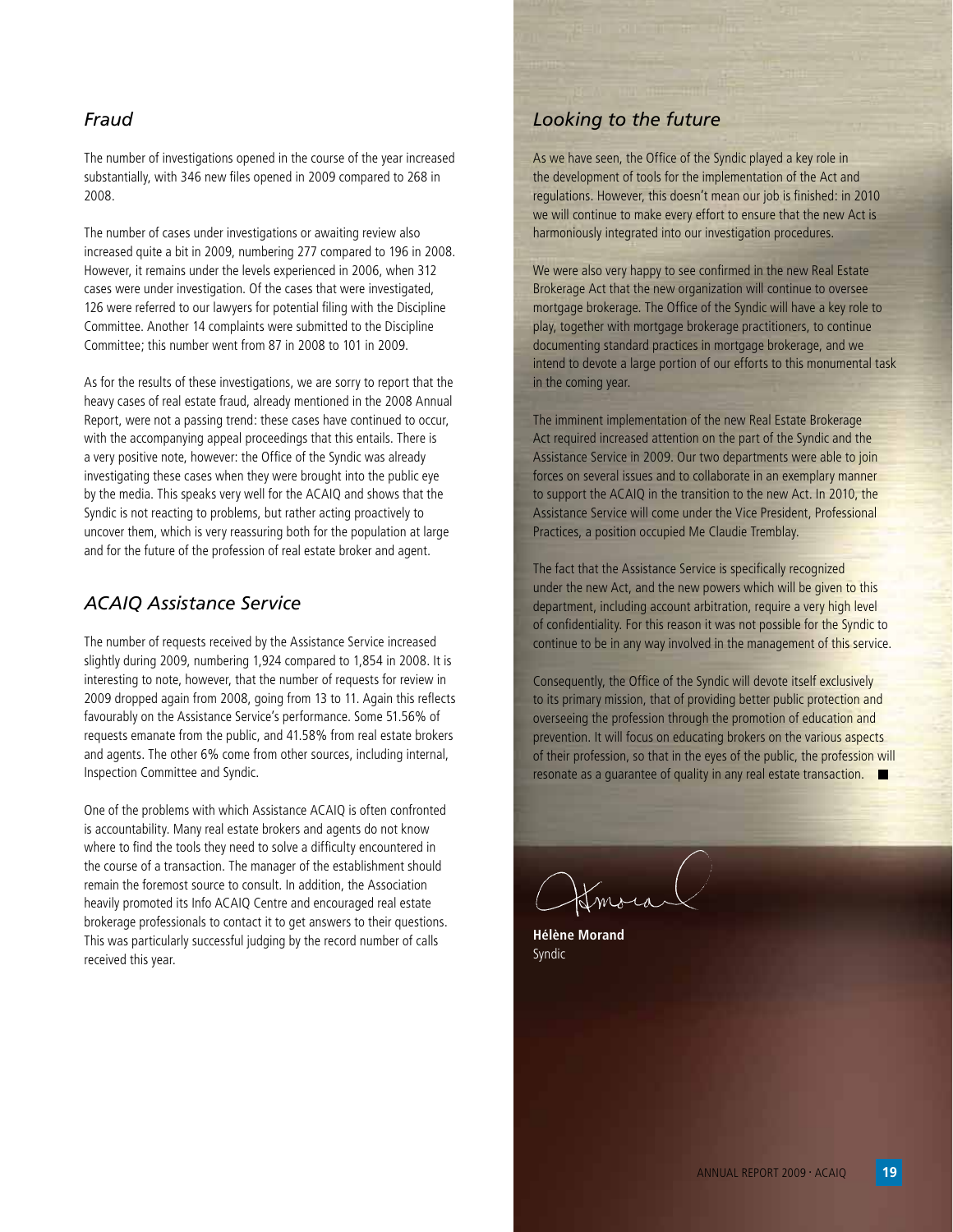## *Fraud*

The number of investigations opened in the course of the year increased substantially, with 346 new files opened in 2009 compared to 268 in 2008.

The number of cases under investigations or awaiting review also increased quite a bit in 2009, numbering 277 compared to 196 in 2008. However, it remains under the levels experienced in 2006, when 312 cases were under investigation. Of the cases that were investigated, 126 were referred to our lawyers for potential filing with the Discipline Committee. Another 14 complaints were submitted to the Discipline Committee; this number went from 87 in 2008 to 101 in 2009.

As for the results of these investigations, we are sorry to report that the heavy cases of real estate fraud, already mentioned in the 2008 Annual Report, were not a passing trend: these cases have continued to occur, with the accompanying appeal proceedings that this entails. There is a very positive note, however: the Office of the Syndic was already investigating these cases when they were brought into the public eye by the media. This speaks very well for the ACAIQ and shows that the Syndic is not reacting to problems, but rather acting proactively to uncover them, which is very reassuring both for the population at large and for the future of the profession of real estate broker and agent.

## *ACAIQ Assistance Service*

The number of requests received by the Assistance Service increased slightly during 2009, numbering 1,924 compared to 1,854 in 2008. It is interesting to note, however, that the number of requests for review in 2009 dropped again from 2008, going from 13 to 11. Again this reflects favourably on the Assistance Service's performance. Some 51.56% of requests emanate from the public, and 41.58% from real estate brokers and agents. The other 6% come from other sources, including internal, Inspection Committee and Syndic.

One of the problems with which Assistance ACAIQ is often confronted is accountability. Many real estate brokers and agents do not know where to find the tools they need to solve a difficulty encountered in the course of a transaction. The manager of the establishment should remain the foremost source to consult. In addition, the Association heavily promoted its Info ACAIQ Centre and encouraged real estate brokerage professionals to contact it to get answers to their questions. This was particularly successful judging by the record number of calls received this year.

## *Looking to the future*

As we have seen, the Office of the Syndic played a key role in the development of tools for the implementation of the Act and regulations. However, this doesn't mean our job is finished: in 2010 we will continue to make every effort to ensure that the new Act is harmoniously integrated into our investigation procedures.

We were also very happy to see confirmed in the new Real Estate Brokerage Act that the new organization will continue to oversee mortgage brokerage. The Office of the Syndic will have a key role to play, together with mortgage brokerage practitioners, to continue documenting standard practices in mortgage brokerage, and we intend to devote a large portion of our efforts to this monumental task in the coming year.

The imminent implementation of the new Real Estate Brokerage Act required increased attention on the part of the Syndic and the Assistance Service in 2009. Our two departments were able to join forces on several issues and to collaborate in an exemplary manner to support the ACAIQ in the transition to the new Act. In 2010, the Assistance Service will come under the Vice President, Professional Practices, a position occupied Me Claudie Tremblay.

The fact that the Assistance Service is specifically recognized under the new Act, and the new powers which will be given to this department, including account arbitration, require a very high level of confidentiality. For this reason it was not possible for the Syndic to continue to be in any way involved in the management of this service.

Consequently, the Office of the Syndic will devote itself exclusively to its primary mission, that of providing better public protection and overseeing the profession through the promotion of education and prevention. It will focus on educating brokers on the various aspects of their profession, so that in the eyes of the public, the profession will resonate as a guarantee of quality in any real estate transaction. ■

**Hélène Morand**
Syndic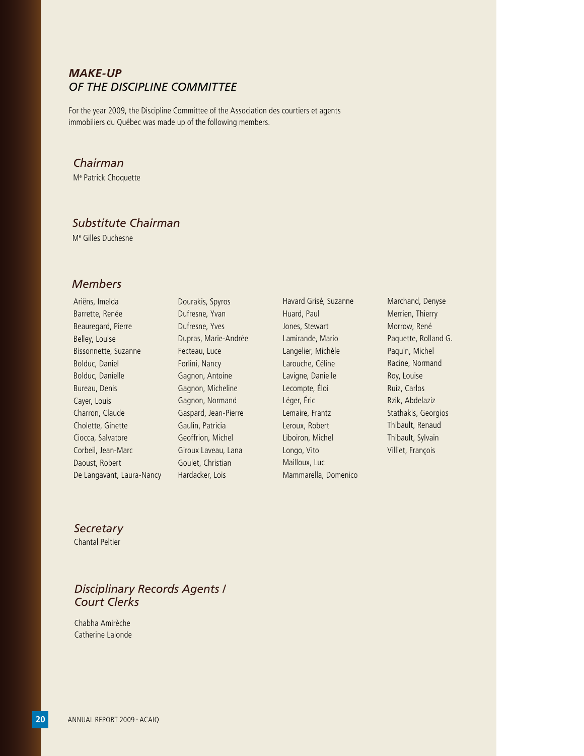## *MAKE-UP OF THE DISCIPLINE COMMITTEE*

For the year 2009, the Discipline Committee of the Association des courtiers et agents immobiliers du Québec was made up of the following members.

### *Chairman*

M[e] Patrick Choquette

### *Substitute Chairman*

M[e] Gilles Duchesne

### *Members*

Ariëns, Imelda
Barrette, Renée
Beauregard, Pierre
Belley, Louise
Bissonnette, Suzanne
Bolduc, Daniel
Bolduc, Danielle
Bureau, Denis
Cayer, Louis
Charron, Claude
Cholette, Ginette
Ciocca, Salvatore
Corbeil, Jean-Marc
Daoust, Robert
De Langavant, Laura-Nancy
Dourakis, Spyros
Dufresne, Yvan
Dufresne, Yves
Dupras, Marie-Andrée
Fecteau, Luce
Forlini, Nancy
Gagnon, Antoine
Gagnon, Micheline
Gagnon, Normand
Gaspard, Jean-Pierre
Gaulin, Patricia
Geoffrion, Michel
Giroux Laveau, Lana
Goulet, Christian
Hardacker, Lois
Havard Grisé, Suzanne
Huard, Paul
Jones, Stewart
Lamirande, Mario
Langelier, Michèle
Larouche, Céline
Lavigne, Danielle
Lecompte, Éloi
Léger, Éric
Lemaire, Frantz
Leroux, Robert
Liboiron, Michel
Longo, Vito
Mailloux, Luc
Mammarella, Domenico
Marchand, Denyse
Merrien, Thierry
Morrow, René
Paquette, Rolland G.
Paquin, Michel
Racine, Normand
Roy, Louise
Ruiz, Carlos
Rzik, Abdelaziz
Stathakis, Georgios
Thibault, Renaud
Thibault, Sylvain
Villiet, François

### *Secretary*

Chantal Peltier

### *Disciplinary Records Agents / Court Clerks*

Chabha Amirèche
Catherine Lalonde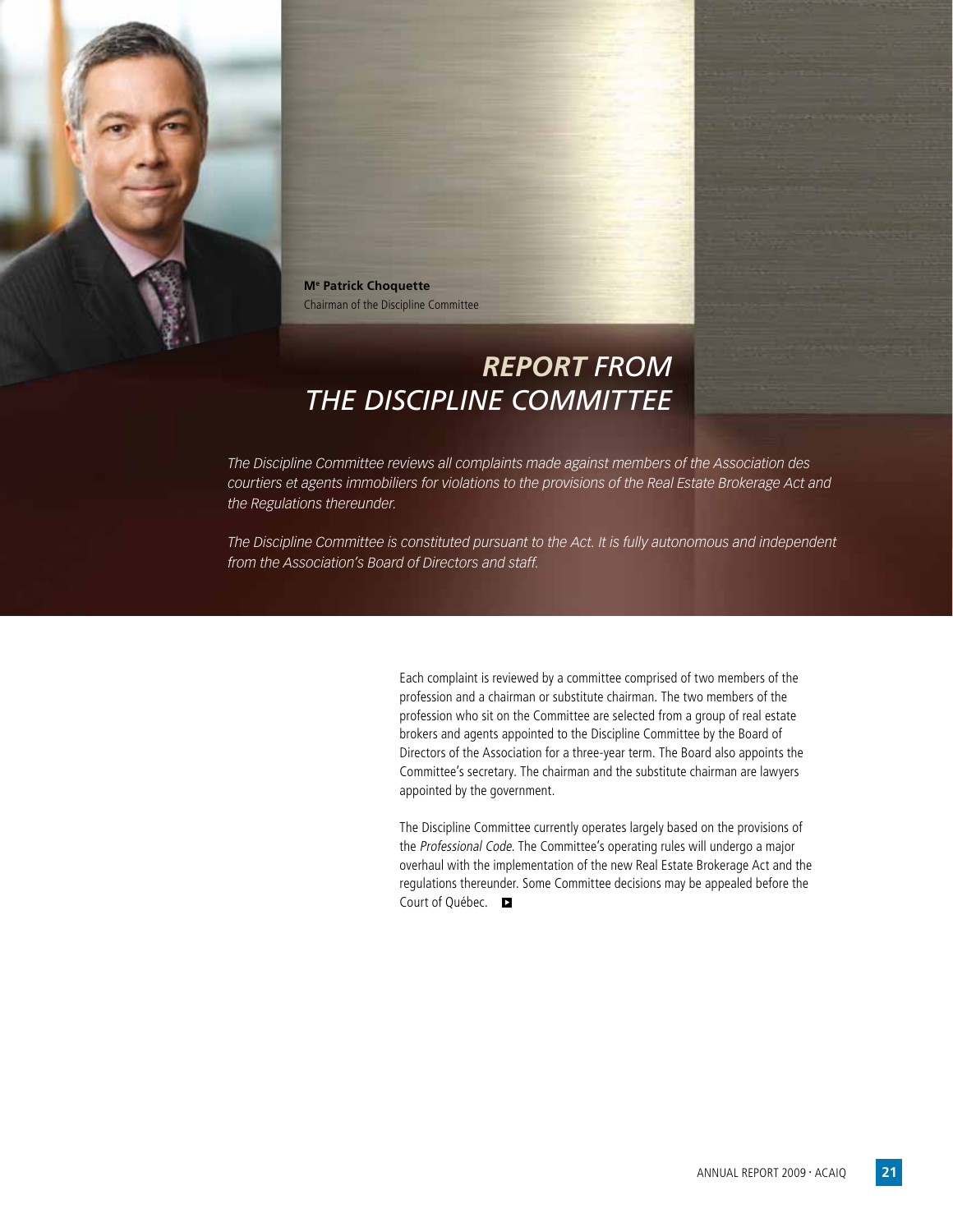**M^e^ Patrick Choquette**
Chairman of the Discipline Committee

# *REPORT FROM THE DISCIPLINE COMMITTEE*

*The Discipline Committee reviews all complaints made against members of the Association des courtiers et agents immobiliers for violations to the provisions of the Real Estate Brokerage Act and the Regulations thereunder.*

*The Discipline Committee is constituted pursuant to the Act. It is fully autonomous and independent from the Association's Board of Directors and staff.*

Each complaint is reviewed by a committee comprised of two members of the profession and a chairman or substitute chairman. The two members of the profession who sit on the Committee are selected from a group of real estate brokers and agents appointed to the Discipline Committee by the Board of Directors of the Association for a three-year term. The Board also appoints the Committee's secretary. The chairman and the substitute chairman are lawyers appointed by the government.

The Discipline Committee currently operates largely based on the provisions of the *Professional Code*. The Committee's operating rules will undergo a major overhaul with the implementation of the new Real Estate Brokerage Act and the regulations thereunder. Some Committee decisions may be appealed before the Court of Québec.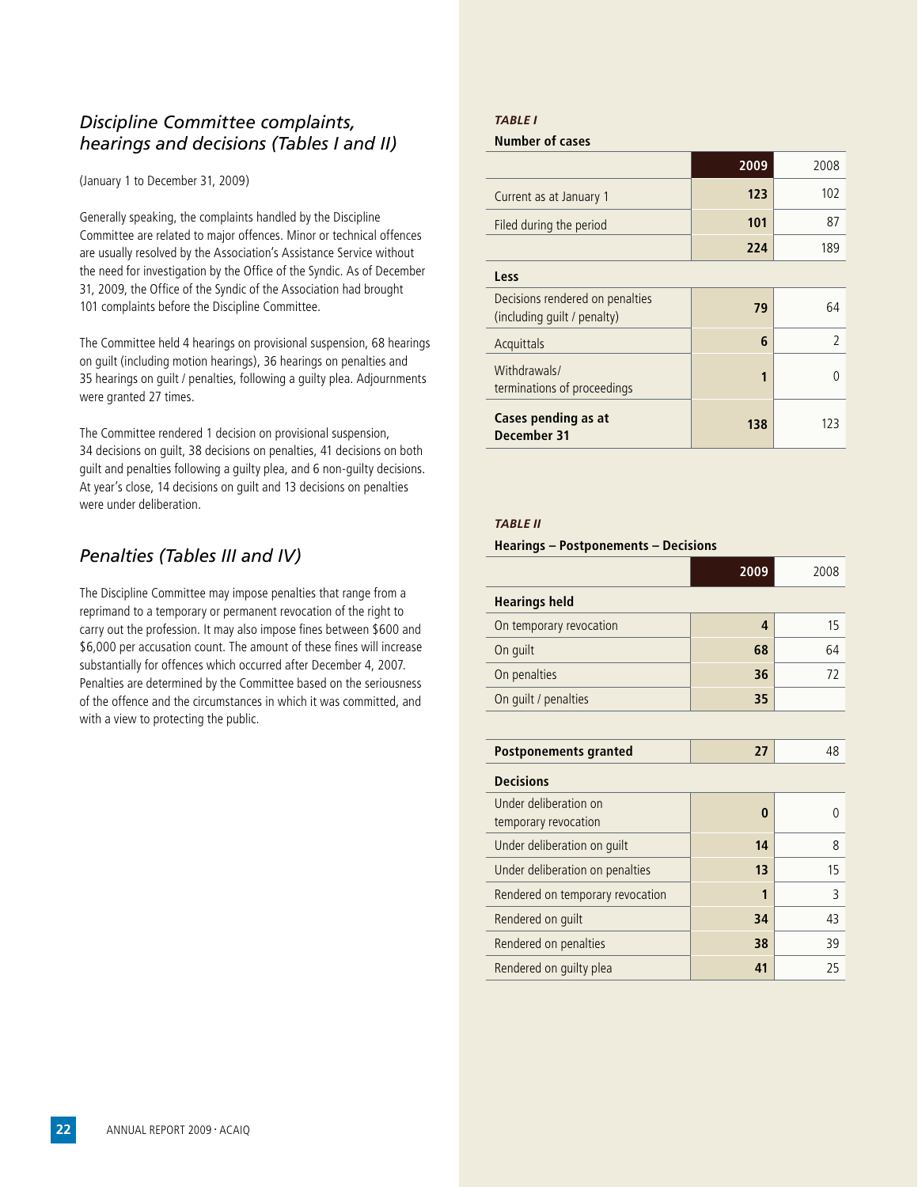## *Discipline Committee complaints, hearings and decisions (Tables I and II)*

(January 1 to December 31, 2009)

Generally speaking, the complaints handled by the Discipline Committee are related to major offences. Minor or technical offences are usually resolved by the Association's Assistance Service without the need for investigation by the Office of the Syndic. As of December 31, 2009, the Office of the Syndic of the Association had brought 101 complaints before the Discipline Committee.

The Committee held 4 hearings on provisional suspension, 68 hearings on guilt (including motion hearings), 36 hearings on penalties and 35 hearings on guilt / penalties, following a guilty plea. Adjournments were granted 27 times.

The Committee rendered 1 decision on provisional suspension, 34 decisions on guilt, 38 decisions on penalties, 41 decisions on both guilt and penalties following a guilty plea, and 6 non-guilty decisions. At year's close, 14 decisions on guilt and 13 decisions on penalties were under deliberation.

## *Penalties (Tables III and IV)*

The Discipline Committee may impose penalties that range from a reprimand to a temporary or permanent revocation of the right to carry out the profession. It may also impose fines between $600 and $6,000 per accusation count. The amount of these fines will increase substantially for offences which occurred after December 4, 2007. Penalties are determined by the Committee based on the seriousness of the offence and the circumstances in which it was committed, and with a view to protecting the public.

***TABLE I***

**Number of cases**

| | 2009 | 2008 |
|---|---|---|
| Current as at January 1 | **123** | 102 |
| Filed during the period | **101** | 87 |
| | **224** | 189 |
| **Less** | | |
| Decisions rendered on penalties (including guilt / penalty) | **79** | 64 |
| Acquittals | **6** | 2 |
| Withdrawals/ terminations of proceedings | **1** | 0 |
| **Cases pending as at December 31** | **138** | 123 |

***TABLE II***

**Hearings – Postponements – Decisions**

| | 2009 | 2008 |
|---|---|---|
| **Hearings held** | | |
| On temporary revocation | **4** | 15 |
| On guilt | **68** | 64 |
| On penalties | **36** | 72 |
| On guilt / penalties | **35** | |
| **Postponements granted** | **27** | 48 |
| **Decisions** | | |
| Under deliberation on temporary revocation | **0** | 0 |
| Under deliberation on guilt | **14** | 8 |
| Under deliberation on penalties | **13** | 15 |
| Rendered on temporary revocation | **1** | 3 |
| Rendered on guilt | **34** | 43 |
| Rendered on penalties | **38** | 39 |
| Rendered on guilty plea | **41** | 25 |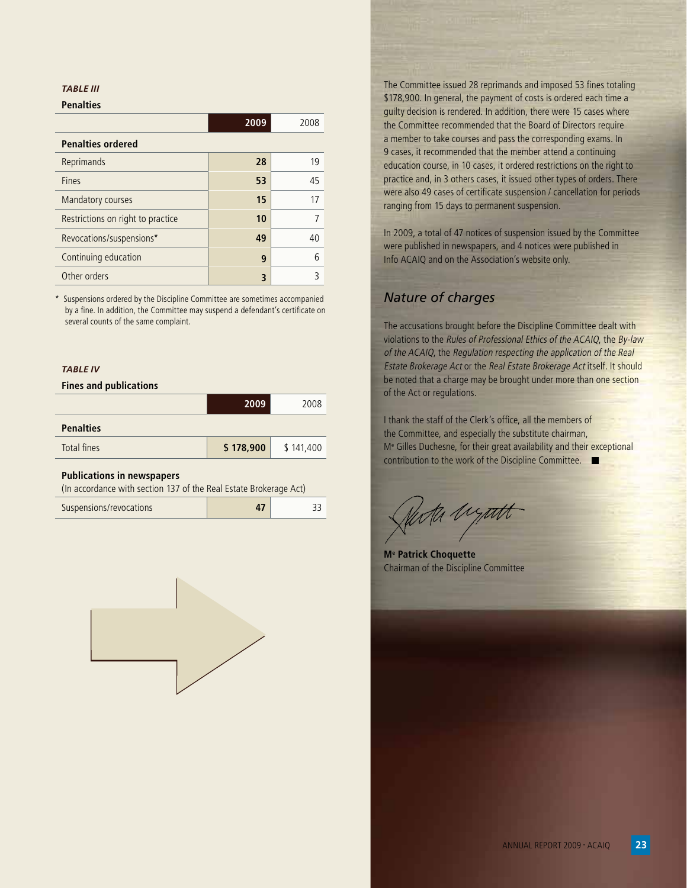***TABLE III***

**Penalties**

| | 2009 | 2008 |
|---|---|---|
| **Penalties ordered** | | |
| Reprimands | **28** | 19 |
| Fines | **53** | 45 |
| Mandatory courses | **15** | 17 |
| Restrictions on right to practice | **10** | 7 |
| Revocations/suspensions* | **49** | 40 |
| Continuing education | **9** | 6 |
| Other orders | **3** | 3 |

\* Suspensions ordered by the Discipline Committee are sometimes accompanied by a fine. In addition, the Committee may suspend a defendant's certificate on several counts of the same complaint.

***TABLE IV***

**Fines and publications**

| | 2009 | 2008 |
|---|---|---|
| **Penalties** | | |
| Total fines | **$ 178,900** | $ 141,400 |
| **Publications in newspapers** (In accordance with section 137 of the Real Estate Brokerage Act) | | |
| Suspensions/revocations | **47** | 33 |

The Committee issued 28 reprimands and imposed 53 fines totaling $178,900. In general, the payment of costs is ordered each time a guilty decision is rendered. In addition, there were 15 cases where the Committee recommended that the Board of Directors require a member to take courses and pass the corresponding exams. In 9 cases, it recommended that the member attend a continuing education course, in 10 cases, it ordered restrictions on the right to practice and, in 3 others cases, it issued other types of orders. There were also 49 cases of certificate suspension / cancellation for periods ranging from 15 days to permanent suspension.

In 2009, a total of 47 notices of suspension issued by the Committee were published in newspapers, and 4 notices were published in Info ACAIQ and on the Association's website only.

## *Nature of charges*

The accusations brought before the Discipline Committee dealt with violations to the *Rules of Professional Ethics of the ACAIQ*, the *By-law of the ACAIQ*, the *Regulation respecting the application of the Real Estate Brokerage Act* or the *Real Estate Brokerage Act* itself. It should be noted that a charge may be brought under more than one section of the Act or regulations.

I thank the staff of the Clerk's office, all the members of the Committee, and especially the substitute chairman, Me Gilles Duchesne, for their great availability and their exceptional contribution to the work of the Discipline Committee.

**Me Patrick Choquette**
Chairman of the Discipline Committee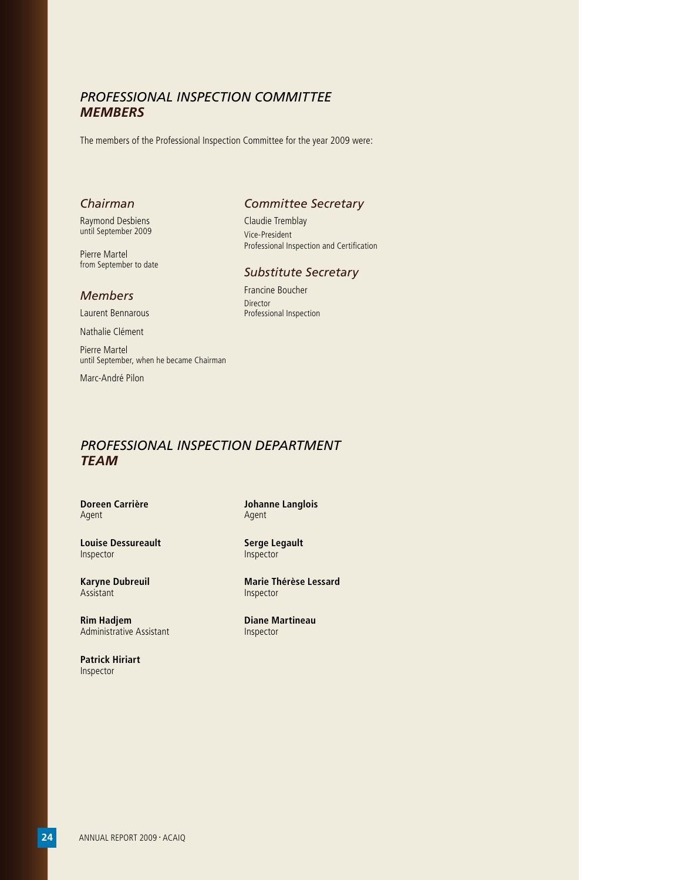## *PROFESSIONAL INSPECTION COMMITTEE* ***MEMBERS***

The members of the Professional Inspection Committee for the year 2009 were:

### *Chairman*

Raymond Desbiens
until September 2009

Pierre Martel
from September to date

### *Members*

Laurent Bennarous

Nathalie Clément

Pierre Martel
until September, when he became Chairman

Marc-André Pilon

### *Committee Secretary*

Claudie Tremblay
Vice-President
Professional Inspection and Certification

### *Substitute Secretary*

Francine Boucher
Director
Professional Inspection

## *PROFESSIONAL INSPECTION DEPARTMENT* ***TEAM***

**Doreen Carrière**
Agent

**Louise Dessureault**
Inspector

**Karyne Dubreuil**
Assistant

**Rim Hadjem**
Administrative Assistant

**Patrick Hiriart**
Inspector

**Johanne Langlois**
Agent

**Serge Legault**
Inspector

**Marie Thérèse Lessard**
Inspector

**Diane Martineau**
Inspector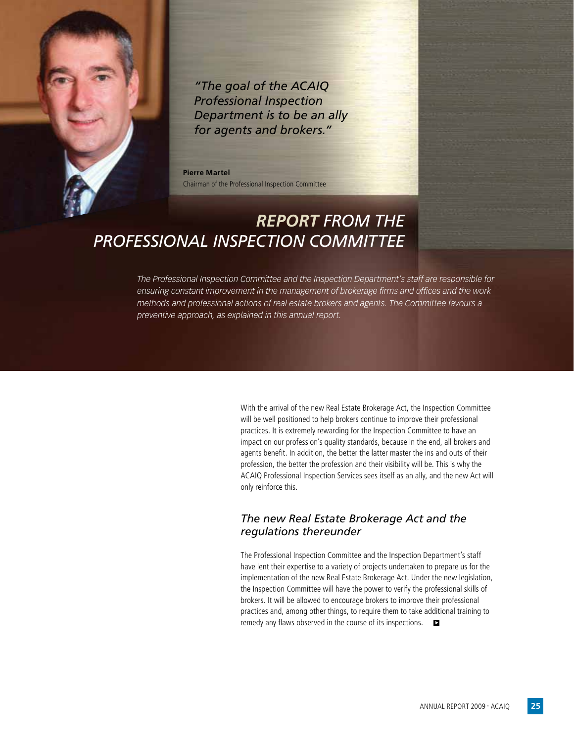*"The goal of the ACAIQ Professional Inspection Department is to be an ally for agents and brokers."*

**Pierre Martel**
Chairman of the Professional Inspection Committee

# *REPORT FROM THE PROFESSIONAL INSPECTION COMMITTEE*

*The Professional Inspection Committee and the Inspection Department's staff are responsible for ensuring constant improvement in the management of brokerage firms and offices and the work methods and professional actions of real estate brokers and agents. The Committee favours a preventive approach, as explained in this annual report.*

With the arrival of the new Real Estate Brokerage Act, the Inspection Committee will be well positioned to help brokers continue to improve their professional practices. It is extremely rewarding for the Inspection Committee to have an impact on our profession's quality standards, because in the end, all brokers and agents benefit. In addition, the better the latter master the ins and outs of their profession, the better the profession and their visibility will be. This is why the ACAIQ Professional Inspection Services sees itself as an ally, and the new Act will only reinforce this.

## *The new Real Estate Brokerage Act and the regulations thereunder*

The Professional Inspection Committee and the Inspection Department's staff have lent their expertise to a variety of projects undertaken to prepare us for the implementation of the new Real Estate Brokerage Act. Under the new legislation, the Inspection Committee will have the power to verify the professional skills of brokers. It will be allowed to encourage brokers to improve their professional practices and, among other things, to require them to take additional training to remedy any flaws observed in the course of its inspections.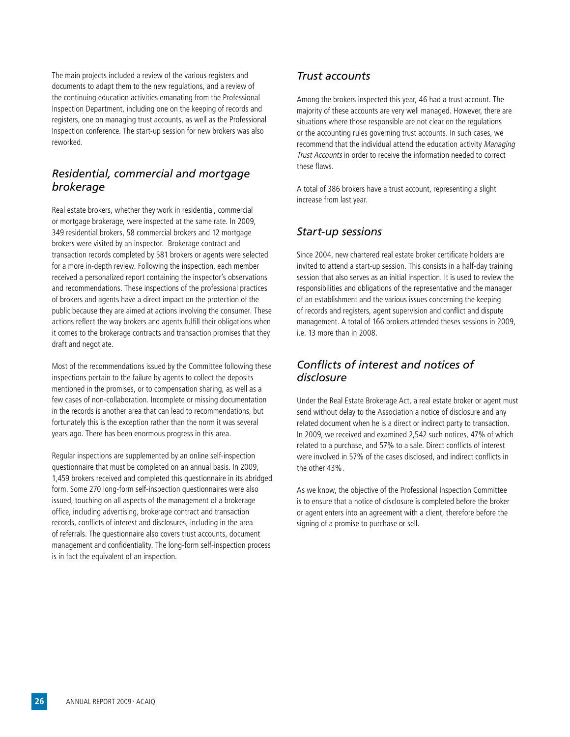The main projects included a review of the various registers and documents to adapt them to the new regulations, and a review of the continuing education activities emanating from the Professional Inspection Department, including one on the keeping of records and registers, one on managing trust accounts, as well as the Professional Inspection conference. The start-up session for new brokers was also reworked.

## *Residential, commercial and mortgage brokerage*

Real estate brokers, whether they work in residential, commercial or mortgage brokerage, were inspected at the same rate. In 2009, 349 residential brokers, 58 commercial brokers and 12 mortgage brokers were visited by an inspector. Brokerage contract and transaction records completed by 581 brokers or agents were selected for a more in-depth review. Following the inspection, each member received a personalized report containing the inspector's observations and recommendations. These inspections of the professional practices of brokers and agents have a direct impact on the protection of the public because they are aimed at actions involving the consumer. These actions reflect the way brokers and agents fulfill their obligations when it comes to the brokerage contracts and transaction promises that they draft and negotiate.

Most of the recommendations issued by the Committee following these inspections pertain to the failure by agents to collect the deposits mentioned in the promises, or to compensation sharing, as well as a few cases of non-collaboration. Incomplete or missing documentation in the records is another area that can lead to recommendations, but fortunately this is the exception rather than the norm it was several years ago. There has been enormous progress in this area.

Regular inspections are supplemented by an online self-inspection questionnaire that must be completed on an annual basis. In 2009, 1,459 brokers received and completed this questionnaire in its abridged form. Some 270 long-form self-inspection questionnaires were also issued, touching on all aspects of the management of a brokerage office, including advertising, brokerage contract and transaction records, conflicts of interest and disclosures, including in the area of referrals. The questionnaire also covers trust accounts, document management and confidentiality. The long-form self-inspection process is in fact the equivalent of an inspection.

## *Trust accounts*

Among the brokers inspected this year, 46 had a trust account. The majority of these accounts are very well managed. However, there are situations where those responsible are not clear on the regulations or the accounting rules governing trust accounts. In such cases, we recommend that the individual attend the education activity *Managing Trust Accounts* in order to receive the information needed to correct these flaws.

A total of 386 brokers have a trust account, representing a slight increase from last year.

## *Start-up sessions*

Since 2004, new chartered real estate broker certificate holders are invited to attend a start-up session. This consists in a half-day training session that also serves as an initial inspection. It is used to review the responsibilities and obligations of the representative and the manager of an establishment and the various issues concerning the keeping of records and registers, agent supervision and conflict and dispute management. A total of 166 brokers attended theses sessions in 2009, i.e. 13 more than in 2008.

## *Conflicts of interest and notices of disclosure*

Under the Real Estate Brokerage Act, a real estate broker or agent must send without delay to the Association a notice of disclosure and any related document when he is a direct or indirect party to transaction. In 2009, we received and examined 2,542 such notices, 47% of which related to a purchase, and 57% to a sale. Direct conflicts of interest were involved in 57% of the cases disclosed, and indirect conflicts in the other 43%.

As we know, the objective of the Professional Inspection Committee is to ensure that a notice of disclosure is completed before the broker or agent enters into an agreement with a client, therefore before the signing of a promise to purchase or sell.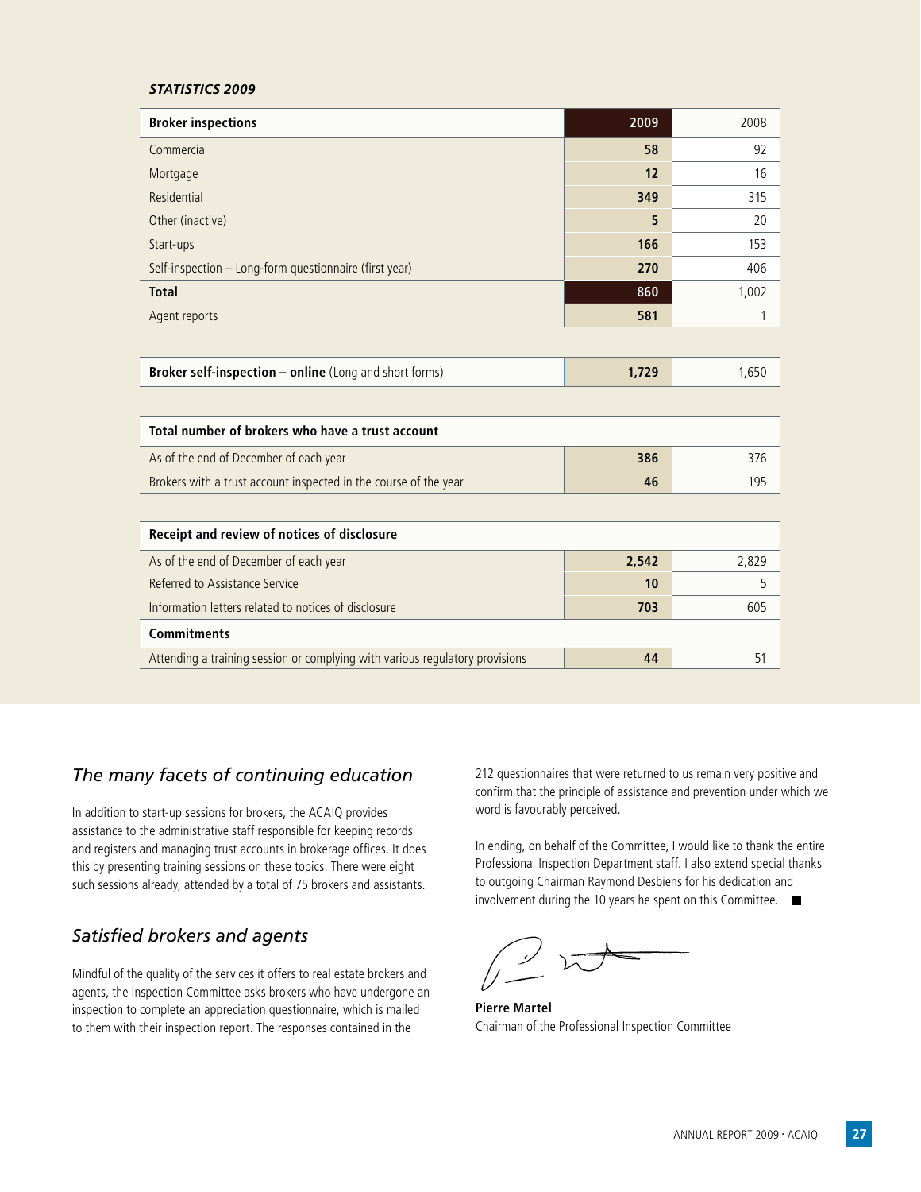***STATISTICS 2009***

| **Broker inspections** | **2009** | 2008 |
|---|---|---|
| Commercial | **58** | 92 |
| Mortgage | **12** | 16 |
| Residential | **349** | 315 |
| Other (inactive) | **5** | 20 |
| Start-ups | **166** | 153 |
| Self-inspection – Long-form questionnaire (first year) | **270** | 406 |
| **Total** | **860** | 1,002 |
| Agent reports | **581** | 1 |

| **Broker self-inspection – online** (Long and short forms) | **1,729** | 1,650 |
|---|---|---|

| **Total number of brokers who have a trust account** | | |
|---|---|---|
| As of the end of December of each year | **386** | 376 |
| Brokers with a trust account inspected in the course of the year | **46** | 195 |

| **Receipt and review of notices of disclosure** | | |
|---|---|---|
| As of the end of December of each year | **2,542** | 2,829 |
| Referred to Assistance Service | **10** | 5 |
| Information letters related to notices of disclosure | **703** | 605 |
| **Commitments** | | |
| Attending a training session or complying with various regulatory provisions | **44** | 51 |

## *The many facets of continuing education*

In addition to start-up sessions for brokers, the ACAIQ provides assistance to the administrative staff responsible for keeping records and registers and managing trust accounts in brokerage offices. It does this by presenting training sessions on these topics. There were eight such sessions already, attended by a total of 75 brokers and assistants.

## *Satisfied brokers and agents*

Mindful of the quality of the services it offers to real estate brokers and agents, the Inspection Committee asks brokers who have undergone an inspection to complete an appreciation questionnaire, which is mailed to them with their inspection report. The responses contained in the 212 questionnaires that were returned to us remain very positive and confirm that the principle of assistance and prevention under which we word is favourably perceived.

In ending, on behalf of the Committee, I would like to thank the entire Professional Inspection Department staff. I also extend special thanks to outgoing Chairman Raymond Desbiens for his dedication and involvement during the 10 years he spent on this Committee. ■

**Pierre Martel**
Chairman of the Professional Inspection Committee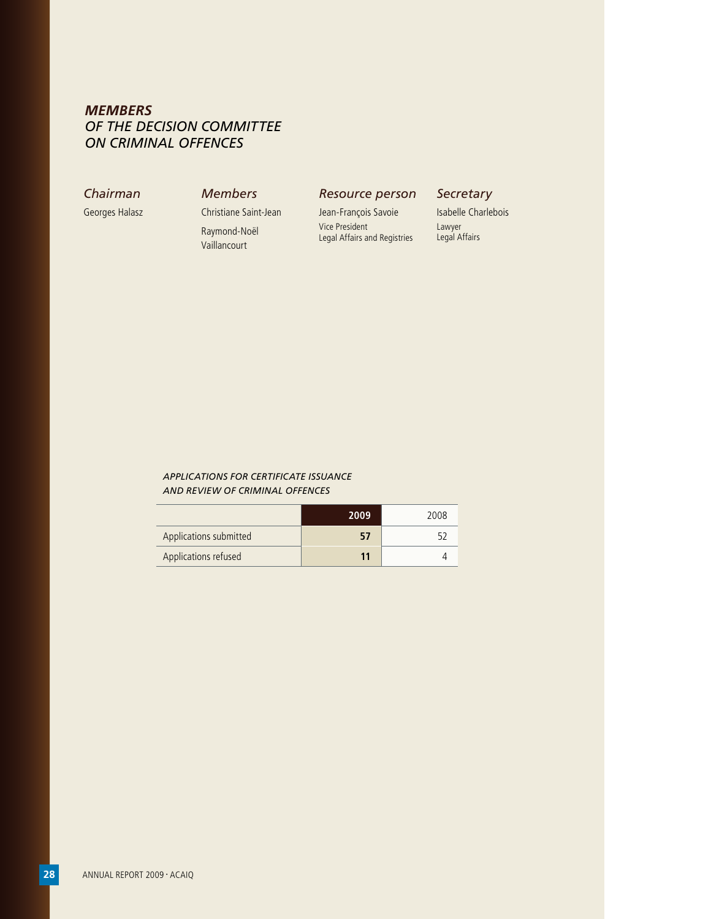## *MEMBERS OF THE DECISION COMMITTEE ON CRIMINAL OFFENCES*

*Chairman*

Georges Halasz

*Members*

Christiane Saint-Jean

Raymond-Noël Vaillancourt

*Resource person*

Jean-François Savoie
Vice President
Legal Affairs and Registries

*Secretary*

Isabelle Charlebois
Lawyer
Legal Affairs

*APPLICATIONS FOR CERTIFICATE ISSUANCE AND REVIEW OF CRIMINAL OFFENCES*

| | **2009** | 2008 |
|---|---|---|
| Applications submitted | **57** | 52 |
| Applications refused | **11** | 4 |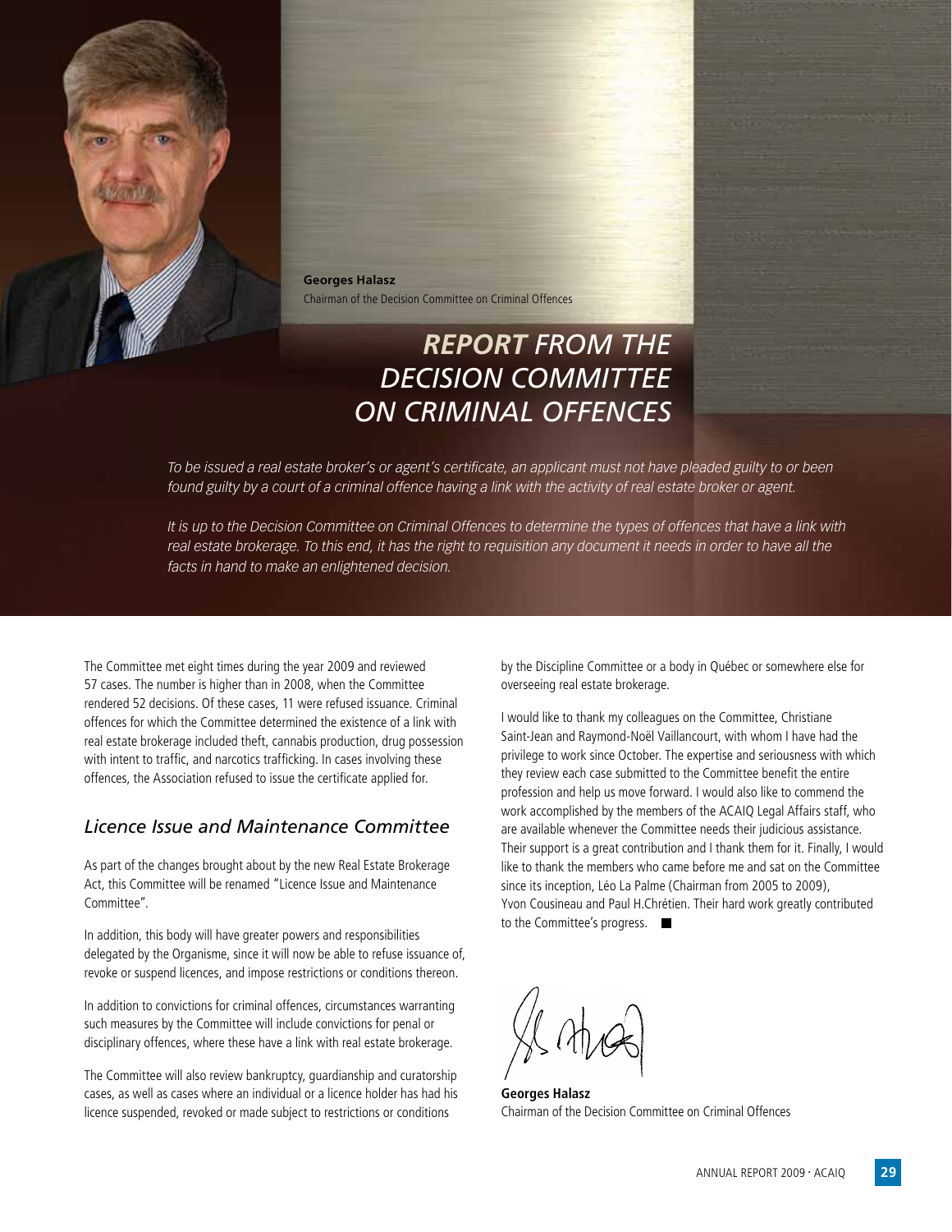**Georges Halasz**
Chairman of the Decision Committee on Criminal Offences

# *REPORT FROM THE DECISION COMMITTEE ON CRIMINAL OFFENCES*

*To be issued a real estate broker's or agent's certificate, an applicant must not have pleaded guilty to or been found guilty by a court of a criminal offence having a link with the activity of real estate broker or agent.*

*It is up to the Decision Committee on Criminal Offences to determine the types of offences that have a link with real estate brokerage. To this end, it has the right to requisition any document it needs in order to have all the facts in hand to make an enlightened decision.*

The Committee met eight times during the year 2009 and reviewed 57 cases. The number is higher than in 2008, when the Committee rendered 52 decisions. Of these cases, 11 were refused issuance. Criminal offences for which the Committee determined the existence of a link with real estate brokerage included theft, cannabis production, drug possession with intent to traffic, and narcotics trafficking. In cases involving these offences, the Association refused to issue the certificate applied for.

## *Licence Issue and Maintenance Committee*

As part of the changes brought about by the new Real Estate Brokerage Act, this Committee will be renamed "Licence Issue and Maintenance Committee".

In addition, this body will have greater powers and responsibilities delegated by the Organisme, since it will now be able to refuse issuance of, revoke or suspend licences, and impose restrictions or conditions thereon.

In addition to convictions for criminal offences, circumstances warranting such measures by the Committee will include convictions for penal or disciplinary offences, where these have a link with real estate brokerage.

The Committee will also review bankruptcy, guardianship and curatorship cases, as well as cases where an individual or a licence holder has had his licence suspended, revoked or made subject to restrictions or conditions by the Discipline Committee or a body in Québec or somewhere else for overseeing real estate brokerage.

I would like to thank my colleagues on the Committee, Christiane Saint-Jean and Raymond-Noël Vaillancourt, with whom I have had the privilege to work since October. The expertise and seriousness with which they review each case submitted to the Committee benefit the entire profession and help us move forward. I would also like to commend the work accomplished by the members of the ACAIQ Legal Affairs staff, who are available whenever the Committee needs their judicious assistance. Their support is a great contribution and I thank them for it. Finally, I would like to thank the members who came before me and sat on the Committee since its inception, Léo La Palme (Chairman from 2005 to 2009), Yvon Cousineau and Paul H.Chrétien. Their hard work greatly contributed to the Committee's progress. ■

**Georges Halasz**
Chairman of the Decision Committee on Criminal Offences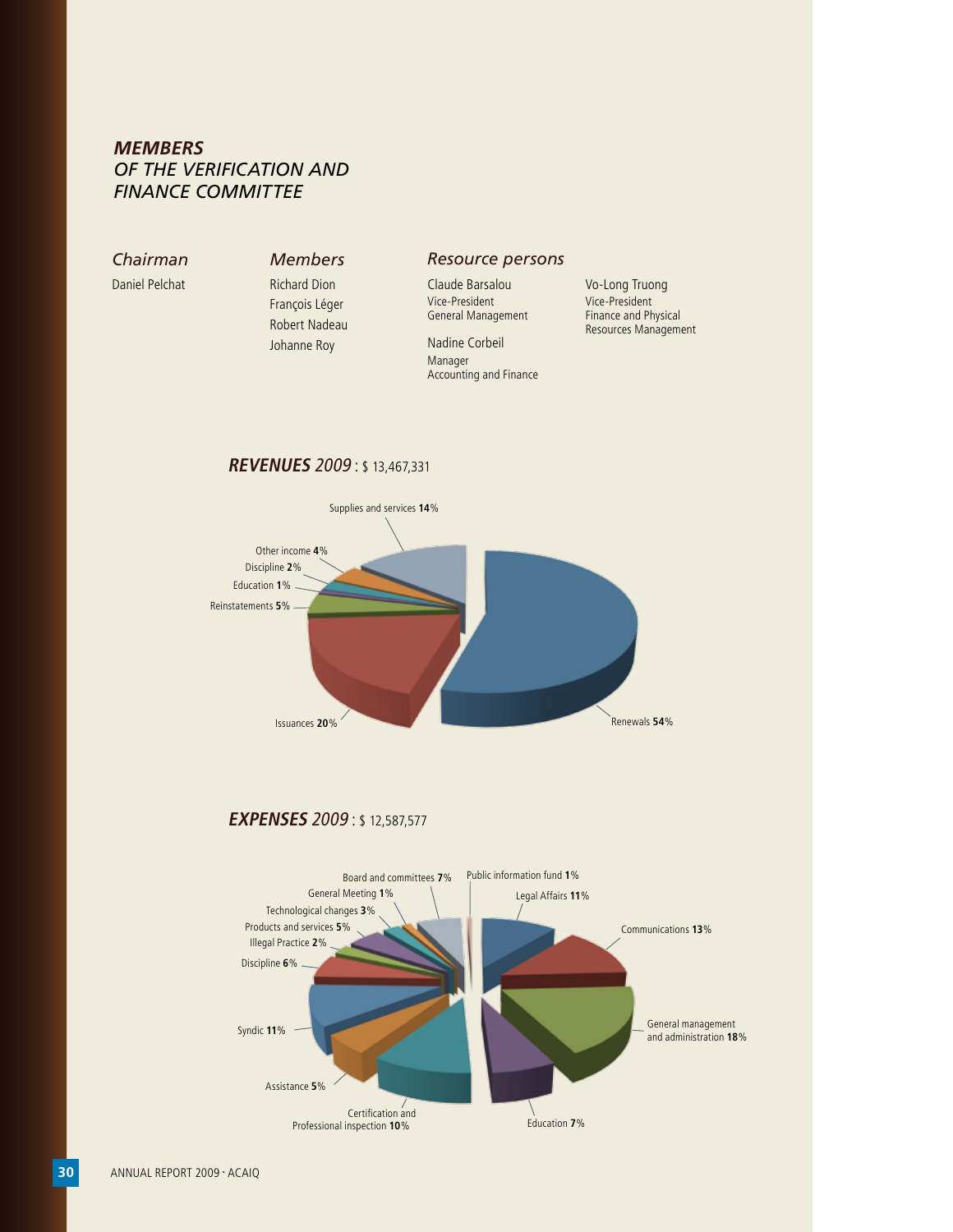## *MEMBERS OF THE VERIFICATION AND FINANCE COMMITTEE*

*Chairman*

Daniel Pelchat

*Members*

Richard Dion
François Léger
Robert Nadeau
Johanne Roy

*Resource persons*

Claude Barsalou
Vice-President
General Management

Nadine Corbeil
Manager
Accounting and Finance

Vo-Long Truong
Vice-President
Finance and Physical Resources Management

### ***REVENUES** 2009* : $ 13,467,331

- Renewals **54**%
- Issuances **20**%
- Reinstatements **5**%
- Education **1**%
- Discipline **2**%
- Other income **4**%
- Supplies and services **14**%

### ***EXPENSES** 2009* : $ 12,587,577

- Public information fund **1**%
- Legal Affairs **11**%
- Communications **13**%
- General management and administration **18**%
- Education **7**%
- Certification and Professional inspection **10**%
- Assistance **5**%
- Syndic **11**%
- Discipline **6**%
- Illegal Practice **2**%
- Products and services **5**%
- Technological changes **3**%
- General Meeting **1**%
- Board and committees **7**%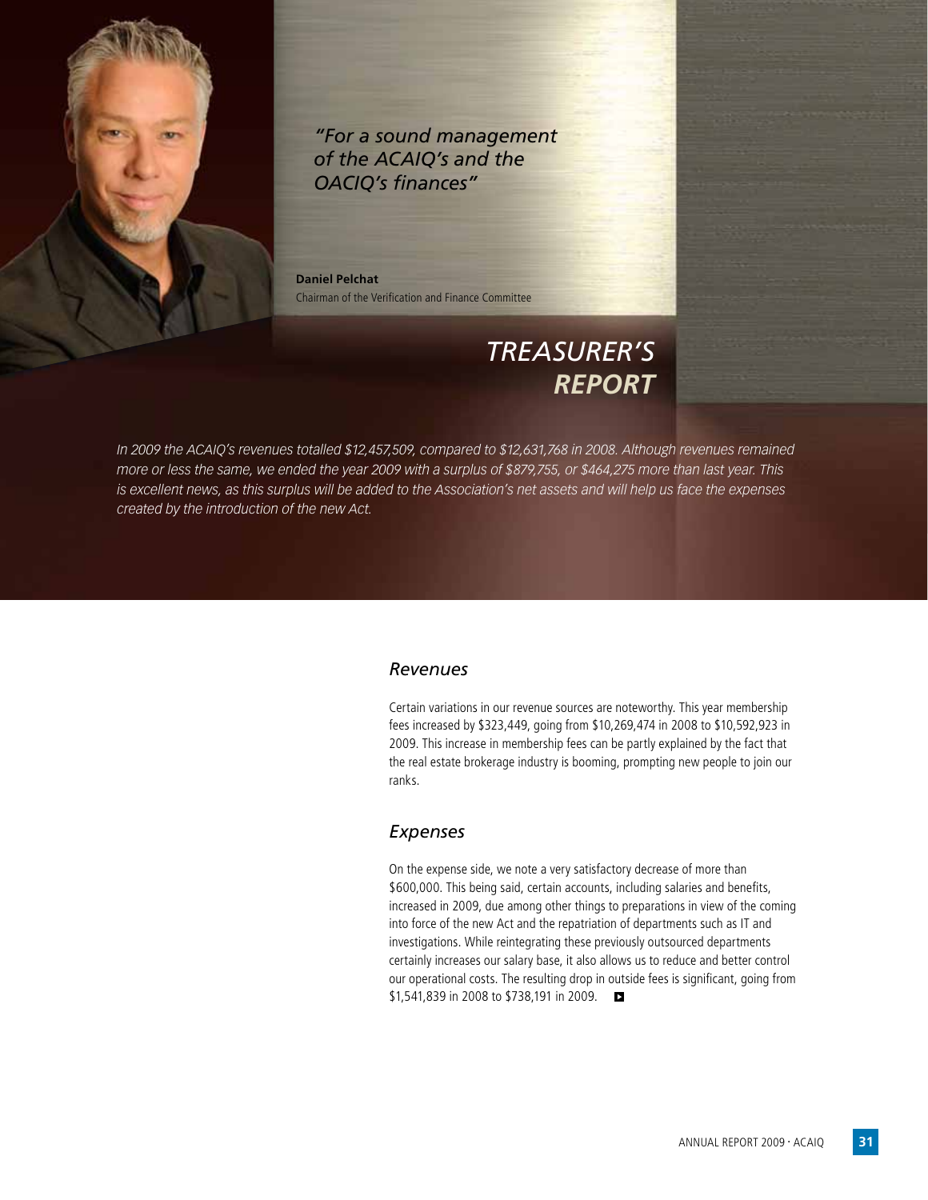*"For a sound management of the ACAIQ's and the OACIQ's finances"*

**Daniel Pelchat**
Chairman of the Verification and Finance Committee

# *TREASURER'S REPORT*

*In 2009 the ACAIQ's revenues totalled $12,457,509, compared to $12,631,768 in 2008. Although revenues remained more or less the same, we ended the year 2009 with a surplus of $879,755, or $464,275 more than last year. This is excellent news, as this surplus will be added to the Association's net assets and will help us face the expenses created by the introduction of the new Act.*

## *Revenues*

Certain variations in our revenue sources are noteworthy. This year membership fees increased by $323,449, going from $10,269,474 in 2008 to $10,592,923 in 2009. This increase in membership fees can be partly explained by the fact that the real estate brokerage industry is booming, prompting new people to join our ranks.

## *Expenses*

On the expense side, we note a very satisfactory decrease of more than $600,000. This being said, certain accounts, including salaries and benefits, increased in 2009, due among other things to preparations in view of the coming into force of the new Act and the repatriation of departments such as IT and investigations. While reintegrating these previously outsourced departments certainly increases our salary base, it also allows us to reduce and better control our operational costs. The resulting drop in outside fees is significant, going from $1,541,839 in 2008 to $738,191 in 2009.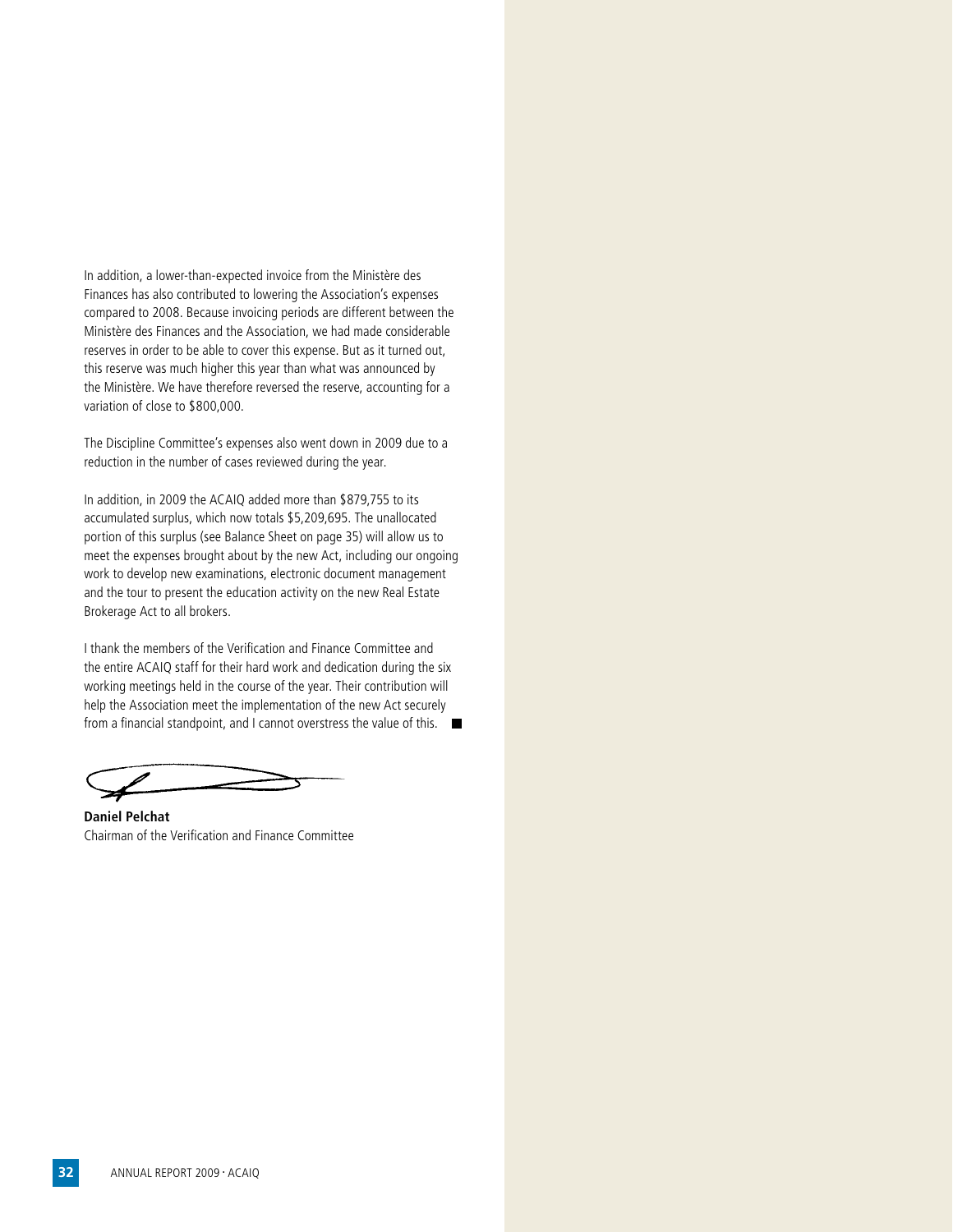In addition, a lower-than-expected invoice from the Ministère des Finances has also contributed to lowering the Association's expenses compared to 2008. Because invoicing periods are different between the Ministère des Finances and the Association, we had made considerable reserves in order to be able to cover this expense. But as it turned out, this reserve was much higher this year than what was announced by the Ministère. We have therefore reversed the reserve, accounting for a variation of close to \$800,000.

The Discipline Committee's expenses also went down in 2009 due to a reduction in the number of cases reviewed during the year.

In addition, in 2009 the ACAIQ added more than \$879,755 to its accumulated surplus, which now totals \$5,209,695. The unallocated portion of this surplus (see Balance Sheet on page 35) will allow us to meet the expenses brought about by the new Act, including our ongoing work to develop new examinations, electronic document management and the tour to present the education activity on the new Real Estate Brokerage Act to all brokers.

I thank the members of the Verification and Finance Committee and the entire ACAIQ staff for their hard work and dedication during the six working meetings held in the course of the year. Their contribution will help the Association meet the implementation of the new Act securely from a financial standpoint, and I cannot overstress the value of this. ■

**Daniel Pelchat**
Chairman of the Verification and Finance Committee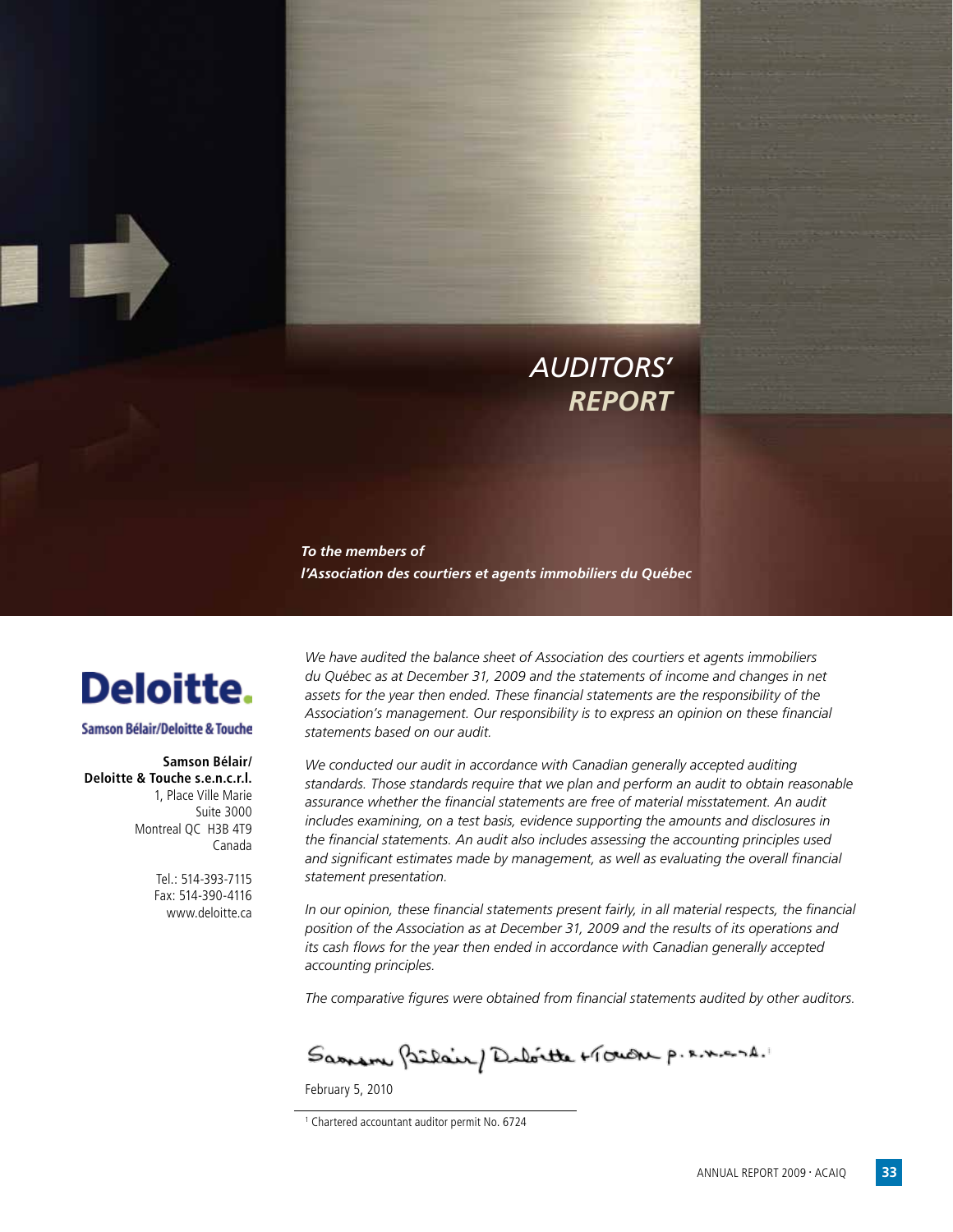# AUDITORS' REPORT

***To the members of l'Association des courtiers et agents immobiliers du Québec***

**Deloitte.**

Samson Bélair/Deloitte & Touche

**Samson Bélair/ Deloitte & Touche s.e.n.c.r.l.**
1, Place Ville Marie
Suite 3000
Montreal QC H3B 4T9
Canada

Tel.: 514-393-7115
Fax: 514-390-4116
www.deloitte.ca

*We have audited the balance sheet of Association des courtiers et agents immobiliers du Québec as at December 31, 2009 and the statements of income and changes in net assets for the year then ended. These financial statements are the responsibility of the Association's management. Our responsibility is to express an opinion on these financial statements based on our audit.*

*We conducted our audit in accordance with Canadian generally accepted auditing standards. Those standards require that we plan and perform an audit to obtain reasonable assurance whether the financial statements are free of material misstatement. An audit includes examining, on a test basis, evidence supporting the amounts and disclosures in the financial statements. An audit also includes assessing the accounting principles used and significant estimates made by management, as well as evaluating the overall financial statement presentation.*

*In our opinion, these financial statements present fairly, in all material respects, the financial position of the Association as at December 31, 2009 and the results of its operations and its cash flows for the year then ended in accordance with Canadian generally accepted accounting principles.*

*The comparative figures were obtained from financial statements audited by other auditors.*

Samson Bélair/Deloitte & Touche s.e.n.c.r.l.[1]

February 5, 2010

[1] Chartered accountant auditor permit No. 6724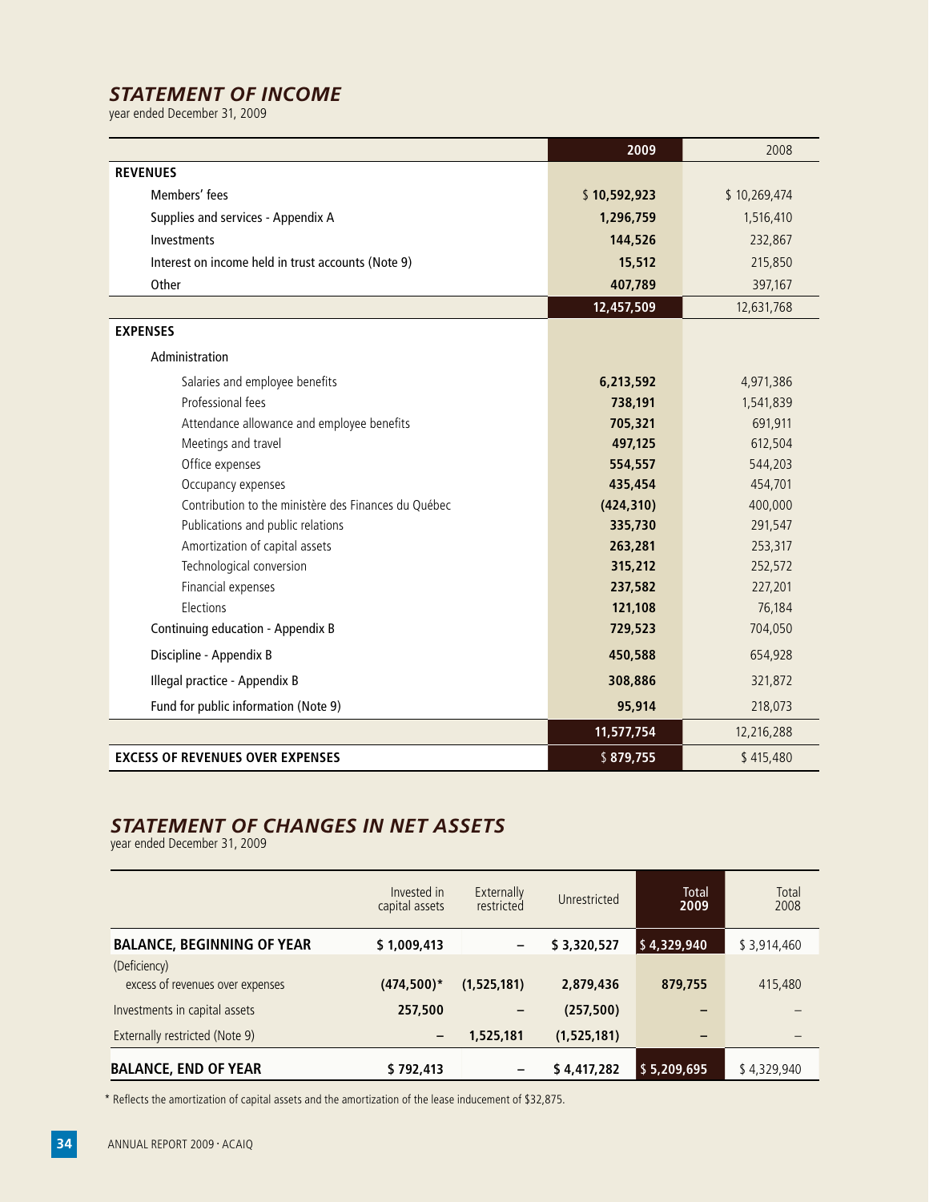## *STATEMENT OF INCOME*

year ended December 31, 2009

| | 2009 | 2008 |
|---|---|---|
| **REVENUES** | | |
| Members' fees | $ **10,592,923** | $ 10,269,474 |
| Supplies and services - Appendix A | **1,296,759** | 1,516,410 |
| Investments | **144,526** | 232,867 |
| Interest on income held in trust accounts (Note 9) | **15,512** | 215,850 |
| Other | **407,789** | 397,167 |
| | **12,457,509** | 12,631,768 |
| **EXPENSES** | | |
| Administration | | |
| Salaries and employee benefits | **6,213,592** | 4,971,386 |
| Professional fees | **738,191** | 1,541,839 |
| Attendance allowance and employee benefits | **705,321** | 691,911 |
| Meetings and travel | **497,125** | 612,504 |
| Office expenses | **554,557** | 544,203 |
| Occupancy expenses | **435,454** | 454,701 |
| Contribution to the ministère des Finances du Québec | **(424,310)** | 400,000 |
| Publications and public relations | **335,730** | 291,547 |
| Amortization of capital assets | **263,281** | 253,317 |
| Technological conversion | **315,212** | 252,572 |
| Financial expenses | **237,582** | 227,201 |
| Elections | **121,108** | 76,184 |
| Continuing education - Appendix B | **729,523** | 704,050 |
| Discipline - Appendix B | **450,588** | 654,928 |
| Illegal practice - Appendix B | **308,886** | 321,872 |
| Fund for public information (Note 9) | **95,914** | 218,073 |
| | **11,577,754** | 12,216,288 |
| **EXCESS OF REVENUES OVER EXPENSES** | $ **879,755** | $ 415,480 |

## *STATEMENT OF CHANGES IN NET ASSETS*

year ended December 31, 2009

| | Invested in capital assets | Externally restricted | Unrestricted | Total 2009 | Total 2008 |
|---|---|---|---|---|---|
| **BALANCE, BEGINNING OF YEAR** | **$ 1,009,413** | **–** | **$ 3,320,527** | **$ 4,329,940** | $ 3,914,460 |
| (Deficiency) excess of revenues over expenses | **(474,500)*** | **(1,525,181)** | **2,879,436** | **879,755** | 415,480 |
| Investments in capital assets | **257,500** | **–** | **(257,500)** | **–** | – |
| Externally restricted (Note 9) | **–** | **1,525,181** | **(1,525,181)** | **–** | – |
| **BALANCE, END OF YEAR** | **$ 792,413** | **–** | **$ 4,417,282** | **$ 5,209,695** | $ 4,329,940 |

* Reflects the amortization of capital assets and the amortization of the lease inducement of $32,875.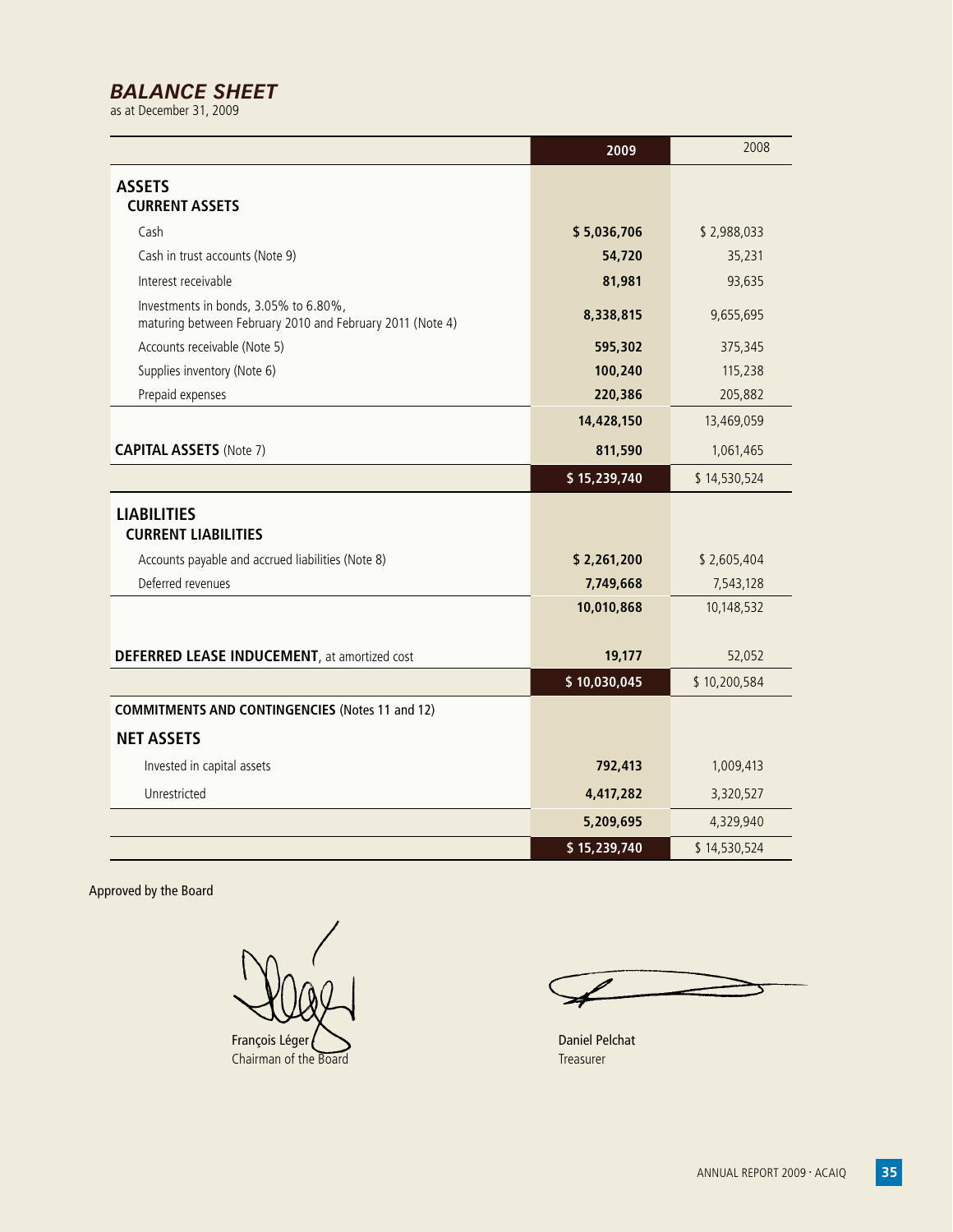## *BALANCE SHEET*

as at December 31, 2009

| | 2009 | 2008 |
|---|---|---|
| **ASSETS** | | |
| **CURRENT ASSETS** | | |
| Cash | **$ 5,036,706** | $ 2,988,033 |
| Cash in trust accounts (Note 9) | **54,720** | 35,231 |
| Interest receivable | **81,981** | 93,635 |
| Investments in bonds, 3.05% to 6.80%, maturing between February 2010 and February 2011 (Note 4) | **8,338,815** | 9,655,695 |
| Accounts receivable (Note 5) | **595,302** | 375,345 |
| Supplies inventory (Note 6) | **100,240** | 115,238 |
| Prepaid expenses | **220,386** | 205,882 |
| | **14,428,150** | 13,469,059 |
| **CAPITAL ASSETS** (Note 7) | **811,590** | 1,061,465 |
| | **$ 15,239,740** | $ 14,530,524 |
| **LIABILITIES** | | |
| **CURRENT LIABILITIES** | | |
| Accounts payable and accrued liabilities (Note 8) | **$ 2,261,200** | $ 2,605,404 |
| Deferred revenues | **7,749,668** | 7,543,128 |
| | **10,010,868** | 10,148,532 |
| **DEFERRED LEASE INDUCEMENT**, at amortized cost | **19,177** | 52,052 |
| | **$ 10,030,045** | $ 10,200,584 |
| **COMMITMENTS AND CONTINGENCIES** (Notes 11 and 12) | | |
| **NET ASSETS** | | |
| Invested in capital assets | **792,413** | 1,009,413 |
| Unrestricted | **4,417,282** | 3,320,527 |
| | **5,209,695** | 4,329,940 |
| | **$ 15,239,740** | $ 14,530,524 |

Approved by the Board

François Léger
Chairman of the Board

Daniel Pelchat
Treasurer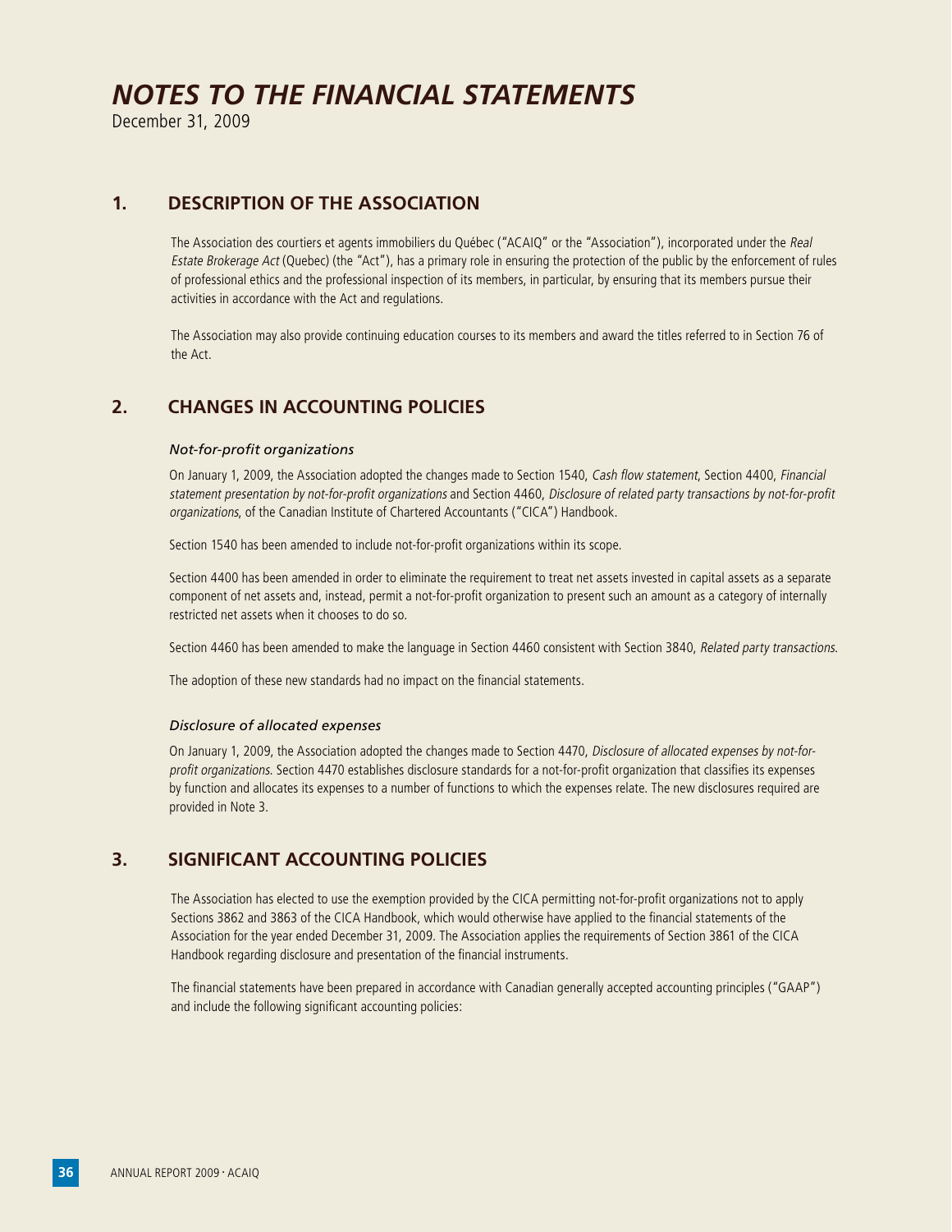# *NOTES TO THE FINANCIAL STATEMENTS*

December 31, 2009

## 1. DESCRIPTION OF THE ASSOCIATION

The Association des courtiers et agents immobiliers du Québec ("ACAIQ" or the "Association"), incorporated under the *Real Estate Brokerage Act* (Quebec) (the "Act"), has a primary role in ensuring the protection of the public by the enforcement of rules of professional ethics and the professional inspection of its members, in particular, by ensuring that its members pursue their activities in accordance with the Act and regulations.

The Association may also provide continuing education courses to its members and award the titles referred to in Section 76 of the Act.

## 2. CHANGES IN ACCOUNTING POLICIES

### *Not-for-profit organizations*

On January 1, 2009, the Association adopted the changes made to Section 1540, *Cash flow statement*, Section 4400, *Financial statement presentation by not-for-profit organizations* and Section 4460, *Disclosure of related party transactions by not-for-profit organizations*, of the Canadian Institute of Chartered Accountants ("CICA") Handbook.

Section 1540 has been amended to include not-for-profit organizations within its scope.

Section 4400 has been amended in order to eliminate the requirement to treat net assets invested in capital assets as a separate component of net assets and, instead, permit a not-for-profit organization to present such an amount as a category of internally restricted net assets when it chooses to do so.

Section 4460 has been amended to make the language in Section 4460 consistent with Section 3840, *Related party transactions*.

The adoption of these new standards had no impact on the financial statements.

### *Disclosure of allocated expenses*

On January 1, 2009, the Association adopted the changes made to Section 4470, *Disclosure of allocated expenses by not-for-profit organizations*. Section 4470 establishes disclosure standards for a not-for-profit organization that classifies its expenses by function and allocates its expenses to a number of functions to which the expenses relate. The new disclosures required are provided in Note 3.

## 3. SIGNIFICANT ACCOUNTING POLICIES

The Association has elected to use the exemption provided by the CICA permitting not-for-profit organizations not to apply Sections 3862 and 3863 of the CICA Handbook, which would otherwise have applied to the financial statements of the Association for the year ended December 31, 2009. The Association applies the requirements of Section 3861 of the CICA Handbook regarding disclosure and presentation of the financial instruments.

The financial statements have been prepared in accordance with Canadian generally accepted accounting principles ("GAAP") and include the following significant accounting policies: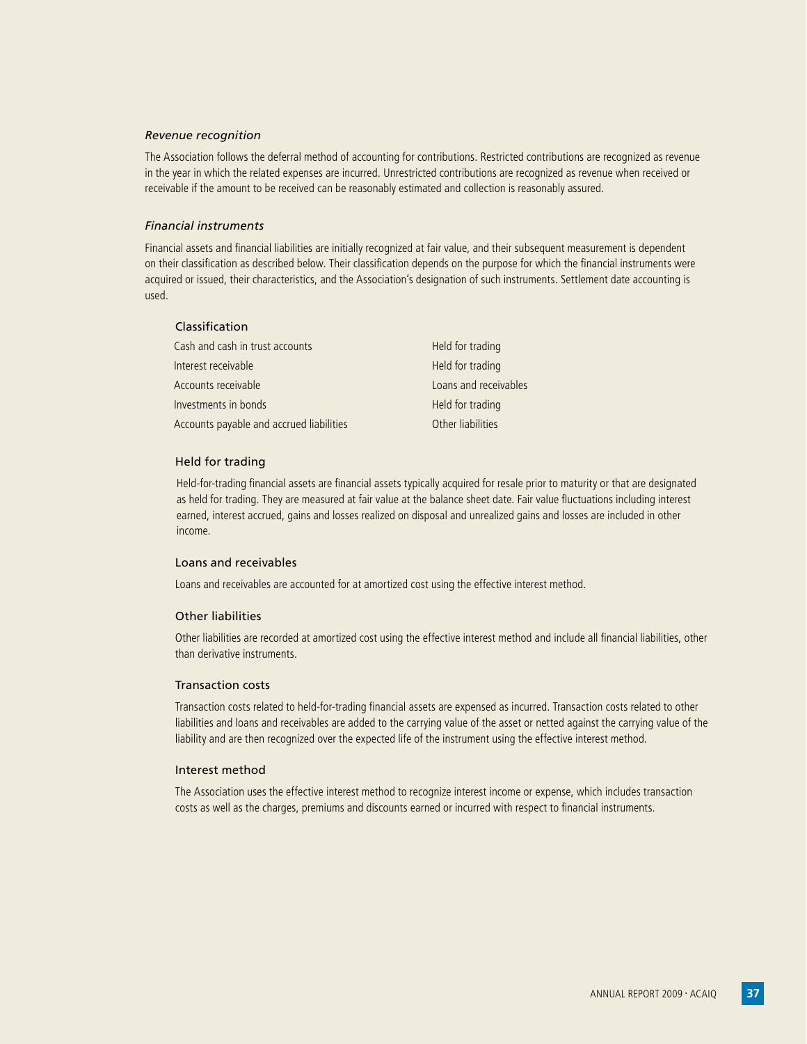### *Revenue recognition*

The Association follows the deferral method of accounting for contributions. Restricted contributions are recognized as revenue in the year in which the related expenses are incurred. Unrestricted contributions are recognized as revenue when received or receivable if the amount to be received can be reasonably estimated and collection is reasonably assured.

### *Financial instruments*

Financial assets and financial liabilities are initially recognized at fair value, and their subsequent measurement is dependent on their classification as described below. Their classification depends on the purpose for which the financial instruments were acquired or issued, their characteristics, and the Association's designation of such instruments. Settlement date accounting is used.

#### Classification

| | |
|---|---|
| Cash and cash in trust accounts | Held for trading |
| Interest receivable | Held for trading |
| Accounts receivable | Loans and receivables |
| Investments in bonds | Held for trading |
| Accounts payable and accrued liabilities | Other liabilities |

#### Held for trading

Held-for-trading financial assets are financial assets typically acquired for resale prior to maturity or that are designated as held for trading. They are measured at fair value at the balance sheet date. Fair value fluctuations including interest earned, interest accrued, gains and losses realized on disposal and unrealized gains and losses are included in other income.

#### Loans and receivables

Loans and receivables are accounted for at amortized cost using the effective interest method.

#### Other liabilities

Other liabilities are recorded at amortized cost using the effective interest method and include all financial liabilities, other than derivative instruments.

#### Transaction costs

Transaction costs related to held-for-trading financial assets are expensed as incurred. Transaction costs related to other liabilities and loans and receivables are added to the carrying value of the asset or netted against the carrying value of the liability and are then recognized over the expected life of the instrument using the effective interest method.

#### Interest method

The Association uses the effective interest method to recognize interest income or expense, which includes transaction costs as well as the charges, premiums and discounts earned or incurred with respect to financial instruments.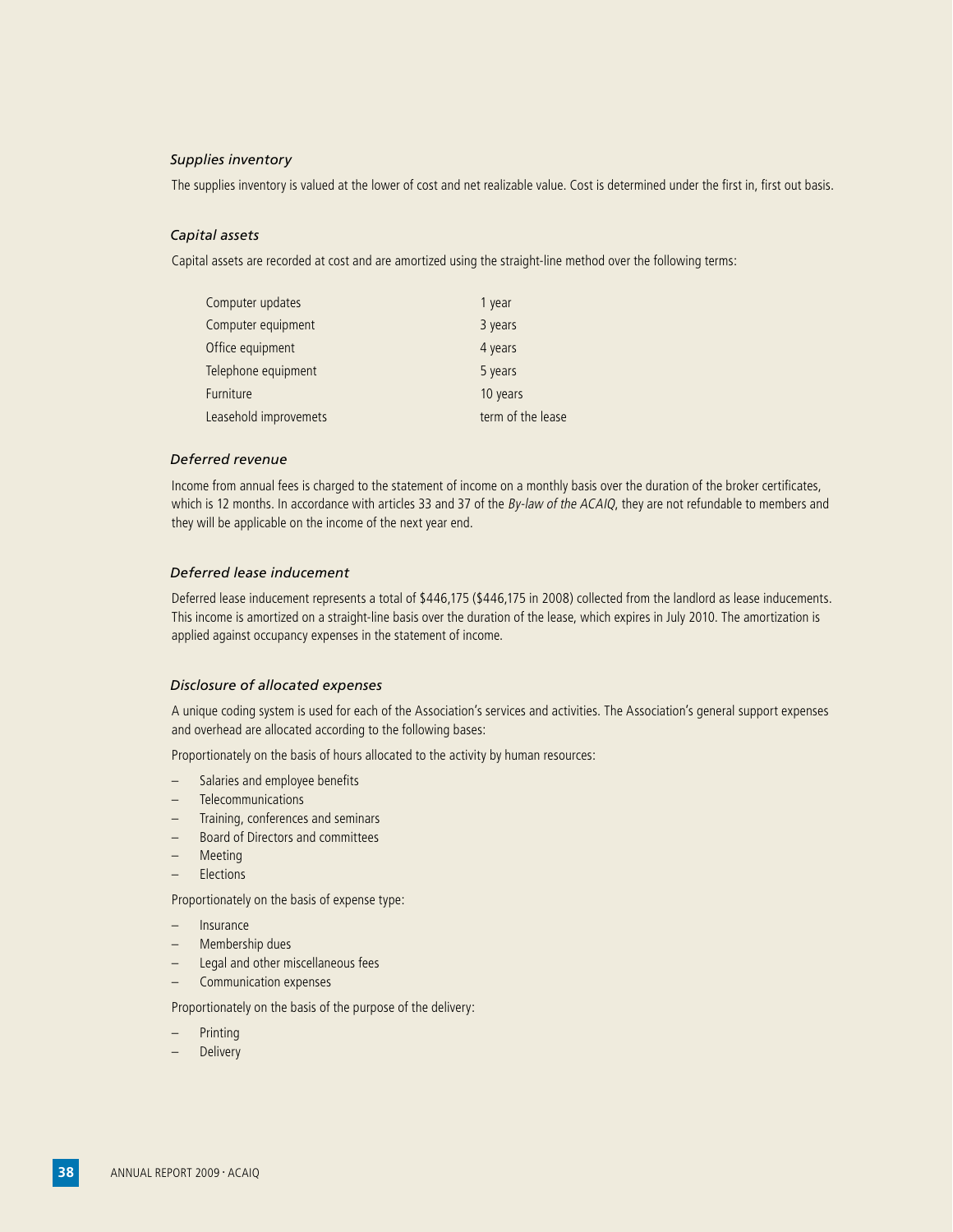*Supplies inventory*

The supplies inventory is valued at the lower of cost and net realizable value. Cost is determined under the first in, first out basis.

*Capital assets*

Capital assets are recorded at cost and are amortized using the straight-line method over the following terms:

| | |
|---|---|
| Computer updates | 1 year |
| Computer equipment | 3 years |
| Office equipment | 4 years |
| Telephone equipment | 5 years |
| Furniture | 10 years |
| Leasehold improvemets | term of the lease |

*Deferred revenue*

Income from annual fees is charged to the statement of income on a monthly basis over the duration of the broker certificates, which is 12 months. In accordance with articles 33 and 37 of the *By-law of the ACAIQ*, they are not refundable to members and they will be applicable on the income of the next year end.

*Deferred lease inducement*

Deferred lease inducement represents a total of $446,175 ($446,175 in 2008) collected from the landlord as lease inducements. This income is amortized on a straight-line basis over the duration of the lease, which expires in July 2010. The amortization is applied against occupancy expenses in the statement of income.

*Disclosure of allocated expenses*

A unique coding system is used for each of the Association's services and activities. The Association's general support expenses and overhead are allocated according to the following bases:

Proportionately on the basis of hours allocated to the activity by human resources:

- Salaries and employee benefits
- Telecommunications
- Training, conferences and seminars
- Board of Directors and committees
- Meeting
- Elections

Proportionately on the basis of expense type:

- Insurance
- Membership dues
- Legal and other miscellaneous fees
- Communication expenses

Proportionately on the basis of the purpose of the delivery:

- Printing
- Delivery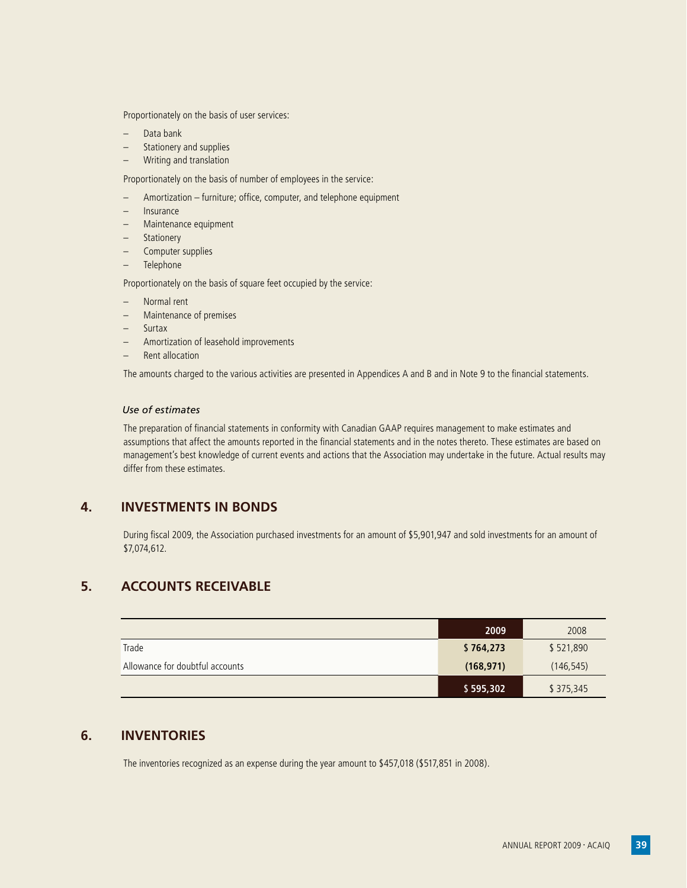Proportionately on the basis of user services:

- Data bank
- Stationery and supplies
- Writing and translation

Proportionately on the basis of number of employees in the service:

- Amortization – furniture; office, computer, and telephone equipment
- Insurance
- Maintenance equipment
- Stationery
- Computer supplies
- Telephone

Proportionately on the basis of square feet occupied by the service:

- Normal rent
- Maintenance of premises
- Surtax
- Amortization of leasehold improvements
- Rent allocation

The amounts charged to the various activities are presented in Appendices A and B and in Note 9 to the financial statements.

### *Use of estimates*

The preparation of financial statements in conformity with Canadian GAAP requires management to make estimates and assumptions that affect the amounts reported in the financial statements and in the notes thereto. These estimates are based on management's best knowledge of current events and actions that the Association may undertake in the future. Actual results may differ from these estimates.

## 4. INVESTMENTS IN BONDS

During fiscal 2009, the Association purchased investments for an amount of $5,901,947 and sold investments for an amount of $7,074,612.

## 5. ACCOUNTS RECEIVABLE

| | **2009** | 2008 |
|---|---|---|
| Trade | **$ 764,273** | $ 521,890 |
| Allowance for doubtful accounts | **(168,971)** | (146,545) |
| | **$ 595,302** | $ 375,345 |

## 6. INVENTORIES

The inventories recognized as an expense during the year amount to $457,018 ($517,851 in 2008).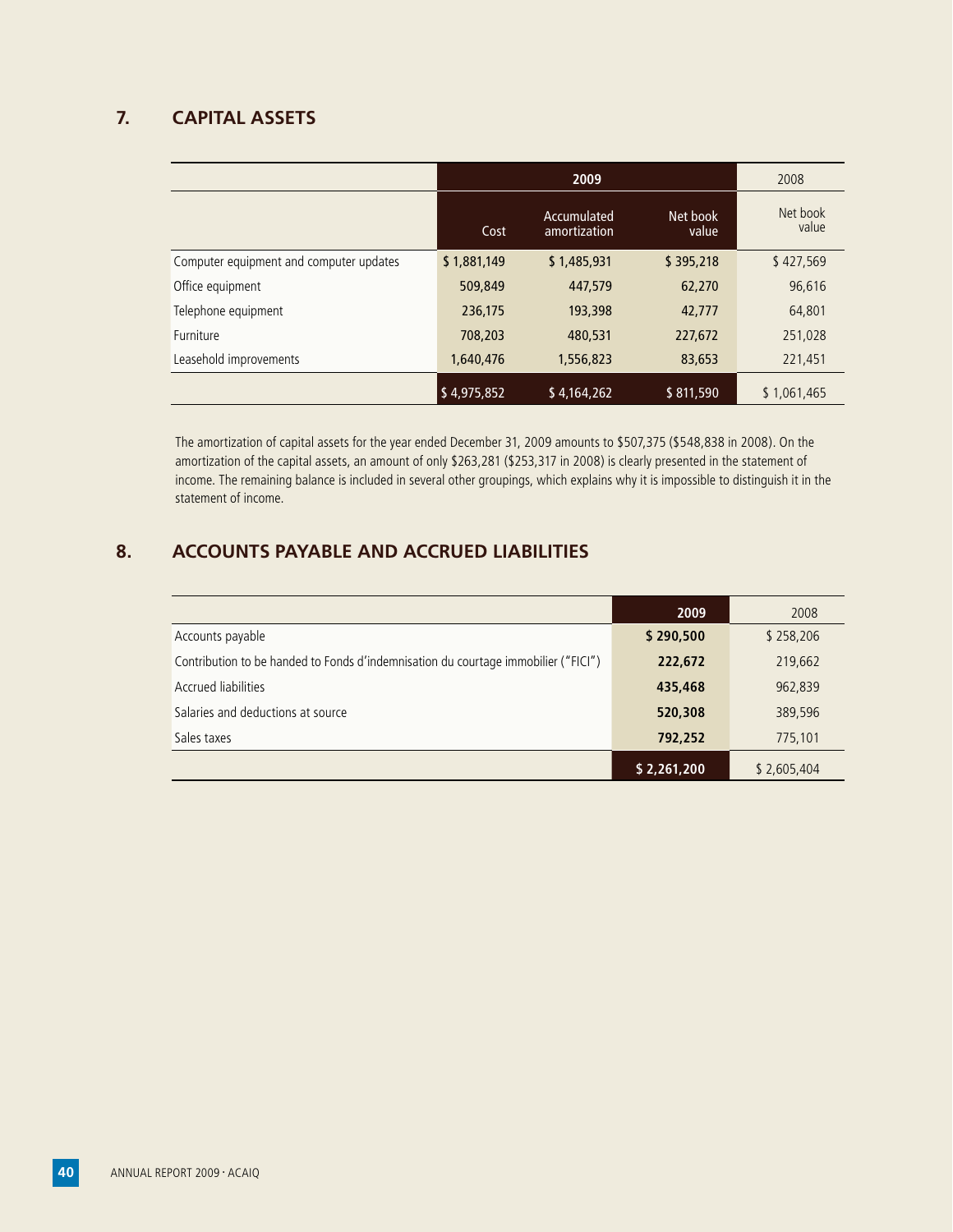## 7. CAPITAL ASSETS

| | 2009 | | | 2008 |
|---|---|---|---|---|
| | Cost | Accumulated amortization | Net book value | Net book value |
| Computer equipment and computer updates | $ 1,881,149 | $ 1,485,931 | $ 395,218 | $ 427,569 |
| Office equipment | 509,849 | 447,579 | 62,270 | 96,616 |
| Telephone equipment | 236,175 | 193,398 | 42,777 | 64,801 |
| Furniture | 708,203 | 480,531 | 227,672 | 251,028 |
| Leasehold improvements | 1,640,476 | 1,556,823 | 83,653 | 221,451 |
| | $ 4,975,852 | $ 4,164,262 | $ 811,590 | $ 1,061,465 |

The amortization of capital assets for the year ended December 31, 2009 amounts to $507,375 ($548,838 in 2008). On the amortization of the capital assets, an amount of only $263,281 ($253,317 in 2008) is clearly presented in the statement of income. The remaining balance is included in several other groupings, which explains why it is impossible to distinguish it in the statement of income.

## 8. ACCOUNTS PAYABLE AND ACCRUED LIABILITIES

| | 2009 | 2008 |
|---|---|---|
| Accounts payable | **$ 290,500** | $ 258,206 |
| Contribution to be handed to Fonds d'indemnisation du courtage immobilier ("FICI") | **222,672** | 219,662 |
| Accrued liabilities | **435,468** | 962,839 |
| Salaries and deductions at source | **520,308** | 389,596 |
| Sales taxes | **792,252** | 775,101 |
| | **$ 2,261,200** | $ 2,605,404 |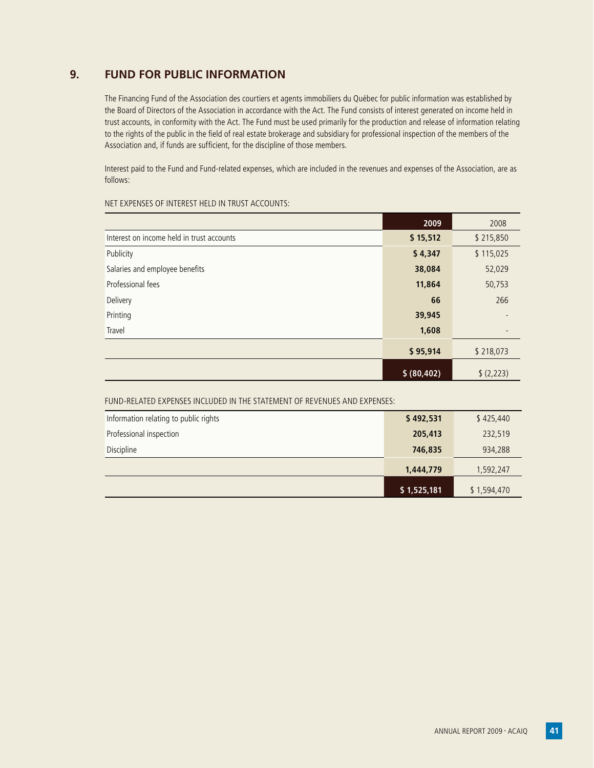## 9. FUND FOR PUBLIC INFORMATION

The Financing Fund of the Association des courtiers et agents immobiliers du Québec for public information was established by the Board of Directors of the Association in accordance with the Act. The Fund consists of interest generated on income held in trust accounts, in conformity with the Act. The Fund must be used primarily for the production and release of information relating to the rights of the public in the field of real estate brokerage and subsidiary for professional inspection of the members of the Association and, if funds are sufficient, for the discipline of those members.

Interest paid to the Fund and Fund-related expenses, which are included in the revenues and expenses of the Association, are as follows:

NET EXPENSES OF INTEREST HELD IN TRUST ACCOUNTS:

| | **2009** | 2008 |
|---|---|---|
| Interest on income held in trust accounts | **$ 15,512** | $ 215,850 |
| Publicity | **$ 4,347** | $ 115,025 |
| Salaries and employee benefits | **38,084** | 52,029 |
| Professional fees | **11,864** | 50,753 |
| Delivery | **66** | 266 |
| Printing | **39,945** | - |
| Travel | **1,608** | - |
| | **$ 95,914** | $ 218,073 |
| | **$ (80,402)** | $ (2,223) |

FUND-RELATED EXPENSES INCLUDED IN THE STATEMENT OF REVENUES AND EXPENSES:

| | **2009** | 2008 |
|---|---|---|
| Information relating to public rights | **$ 492,531** | $ 425,440 |
| Professional inspection | **205,413** | 232,519 |
| Discipline | **746,835** | 934,288 |
| | **1,444,779** | 1,592,247 |
| | **$ 1,525,181** | $ 1,594,470 |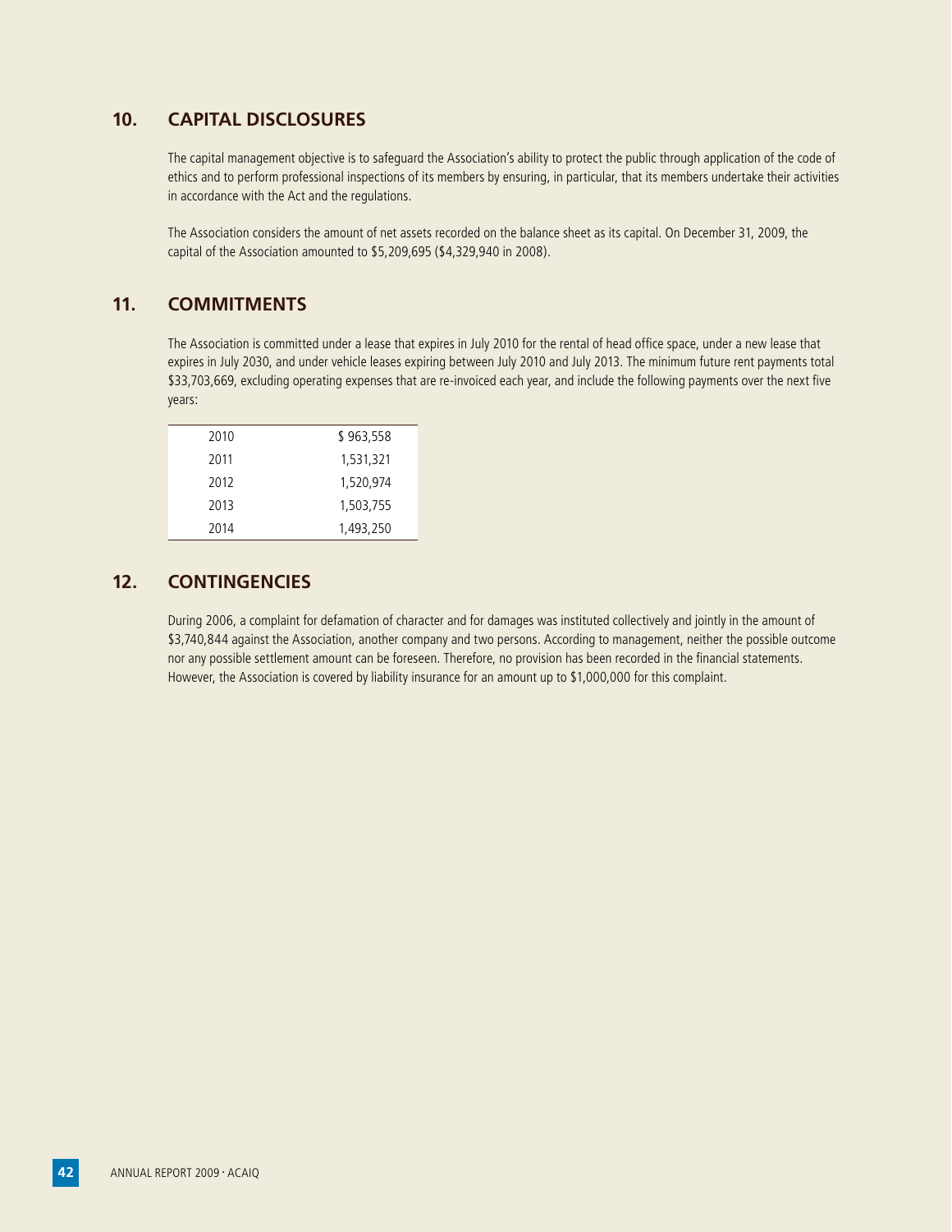## 10. CAPITAL DISCLOSURES

The capital management objective is to safeguard the Association's ability to protect the public through application of the code of ethics and to perform professional inspections of its members by ensuring, in particular, that its members undertake their activities in accordance with the Act and the regulations.

The Association considers the amount of net assets recorded on the balance sheet as its capital. On December 31, 2009, the capital of the Association amounted to $5,209,695 ($4,329,940 in 2008).

## 11. COMMITMENTS

The Association is committed under a lease that expires in July 2010 for the rental of head office space, under a new lease that expires in July 2030, and under vehicle leases expiring between July 2010 and July 2013. The minimum future rent payments total $33,703,669, excluding operating expenses that are re-invoiced each year, and include the following payments over the next five years:

| | |
|---|---|
| 2010 | $ 963,558 |
| 2011 | 1,531,321 |
| 2012 | 1,520,974 |
| 2013 | 1,503,755 |
| 2014 | 1,493,250 |

## 12. CONTINGENCIES

During 2006, a complaint for defamation of character and for damages was instituted collectively and jointly in the amount of $3,740,844 against the Association, another company and two persons. According to management, neither the possible outcome nor any possible settlement amount can be foreseen. Therefore, no provision has been recorded in the financial statements. However, the Association is covered by liability insurance for an amount up to $1,000,000 for this complaint.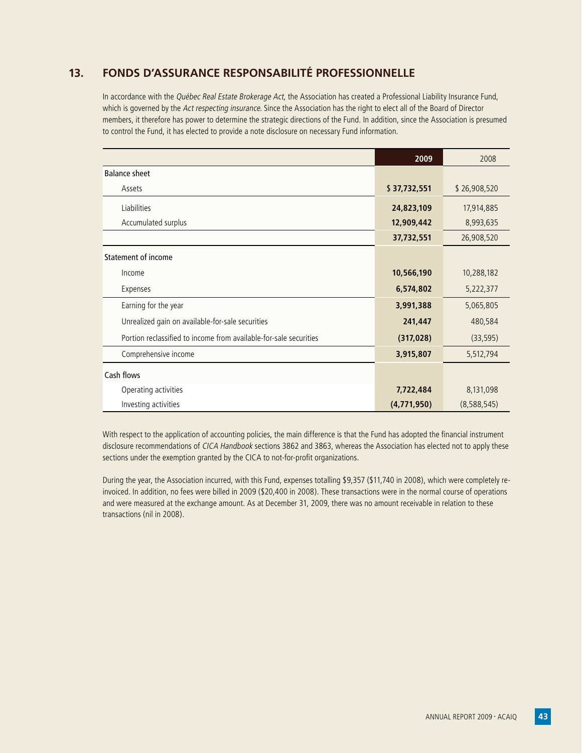## 13. FONDS D'ASSURANCE RESPONSABILITÉ PROFESSIONNELLE

In accordance with the *Québec Real Estate Brokerage Act*, the Association has created a Professional Liability Insurance Fund, which is governed by the *Act respecting insurance*. Since the Association has the right to elect all of the Board of Director members, it therefore has power to determine the strategic directions of the Fund. In addition, since the Association is presumed to control the Fund, it has elected to provide a note disclosure on necessary Fund information.

| | **2009** | 2008 |
|---|---|---|
| Balance sheet | | |
| Assets | **$ 37,732,551** | $ 26,908,520 |
| Liabilities | **24,823,109** | 17,914,885 |
| Accumulated surplus | **12,909,442** | 8,993,635 |
| | **37,732,551** | 26,908,520 |
| Statement of income | | |
| Income | **10,566,190** | 10,288,182 |
| Expenses | **6,574,802** | 5,222,377 |
| Earning for the year | **3,991,388** | 5,065,805 |
| Unrealized gain on available-for-sale securities | **241,447** | 480,584 |
| Portion reclassified to income from available-for-sale securities | **(317,028)** | (33,595) |
| Comprehensive income | **3,915,807** | 5,512,794 |
| Cash flows | | |
| Operating activities | **7,722,484** | 8,131,098 |
| Investing activities | **(4,771,950)** | (8,588,545) |

With respect to the application of accounting policies, the main difference is that the Fund has adopted the financial instrument disclosure recommendations of *CICA Handbook* sections 3862 and 3863, whereas the Association has elected not to apply these sections under the exemption granted by the CICA to not-for-profit organizations.

During the year, the Association incurred, with this Fund, expenses totalling $9,357 ($11,740 in 2008), which were completely re-invoiced. In addition, no fees were billed in 2009 ($20,400 in 2008). These transactions were in the normal course of operations and were measured at the exchange amount. As at December 31, 2009, there was no amount receivable in relation to these transactions (nil in 2008).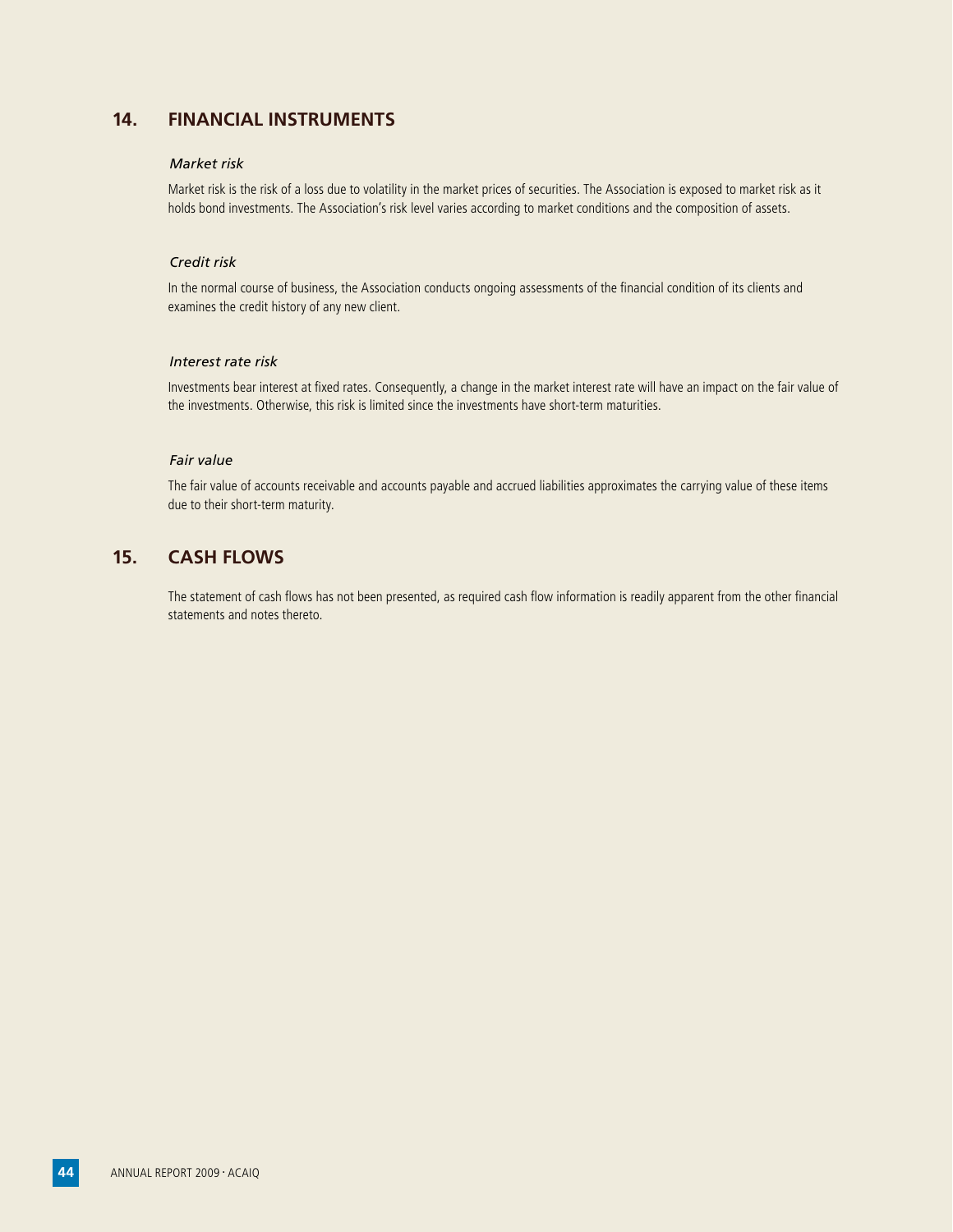## 14. FINANCIAL INSTRUMENTS

### *Market risk*

Market risk is the risk of a loss due to volatility in the market prices of securities. The Association is exposed to market risk as it holds bond investments. The Association's risk level varies according to market conditions and the composition of assets.

### *Credit risk*

In the normal course of business, the Association conducts ongoing assessments of the financial condition of its clients and examines the credit history of any new client.

### *Interest rate risk*

Investments bear interest at fixed rates. Consequently, a change in the market interest rate will have an impact on the fair value of the investments. Otherwise, this risk is limited since the investments have short-term maturities.

### *Fair value*

The fair value of accounts receivable and accounts payable and accrued liabilities approximates the carrying value of these items due to their short-term maturity.

## 15. CASH FLOWS

The statement of cash flows has not been presented, as required cash flow information is readily apparent from the other financial statements and notes thereto.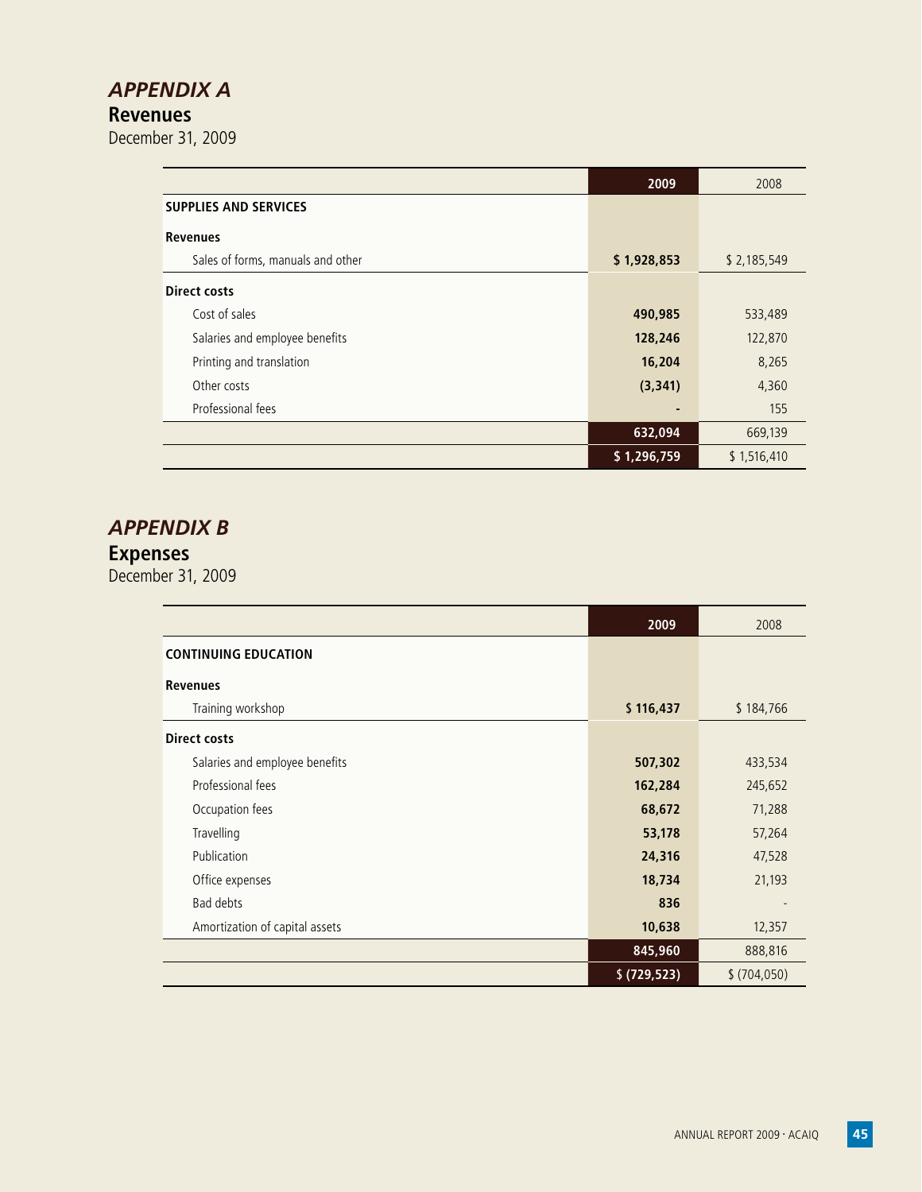# *APPENDIX A*

## Revenues

December 31, 2009

| | 2009 | 2008 |
|---|---|---|
| **SUPPLIES AND SERVICES** | | |
| **Revenues** | | |
| Sales of forms, manuals and other | **$ 1,928,853** | $ 2,185,549 |
| **Direct costs** | | |
| Cost of sales | **490,985** | 533,489 |
| Salaries and employee benefits | **128,246** | 122,870 |
| Printing and translation | **16,204** | 8,265 |
| Other costs | **(3,341)** | 4,360 |
| Professional fees | **-** | 155 |
| | **632,094** | 669,139 |
| | **$ 1,296,759** | $ 1,516,410 |

# *APPENDIX B*

## Expenses

December 31, 2009

| | 2009 | 2008 |
|---|---|---|
| **CONTINUING EDUCATION** | | |
| **Revenues** | | |
| Training workshop | **$ 116,437** | $ 184,766 |
| **Direct costs** | | |
| Salaries and employee benefits | **507,302** | 433,534 |
| Professional fees | **162,284** | 245,652 |
| Occupation fees | **68,672** | 71,288 |
| Travelling | **53,178** | 57,264 |
| Publication | **24,316** | 47,528 |
| Office expenses | **18,734** | 21,193 |
| Bad debts | **836** | - |
| Amortization of capital assets | **10,638** | 12,357 |
| | **845,960** | 888,816 |
| | **$ (729,523)** | $ (704,050) |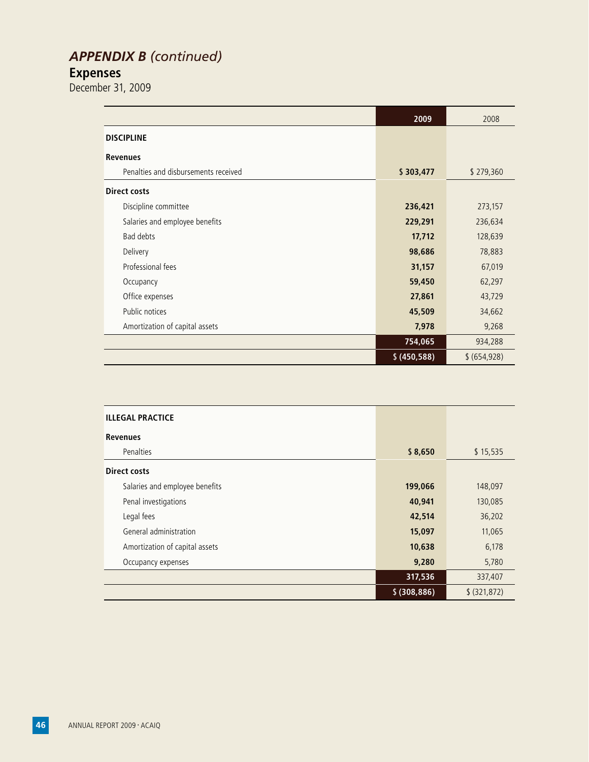## *APPENDIX B (continued)*

## Expenses

December 31, 2009

| | **2009** | 2008 |
|---|---|---|
| **DISCIPLINE** | | |
| **Revenues** | | |
| Penalties and disbursements received | **$ 303,477** | $ 279,360 |
| **Direct costs** | | |
| Discipline committee | **236,421** | 273,157 |
| Salaries and employee benefits | **229,291** | 236,634 |
| Bad debts | **17,712** | 128,639 |
| Delivery | **98,686** | 78,883 |
| Professional fees | **31,157** | 67,019 |
| Occupancy | **59,450** | 62,297 |
| Office expenses | **27,861** | 43,729 |
| Public notices | **45,509** | 34,662 |
| Amortization of capital assets | **7,978** | 9,268 |
| | **754,065** | 934,288 |
| | **$ (450,588)** | $ (654,928) |

| | **2009** | 2008 |
|---|---|---|
| **ILLEGAL PRACTICE** | | |
| **Revenues** | | |
| Penalties | **$ 8,650** | $ 15,535 |
| **Direct costs** | | |
| Salaries and employee benefits | **199,066** | 148,097 |
| Penal investigations | **40,941** | 130,085 |
| Legal fees | **42,514** | 36,202 |
| General administration | **15,097** | 11,065 |
| Amortization of capital assets | **10,638** | 6,178 |
| Occupancy expenses | **9,280** | 5,780 |
| | **317,536** | 337,407 |
| | **$ (308,886)** | $ (321,872) |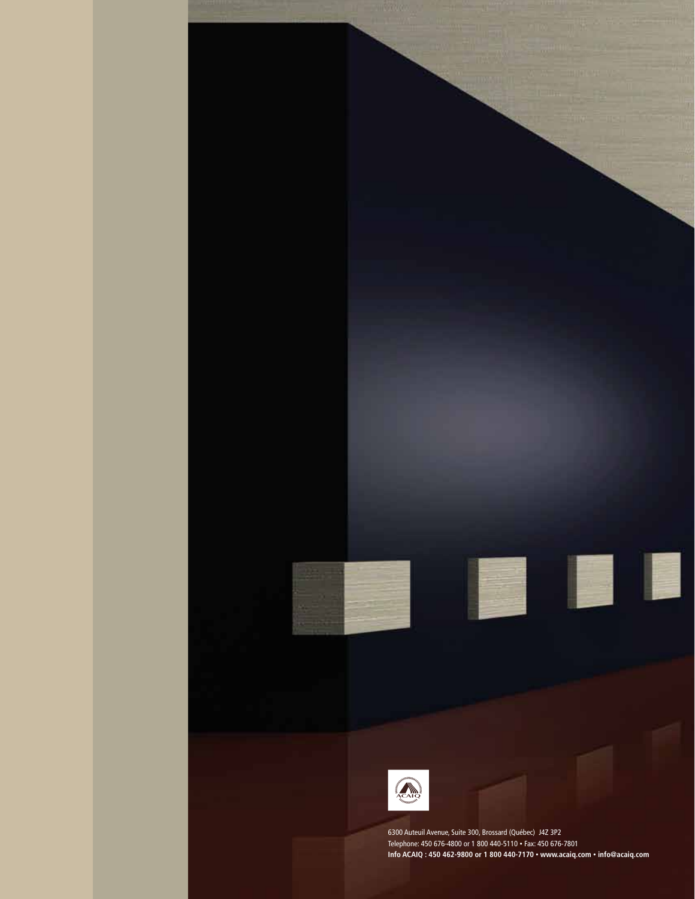ACAIQ

6300 Auteuil Avenue, Suite 300, Brossard (Québec) J4Z 3P2
Telephone: 450 676-4800 or 1 800 440-5110 • Fax: 450 676-7801
**Info ACAIQ : 450 462-9800 or 1 800 440-7170 • www.acaiq.com • info@acaiq.com**